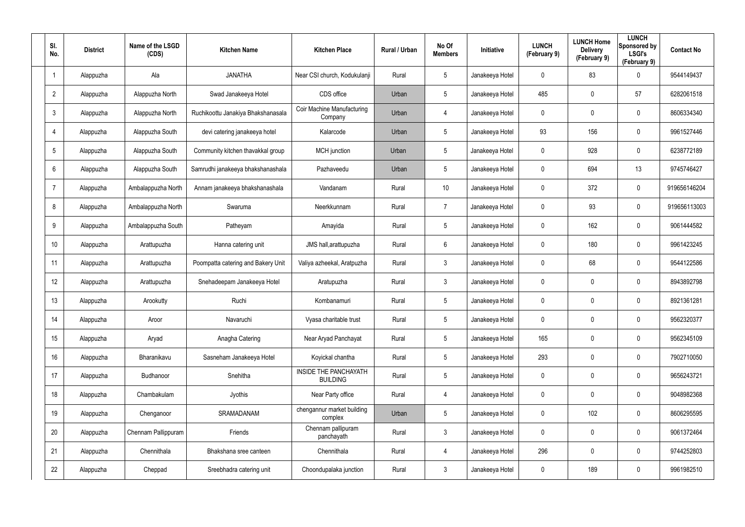| Sl. No. | District | Name of the LSGD (CDS) | Kitchen Name | Kitchen Place | Rural / Urban | No Of Members | Initiative | LUNCH (February 9) | LUNCH Home Delivery (February 9) | LUNCH Sponsored by LSGI's (February 9) | Contact No |
|---|---|---|---|---|---|---|---|---|---|---|---|
| 1 | Alappuzha | Ala | JANATHA | Near CSI church, Kodukulanji | Rural | 5 | Janakeeya Hotel | 0 | 83 | 0 | 9544149437 |
| 2 | Alappuzha | Alappuzha North | Swad Janakeeya Hotel | CDS office | Urban | 5 | Janakeeya Hotel | 485 | 0 | 57 | 6282061518 |
| 3 | Alappuzha | Alappuzha North | Ruchikoottu Janakiya Bhakshanasala | Coir Machine Manufacturing Company | Urban | 4 | Janakeeya Hotel | 0 | 0 | 0 | 8606334340 |
| 4 | Alappuzha | Alappuzha South | devi catering janakeeya hotel | Kalarcode | Urban | 5 | Janakeeya Hotel | 93 | 156 | 0 | 9961527446 |
| 5 | Alappuzha | Alappuzha South | Community kitchen thavakkal group | MCH junction | Urban | 5 | Janakeeya Hotel | 0 | 928 | 0 | 6238772189 |
| 6 | Alappuzha | Alappuzha South | Samrudhi janakeeya bhakshanashala | Pazhaveedu | Urban | 5 | Janakeeya Hotel | 0 | 694 | 13 | 9745746427 |
| 7 | Alappuzha | Ambalappuzha North | Annam janakeeya bhakshanashala | Vandanam | Rural | 10 | Janakeeya Hotel | 0 | 372 | 0 | 919656146204 |
| 8 | Alappuzha | Ambalappuzha North | Swaruma | Neerkkunnam | Rural | 7 | Janakeeya Hotel | 0 | 93 | 0 | 919656113003 |
| 9 | Alappuzha | Ambalappuzha South | Patheyam | Amayida | Rural | 5 | Janakeeya Hotel | 0 | 162 | 0 | 9061444582 |
| 10 | Alappuzha | Arattupuzha | Hanna catering unit | JMS hall,arattupuzha | Rural | 6 | Janakeeya Hotel | 0 | 180 | 0 | 9961423245 |
| 11 | Alappuzha | Arattupuzha | Poompatta catering and Bakery Unit | Valiya azheekal, Aratpuzha | Rural | 3 | Janakeeya Hotel | 0 | 68 | 0 | 9544122586 |
| 12 | Alappuzha | Arattupuzha | Snehadeepam Janakeeya Hotel | Aratupuzha | Rural | 3 | Janakeeya Hotel | 0 | 0 | 0 | 8943892798 |
| 13 | Alappuzha | Arookutty | Ruchi | Kombanamuri | Rural | 5 | Janakeeya Hotel | 0 | 0 | 0 | 8921361281 |
| 14 | Alappuzha | Aroor | Navaruchi | Vyasa charitable trust | Rural | 5 | Janakeeya Hotel | 0 | 0 | 0 | 9562320377 |
| 15 | Alappuzha | Aryad | Anagha Catering | Near Aryad Panchayat | Rural | 5 | Janakeeya Hotel | 165 | 0 | 0 | 9562345109 |
| 16 | Alappuzha | Bharanikavu | Sasneham Janakeeya Hotel | Koyickal chantha | Rural | 5 | Janakeeya Hotel | 293 | 0 | 0 | 7902710050 |
| 17 | Alappuzha | Budhanoor | Snehitha | INSIDE THE PANCHAYATH BUILDING | Rural | 5 | Janakeeya Hotel | 0 | 0 | 0 | 9656243721 |
| 18 | Alappuzha | Chambakulam | Jyothis | Near Party office | Rural | 4 | Janakeeya Hotel | 0 | 0 | 0 | 9048982368 |
| 19 | Alappuzha | Chenganoor | SRAMADANAM | chengannur market building complex | Urban | 5 | Janakeeya Hotel | 0 | 102 | 0 | 8606295595 |
| 20 | Alappuzha | Chennam Pallippuram | Friends | Chennam pallipuram panchayath | Rural | 3 | Janakeeya Hotel | 0 | 0 | 0 | 9061372464 |
| 21 | Alappuzha | Chennithala | Bhakshana sree canteen | Chennithala | Rural | 4 | Janakeeya Hotel | 296 | 0 | 0 | 9744252803 |
| 22 | Alappuzha | Cheppad | Sreebhadra catering unit | Choondupalaka junction | Rural | 3 | Janakeeya Hotel | 0 | 189 | 0 | 9961982510 |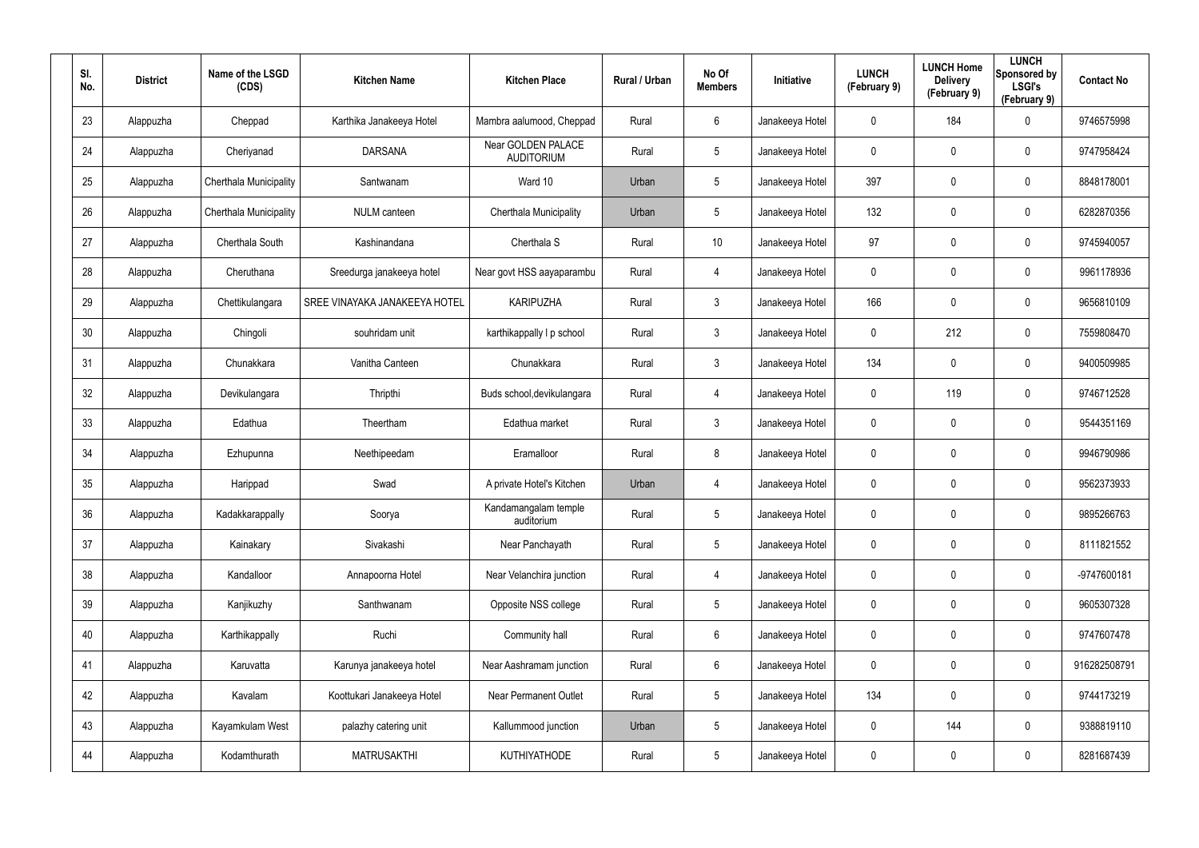| Sl. No. | District | Name of the LSGD (CDS) | Kitchen Name | Kitchen Place | Rural / Urban | No Of Members | Initiative | LUNCH (February 9) | LUNCH Home Delivery (February 9) | LUNCH Sponsored by LSGI's (February 9) | Contact No |
|---|---|---|---|---|---|---|---|---|---|---|---|
| 23 | Alappuzha | Cheppad | Karthika Janakeeya Hotel | Mambra aalumood, Cheppad | Rural | 6 | Janakeeya Hotel | 0 | 184 | 0 | 9746575998 |
| 24 | Alappuzha | Cheriyanad | DARSANA | Near GOLDEN PALACE AUDITORIUM | Rural | 5 | Janakeeya Hotel | 0 | 0 | 0 | 9747958424 |
| 25 | Alappuzha | Cherthala Municipality | Santwanam | Ward 10 | Urban | 5 | Janakeeya Hotel | 397 | 0 | 0 | 8848178001 |
| 26 | Alappuzha | Cherthala Municipality | NULM canteen | Cherthala Municipality | Urban | 5 | Janakeeya Hotel | 132 | 0 | 0 | 6282870356 |
| 27 | Alappuzha | Cherthala South | Kashinandana | Cherthala S | Rural | 10 | Janakeeya Hotel | 97 | 0 | 0 | 9745940057 |
| 28 | Alappuzha | Cheruthana | Sreedurga janakeeya hotel | Near govt HSS aayaparambu | Rural | 4 | Janakeeya Hotel | 0 | 0 | 0 | 9961178936 |
| 29 | Alappuzha | Chettikulangara | SREE VINAYAKA JANAKEEYA HOTEL | KARIPUZHA | Rural | 3 | Janakeeya Hotel | 166 | 0 | 0 | 9656810109 |
| 30 | Alappuzha | Chingoli | souhridam unit | karthikappally l p school | Rural | 3 | Janakeeya Hotel | 0 | 212 | 0 | 7559808470 |
| 31 | Alappuzha | Chunakkara | Vanitha Canteen | Chunakkara | Rural | 3 | Janakeeya Hotel | 134 | 0 | 0 | 9400509985 |
| 32 | Alappuzha | Devikulangara | Thripthi | Buds school,devikulangara | Rural | 4 | Janakeeya Hotel | 0 | 119 | 0 | 9746712528 |
| 33 | Alappuzha | Edathua | Theertham | Edathua market | Rural | 3 | Janakeeya Hotel | 0 | 0 | 0 | 9544351169 |
| 34 | Alappuzha | Ezhupunna | Neethipeedam | Eramalloor | Rural | 8 | Janakeeya Hotel | 0 | 0 | 0 | 9946790986 |
| 35 | Alappuzha | Harippad | Swad | A private Hotel's Kitchen | Urban | 4 | Janakeeya Hotel | 0 | 0 | 0 | 9562373933 |
| 36 | Alappuzha | Kadakkarappally | Soorya | Kandamangalam temple auditorium | Rural | 5 | Janakeeya Hotel | 0 | 0 | 0 | 9895266763 |
| 37 | Alappuzha | Kainakary | Sivakashi | Near Panchayath | Rural | 5 | Janakeeya Hotel | 0 | 0 | 0 | 8111821552 |
| 38 | Alappuzha | Kandalloor | Annapoorna Hotel | Near Velanchira junction | Rural | 4 | Janakeeya Hotel | 0 | 0 | 0 | -9747600181 |
| 39 | Alappuzha | Kanjikuzhy | Santhwanam | Opposite NSS college | Rural | 5 | Janakeeya Hotel | 0 | 0 | 0 | 9605307328 |
| 40 | Alappuzha | Karthikappally | Ruchi | Community hall | Rural | 6 | Janakeeya Hotel | 0 | 0 | 0 | 9747607478 |
| 41 | Alappuzha | Karuvatta | Karunya janakeeya hotel | Near Aashramam junction | Rural | 6 | Janakeeya Hotel | 0 | 0 | 0 | 916282508791 |
| 42 | Alappuzha | Kavalam | Koottukari Janakeeya Hotel | Near Permanent Outlet | Rural | 5 | Janakeeya Hotel | 134 | 0 | 0 | 9744173219 |
| 43 | Alappuzha | Kayamkulam West | palazhy catering unit | Kallummood junction | Urban | 5 | Janakeeya Hotel | 0 | 144 | 0 | 9388819110 |
| 44 | Alappuzha | Kodamthurath | MATRUSAKTHI | KUTHIYATHODE | Rural | 5 | Janakeeya Hotel | 0 | 0 | 0 | 8281687439 |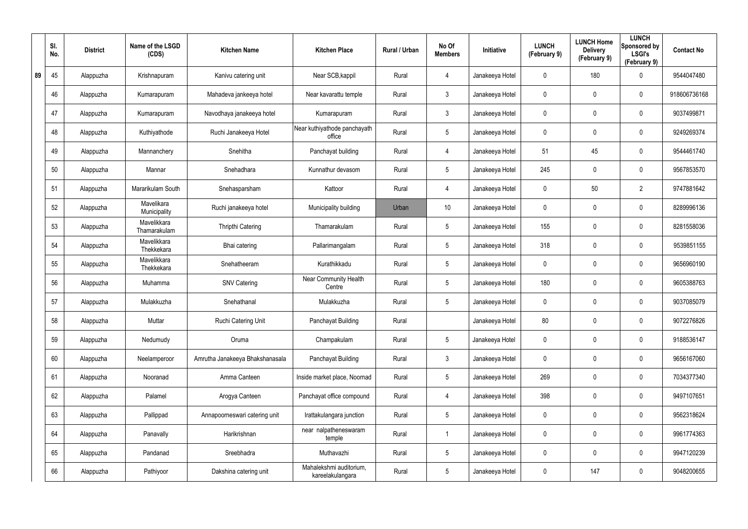| | Sl. No. | District | Name of the LSGD (CDS) | Kitchen Name | Kitchen Place | Rural / Urban | No Of Members | Initiative | LUNCH (February 9) | LUNCH Home Delivery (February 9) | LUNCH Sponsored by LSGI's (February 9) | Contact No |
|---|---|---|---|---|---|---|---|---|---|---|---|---|
| 89 | 45 | Alappuzha | Krishnapuram | Kanivu catering unit | Near SCB,kappil | Rural | 4 | Janakeeya Hotel | 0 | 180 | 0 | 9544047480 |
| | 46 | Alappuzha | Kumarapuram | Mahadeva jankeeya hotel | Near kavarattu temple | Rural | 3 | Janakeeya Hotel | 0 | 0 | 0 | 918606736168 |
| | 47 | Alappuzha | Kumarapuram | Navodhaya janakeeya hotel | Kumarapuram | Rural | 3 | Janakeeya Hotel | 0 | 0 | 0 | 9037499871 |
| | 48 | Alappuzha | Kuthiyathode | Ruchi Janakeeya Hotel | Near kuthiyathode panchayath office | Rural | 5 | Janakeeya Hotel | 0 | 0 | 0 | 9249269374 |
| | 49 | Alappuzha | Mannanchery | Snehitha | Panchayat building | Rural | 4 | Janakeeya Hotel | 51 | 45 | 0 | 9544461740 |
| | 50 | Alappuzha | Mannar | Snehadhara | Kunnathur devasom | Rural | 5 | Janakeeya Hotel | 245 | 0 | 0 | 9567853570 |
| | 51 | Alappuzha | Mararikulam South | Snehasparsham | Kattoor | Rural | 4 | Janakeeya Hotel | 0 | 50 | 2 | 9747881642 |
| | 52 | Alappuzha | Mavelikara Municipality | Ruchi janakeeya hotel | Municipality building | Urban | 10 | Janakeeya Hotel | 0 | 0 | 0 | 8289996136 |
| | 53 | Alappuzha | Mavelikkara Thamarakulam | Thripthi Catering | Thamarakulam | Rural | 5 | Janakeeya Hotel | 155 | 0 | 0 | 8281558036 |
| | 54 | Alappuzha | Mavelikkara Thekkekara | Bhai catering | Pallarimangalam | Rural | 5 | Janakeeya Hotel | 318 | 0 | 0 | 9539851155 |
| | 55 | Alappuzha | Mavelikkara Thekkekara | Snehatheeram | Kurathikkadu | Rural | 5 | Janakeeya Hotel | 0 | 0 | 0 | 9656960190 |
| | 56 | Alappuzha | Muhamma | SNV Catering | Near Community Health Centre | Rural | 5 | Janakeeya Hotel | 180 | 0 | 0 | 9605388763 |
| | 57 | Alappuzha | Mulakkuzha | Snehathanal | Mulakkuzha | Rural | 5 | Janakeeya Hotel | 0 | 0 | 0 | 9037085079 |
| | 58 | Alappuzha | Muttar | Ruchi Catering Unit | Panchayat Building | Rural | | Janakeeya Hotel | 80 | 0 | 0 | 9072276826 |
| | 59 | Alappuzha | Nedumudy | Oruma | Champakulam | Rural | 5 | Janakeeya Hotel | 0 | 0 | 0 | 9188536147 |
| | 60 | Alappuzha | Neelamperoor | Amrutha Janakeeya Bhakshanasala | Panchayat Building | Rural | 3 | Janakeeya Hotel | 0 | 0 | 0 | 9656167060 |
| | 61 | Alappuzha | Nooranad | Amma Canteen | Inside market place, Noornad | Rural | 5 | Janakeeya Hotel | 269 | 0 | 0 | 7034377340 |
| | 62 | Alappuzha | Palamel | Arogya Canteen | Panchayat office compound | Rural | 4 | Janakeeya Hotel | 398 | 0 | 0 | 9497107651 |
| | 63 | Alappuzha | Pallippad | Annapoorneswari catering unit | Irattakulangara junction | Rural | 5 | Janakeeya Hotel | 0 | 0 | 0 | 9562318624 |
| | 64 | Alappuzha | Panavally | Harikrishnan | near nalpatheneswaram temple | Rural | 1 | Janakeeya Hotel | 0 | 0 | 0 | 9961774363 |
| | 65 | Alappuzha | Pandanad | Sreebhadra | Muthavazhi | Rural | 5 | Janakeeya Hotel | 0 | 0 | 0 | 9947120239 |
| | 66 | Alappuzha | Pathiyoor | Dakshina catering unit | Mahalekshmi auditorium, kareelakulangara | Rural | 5 | Janakeeya Hotel | 0 | 147 | 0 | 9048200655 |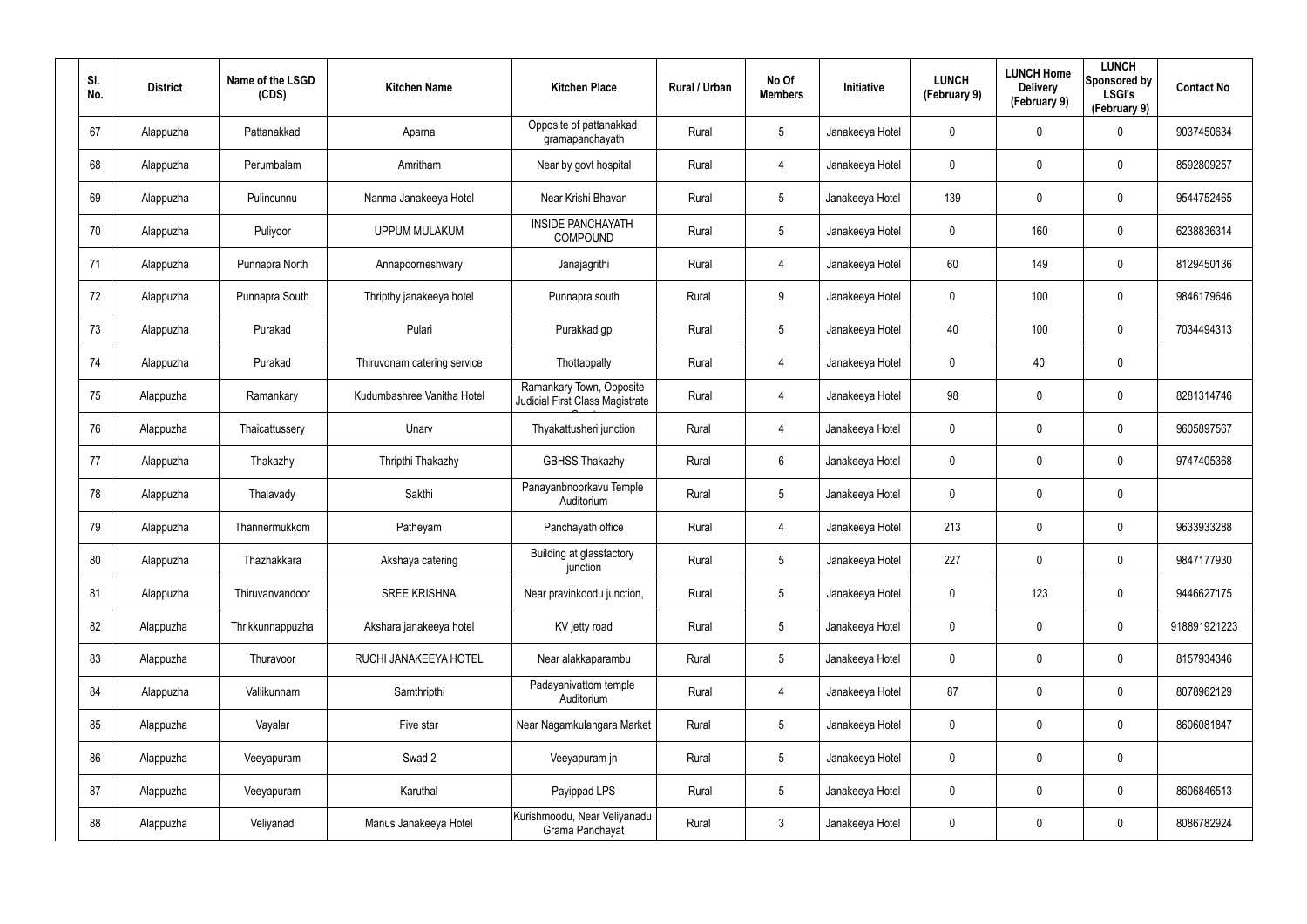| Sl. No. | District | Name of the LSGD (CDS) | Kitchen Name | Kitchen Place | Rural / Urban | No Of Members | Initiative | LUNCH (February 9) | LUNCH Home Delivery (February 9) | LUNCH Sponsored by LSGI's (February 9) | Contact No |
|---|---|---|---|---|---|---|---|---|---|---|---|
| 67 | Alappuzha | Pattanakkad | Aparna | Opposite of pattanakkad gramapanchayath | Rural | 5 | Janakeeya Hotel | 0 | 0 | 0 | 9037450634 |
| 68 | Alappuzha | Perumbalam | Amritham | Near by govt hospital | Rural | 4 | Janakeeya Hotel | 0 | 0 | 0 | 8592809257 |
| 69 | Alappuzha | Pulincunnu | Nanma Janakeeya Hotel | Near Krishi Bhavan | Rural | 5 | Janakeeya Hotel | 139 | 0 | 0 | 9544752465 |
| 70 | Alappuzha | Puliyoor | UPPUM MULAKUM | INSIDE PANCHAYATH COMPOUND | Rural | 5 | Janakeeya Hotel | 0 | 160 | 0 | 6238836314 |
| 71 | Alappuzha | Punnapra North | Annapoorneshwary | Janajagrithi | Rural | 4 | Janakeeya Hotel | 60 | 149 | 0 | 8129450136 |
| 72 | Alappuzha | Punnapra South | Thripthy janakeeya hotel | Punnapra south | Rural | 9 | Janakeeya Hotel | 0 | 100 | 0 | 9846179646 |
| 73 | Alappuzha | Purakad | Pulari | Purakkad gp | Rural | 5 | Janakeeya Hotel | 40 | 100 | 0 | 7034494313 |
| 74 | Alappuzha | Purakad | Thiruvonam catering service | Thottappally | Rural | 4 | Janakeeya Hotel | 0 | 40 | 0 | |
| 75 | Alappuzha | Ramankary | Kudumbashree Vanitha Hotel | Ramankary Town, Opposite Judicial First Class Magistrate Court | Rural | 4 | Janakeeya Hotel | 98 | 0 | 0 | 8281314746 |
| 76 | Alappuzha | Thaicattussery | Unarv | Thyakattusheri junction | Rural | 4 | Janakeeya Hotel | 0 | 0 | 0 | 9605897567 |
| 77 | Alappuzha | Thakazhy | Thripthi Thakazhy | GBHSS Thakazhy | Rural | 6 | Janakeeya Hotel | 0 | 0 | 0 | 9747405368 |
| 78 | Alappuzha | Thalavady | Sakthi | Panayanbnoorkavu Temple Auditorium | Rural | 5 | Janakeeya Hotel | 0 | 0 | 0 | |
| 79 | Alappuzha | Thannermukkom | Patheyam | Panchayath office | Rural | 4 | Janakeeya Hotel | 213 | 0 | 0 | 9633933288 |
| 80 | Alappuzha | Thazhakkara | Akshaya catering | Building at glassfactory junction | Rural | 5 | Janakeeya Hotel | 227 | 0 | 0 | 9847177930 |
| 81 | Alappuzha | Thiruvanvandoor | SREE KRISHNA | Near pravinkoodu junction, | Rural | 5 | Janakeeya Hotel | 0 | 123 | 0 | 9446627175 |
| 82 | Alappuzha | Thrikkunnappuzha | Akshara janakeeya hotel | KV jetty road | Rural | 5 | Janakeeya Hotel | 0 | 0 | 0 | 918891921223 |
| 83 | Alappuzha | Thuravoor | RUCHI JANAKEEYA HOTEL | Near alakkaparambu | Rural | 5 | Janakeeya Hotel | 0 | 0 | 0 | 8157934346 |
| 84 | Alappuzha | Vallikunnam | Samthripthi | Padayanivattom temple Auditorium | Rural | 4 | Janakeeya Hotel | 87 | 0 | 0 | 8078962129 |
| 85 | Alappuzha | Vayalar | Five star | Near Nagamkulangara Market | Rural | 5 | Janakeeya Hotel | 0 | 0 | 0 | 8606081847 |
| 86 | Alappuzha | Veeyapuram | Swad 2 | Veeyapuram jn | Rural | 5 | Janakeeya Hotel | 0 | 0 | 0 | |
| 87 | Alappuzha | Veeyapuram | Karuthal | Payippad LPS | Rural | 5 | Janakeeya Hotel | 0 | 0 | 0 | 8606846513 |
| 88 | Alappuzha | Veliyanad | Manus Janakeeya Hotel | Kurishmoodu, Near Veliyanadu Grama Panchayat | Rural | 3 | Janakeeya Hotel | 0 | 0 | 0 | 8086782924 |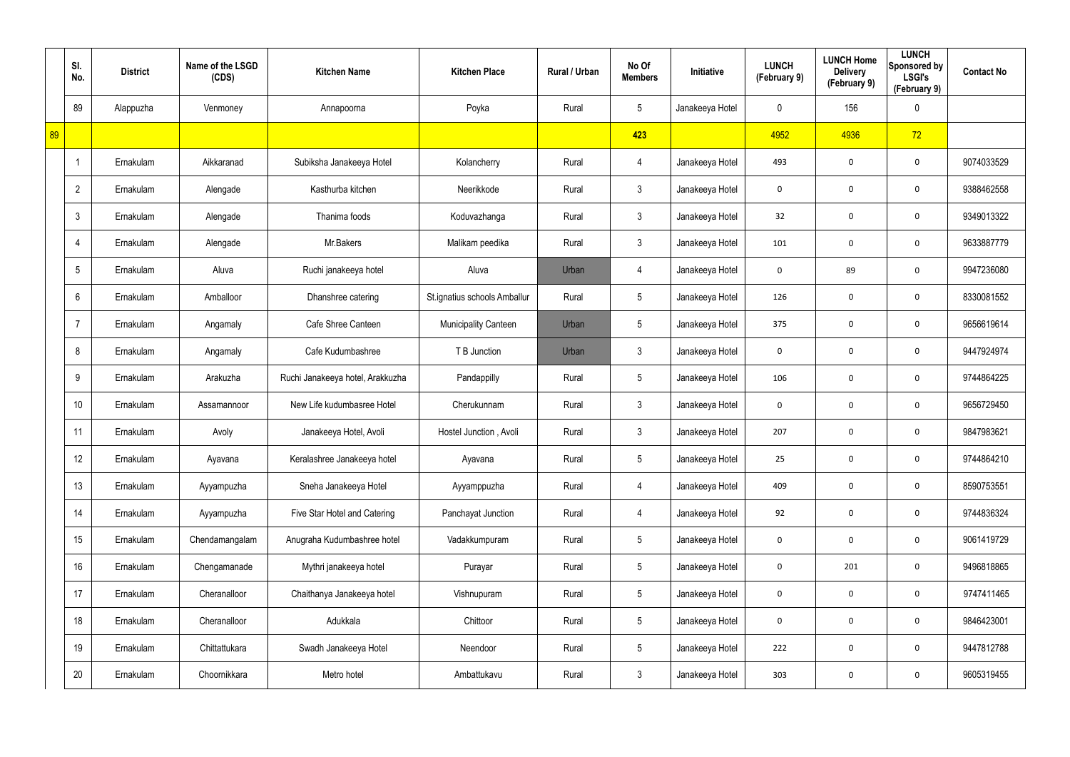| | Sl. No. | District | Name of the LSGD (CDS) | Kitchen Name | Kitchen Place | Rural / Urban | No Of Members | Initiative | LUNCH (February 9) | LUNCH Home Delivery (February 9) | LUNCH Sponsored by LSGI's (February 9) | Contact No |
|---|---|---|---|---|---|---|---|---|---|---|---|---|
| | 89 | Alappuzha | Venmoney | Annapoorna | Poyka | Rural | 5 | Janakeeya Hotel | 0 | 156 | 0 | |
| 89 | | | | | | | 423 | | 4952 | 4936 | 72 | |
| | 1 | Ernakulam | Aikkaranad | Subiksha Janakeeya Hotel | Kolancherry | Rural | 4 | Janakeeya Hotel | 493 | 0 | 0 | 9074033529 |
| | 2 | Ernakulam | Alengade | Kasthurba kitchen | Neerikkode | Rural | 3 | Janakeeya Hotel | 0 | 0 | 0 | 9388462558 |
| | 3 | Ernakulam | Alengade | Thanima foods | Koduvazhanga | Rural | 3 | Janakeeya Hotel | 32 | 0 | 0 | 9349013322 |
| | 4 | Ernakulam | Alengade | Mr.Bakers | Malikam peedika | Rural | 3 | Janakeeya Hotel | 101 | 0 | 0 | 9633887779 |
| | 5 | Ernakulam | Aluva | Ruchi janakeeya hotel | Aluva | Urban | 4 | Janakeeya Hotel | 0 | 89 | 0 | 9947236080 |
| | 6 | Ernakulam | Amballoor | Dhanshree catering | St.ignatius schools Amballur | Rural | 5 | Janakeeya Hotel | 126 | 0 | 0 | 8330081552 |
| | 7 | Ernakulam | Angamaly | Cafe Shree Canteen | Municipality Canteen | Urban | 5 | Janakeeya Hotel | 375 | 0 | 0 | 9656619614 |
| | 8 | Ernakulam | Angamaly | Cafe Kudumbashree | T B Junction | Urban | 3 | Janakeeya Hotel | 0 | 0 | 0 | 9447924974 |
| | 9 | Ernakulam | Arakuzha | Ruchi Janakeeya hotel, Arakkuzha | Pandappilly | Rural | 5 | Janakeeya Hotel | 106 | 0 | 0 | 9744864225 |
| | 10 | Ernakulam | Assamannoor | New Life kudumbasree Hotel | Cherukunnam | Rural | 3 | Janakeeya Hotel | 0 | 0 | 0 | 9656729450 |
| | 11 | Ernakulam | Avoly | Janakeeya Hotel, Avoli | Hostel Junction , Avoli | Rural | 3 | Janakeeya Hotel | 207 | 0 | 0 | 9847983621 |
| | 12 | Ernakulam | Ayavana | Keralashree Janakeeya hotel | Ayavana | Rural | 5 | Janakeeya Hotel | 25 | 0 | 0 | 9744864210 |
| | 13 | Ernakulam | Ayyampuzha | Sneha Janakeeya Hotel | Ayyamppuzha | Rural | 4 | Janakeeya Hotel | 409 | 0 | 0 | 8590753551 |
| | 14 | Ernakulam | Ayyampuzha | Five Star Hotel and Catering | Panchayat Junction | Rural | 4 | Janakeeya Hotel | 92 | 0 | 0 | 9744836324 |
| | 15 | Ernakulam | Chendamangalam | Anugraha Kudumbashree hotel | Vadakkumpuram | Rural | 5 | Janakeeya Hotel | 0 | 0 | 0 | 9061419729 |
| | 16 | Ernakulam | Chengamanade | Mythri janakeeya hotel | Purayar | Rural | 5 | Janakeeya Hotel | 0 | 201 | 0 | 9496818865 |
| | 17 | Ernakulam | Cheranalloor | Chaithanya Janakeeya hotel | Vishnupuram | Rural | 5 | Janakeeya Hotel | 0 | 0 | 0 | 9747411465 |
| | 18 | Ernakulam | Cheranalloor | Adukkala | Chittoor | Rural | 5 | Janakeeya Hotel | 0 | 0 | 0 | 9846423001 |
| | 19 | Ernakulam | Chittattukara | Swadh Janakeeya Hotel | Neendoor | Rural | 5 | Janakeeya Hotel | 222 | 0 | 0 | 9447812788 |
| | 20 | Ernakulam | Choornikkara | Metro hotel | Ambattukavu | Rural | 3 | Janakeeya Hotel | 303 | 0 | 0 | 9605319455 |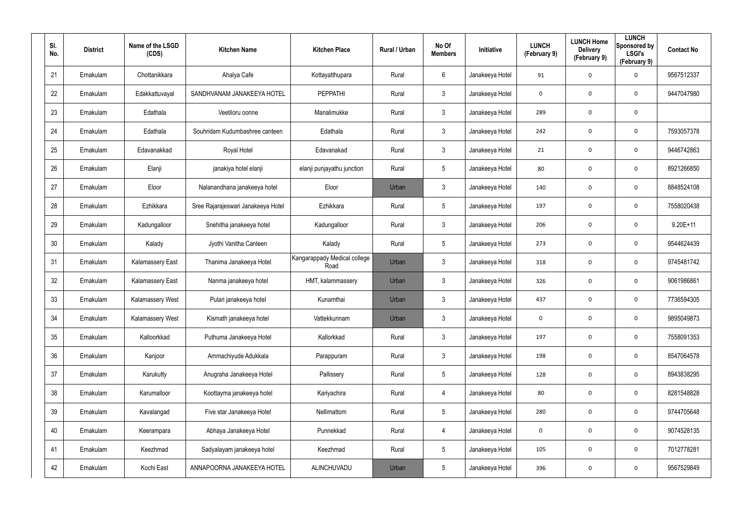| Sl. No. | District | Name of the LSGD (CDS) | Kitchen Name | Kitchen Place | Rural / Urban | No Of Members | Initiative | LUNCH (February 9) | LUNCH Home Delivery (February 9) | LUNCH Sponsored by LSGI's (February 9) | Contact No |
|---|---|---|---|---|---|---|---|---|---|---|---|
| 21 | Ernakulam | Chottanikkara | Ahalya Cafe | Kottayatthupara | Rural | 6 | Janakeeya Hotel | 91 | 0 | 0 | 9567512337 |
| 22 | Ernakulam | Edakkattuvayal | SANDHVANAM JANAKEEYA HOTEL | PEPPATHI | Rural | 3 | Janakeeya Hotel | 0 | 0 | 0 | 9447047980 |
| 23 | Ernakulam | Edathala | Veetiloru oonne | Manalimukke | Rural | 3 | Janakeeya Hotel | 289 | 0 | 0 | |
| 24 | Ernakulam | Edathala | Souhridam Kudumbashree canteen | Edathala | Rural | 3 | Janakeeya Hotel | 242 | 0 | 0 | 7593057378 |
| 25 | Ernakulam | Edavanakkad | Royal Hotel | Edavanakad | Rural | 3 | Janakeeya Hotel | 21 | 0 | 0 | 9446742863 |
| 26 | Ernakulam | Elanji | janakiya hotel elanji | elanji punjayathu junction | Rural | 5 | Janakeeya Hotel | 80 | 0 | 0 | 8921266850 |
| 27 | Ernakulam | Eloor | Nalanandhana janakeeya hotel | Eloor | Urban | 3 | Janakeeya Hotel | 140 | 0 | 0 | 8848524108 |
| 28 | Ernakulam | Ezhikkara | Sree Rajarajeswari Janakeeya Hotel | Ezhikkara | Rural | 5 | Janakeeya Hotel | 197 | 0 | 0 | 7558020438 |
| 29 | Ernakulam | Kadungalloor | Snehitha janakeeya hotel | Kadungalloor | Rural | 3 | Janakeeya Hotel | 206 | 0 | 0 | 9.20E+11 |
| 30 | Ernakulam | Kalady | Jyothi Vanitha Canteen | Kalady | Rural | 5 | Janakeeya Hotel | 273 | 0 | 0 | 9544624439 |
| 31 | Ernakulam | Kalamassery East | Thanima Janakeeya Hotel | Kangarappady Medical college Road | Urban | 3 | Janakeeya Hotel | 318 | 0 | 0 | 9745481742 |
| 32 | Ernakulam | Kalamassery East | Nanma janakeeya hotel | HMT, kalammassery | Urban | 3 | Janakeeya Hotel | 326 | 0 | 0 | 9061986861 |
| 33 | Ernakulam | Kalamassery West | Pulari janakeeya hotel | Kunamthai | Urban | 3 | Janakeeya Hotel | 437 | 0 | 0 | 7736594305 |
| 34 | Ernakulam | Kalamassery West | Kismath janakeeya hotel | Vattekkunnam | Urban | 3 | Janakeeya Hotel | 0 | 0 | 0 | 9895049873 |
| 35 | Ernakulam | Kalloorkkad | Puthuma Janakeeya Hotel | Kallorkkad | Rural | 3 | Janakeeya Hotel | 197 | 0 | 0 | 7558091353 |
| 36 | Ernakulam | Kanjoor | Ammachiyude Adukkala | Parappuram | Rural | 3 | Janakeeya Hotel | 198 | 0 | 0 | 8547064578 |
| 37 | Ernakulam | Karukutty | Anugraha Janakeeya Hotel | Pallissery | Rural | 5 | Janakeeya Hotel | 128 | 0 | 0 | 8943838295 |
| 38 | Ernakulam | Karumalloor | Koottayma janakeeya hotel | Kariyachira | Rural | 4 | Janakeeya Hotel | 80 | 0 | 0 | 8281548828 |
| 39 | Ernakulam | Kavalangad | Five star Janakeeya Hotel | Nellimattom | Rural | 5 | Janakeeya Hotel | 280 | 0 | 0 | 9744705648 |
| 40 | Ernakulam | Keerampara | Abhaya Janakeeya Hotel | Punnekkad | Rural | 4 | Janakeeya Hotel | 0 | 0 | 0 | 9074528135 |
| 41 | Ernakulam | Keezhmad | Sadyalayam janakeeya hotel | Keezhmad | Rural | 5 | Janakeeya Hotel | 105 | 0 | 0 | 7012778281 |
| 42 | Ernakulam | Kochi East | ANNAPOORNA JANAKEEYA HOTEL | ALINCHUVADU | Urban | 5 | Janakeeya Hotel | 396 | 0 | 0 | 9567529849 |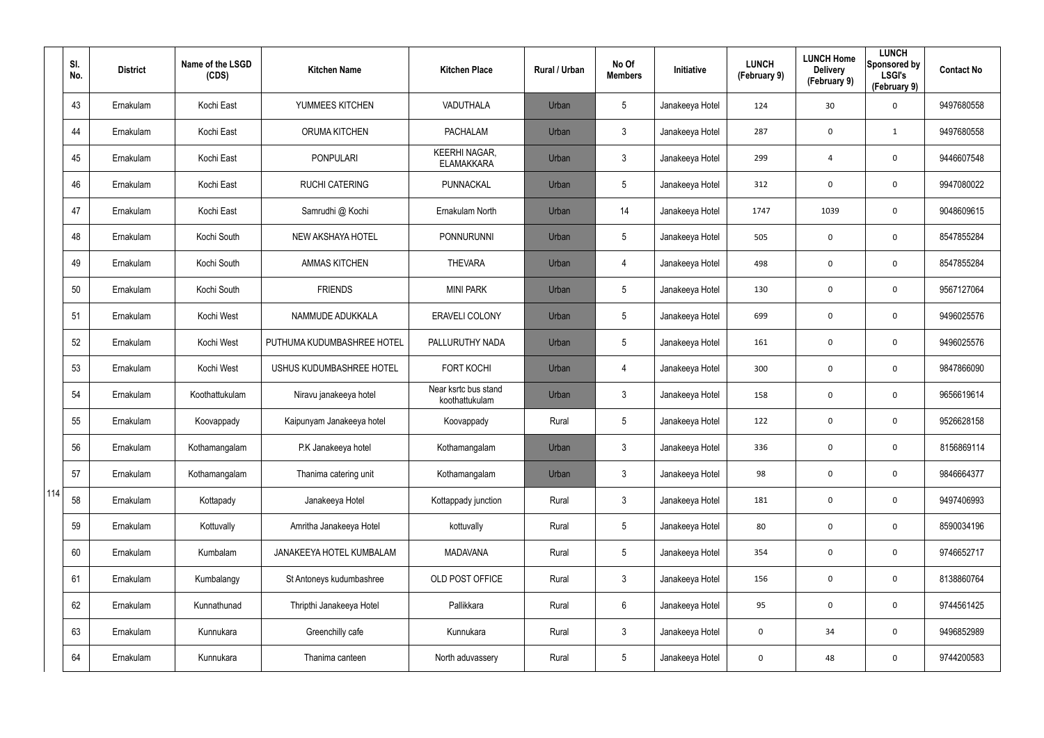| Sl. No. | District | Name of the LSGD (CDS) | Kitchen Name | Kitchen Place | Rural / Urban | No Of Members | Initiative | LUNCH (February 9) | LUNCH Home Delivery (February 9) | LUNCH Sponsored by LSGI's (February 9) | Contact No |
|---|---|---|---|---|---|---|---|---|---|---|---|
| 43 | Ernakulam | Kochi East | YUMMEES KITCHEN | VADUTHALA | Urban | 5 | Janakeeya Hotel | 124 | 30 | 0 | 9497680558 |
| 44 | Ernakulam | Kochi East | ORUMA KITCHEN | PACHALAM | Urban | 3 | Janakeeya Hotel | 287 | 0 | 1 | 9497680558 |
| 45 | Ernakulam | Kochi East | PONPULARI | KEERHI NAGAR, ELAMAKKARA | Urban | 3 | Janakeeya Hotel | 299 | 4 | 0 | 9446607548 |
| 46 | Ernakulam | Kochi East | RUCHI CATERING | PUNNACKAL | Urban | 5 | Janakeeya Hotel | 312 | 0 | 0 | 9947080022 |
| 47 | Ernakulam | Kochi East | Samrudhi @ Kochi | Ernakulam North | Urban | 14 | Janakeeya Hotel | 1747 | 1039 | 0 | 9048609615 |
| 48 | Ernakulam | Kochi South | NEW AKSHAYA HOTEL | PONNURUNNI | Urban | 5 | Janakeeya Hotel | 505 | 0 | 0 | 8547855284 |
| 49 | Ernakulam | Kochi South | AMMAS KITCHEN | THEVARA | Urban | 4 | Janakeeya Hotel | 498 | 0 | 0 | 8547855284 |
| 50 | Ernakulam | Kochi South | FRIENDS | MINI PARK | Urban | 5 | Janakeeya Hotel | 130 | 0 | 0 | 9567127064 |
| 51 | Ernakulam | Kochi West | NAMMUDE ADUKKALA | ERAVELI COLONY | Urban | 5 | Janakeeya Hotel | 699 | 0 | 0 | 9496025576 |
| 52 | Ernakulam | Kochi West | PUTHUMA KUDUMBASHREE HOTEL | PALLURUTHY NADA | Urban | 5 | Janakeeya Hotel | 161 | 0 | 0 | 9496025576 |
| 53 | Ernakulam | Kochi West | USHUS KUDUMBASHREE HOTEL | FORT KOCHI | Urban | 4 | Janakeeya Hotel | 300 | 0 | 0 | 9847866090 |
| 54 | Ernakulam | Koothattukulam | Niravu janakeeya hotel | Near ksrtc bus stand koothattukulam | Urban | 3 | Janakeeya Hotel | 158 | 0 | 0 | 9656619614 |
| 55 | Ernakulam | Koovappady | Kaipunyam Janakeeya hotel | Koovappady | Rural | 5 | Janakeeya Hotel | 122 | 0 | 0 | 9526628158 |
| 56 | Ernakulam | Kothamangalam | P.K Janakeeya hotel | Kothamangalam | Urban | 3 | Janakeeya Hotel | 336 | 0 | 0 | 8156869114 |
| 57 | Ernakulam | Kothamangalam | Thanima catering unit | Kothamangalam | Urban | 3 | Janakeeya Hotel | 98 | 0 | 0 | 9846664377 |
| 58 | Ernakulam | Kottapady | Janakeeya Hotel | Kottappady junction | Rural | 3 | Janakeeya Hotel | 181 | 0 | 0 | 9497406993 |
| 59 | Ernakulam | Kottuvally | Amritha Janakeeya Hotel | kottuvally | Rural | 5 | Janakeeya Hotel | 80 | 0 | 0 | 8590034196 |
| 60 | Ernakulam | Kumbalam | JANAKEEYA HOTEL KUMBALAM | MADAVANA | Rural | 5 | Janakeeya Hotel | 354 | 0 | 0 | 9746652717 |
| 61 | Ernakulam | Kumbalangy | St Antoneys kudumbashree | OLD POST OFFICE | Rural | 3 | Janakeeya Hotel | 156 | 0 | 0 | 8138860764 |
| 62 | Ernakulam | Kunnathunad | Thripthi Janakeeya Hotel | Pallikkara | Rural | 6 | Janakeeya Hotel | 95 | 0 | 0 | 9744561425 |
| 63 | Ernakulam | Kunnukara | Greenchilly cafe | Kunnukara | Rural | 3 | Janakeeya Hotel | 0 | 34 | 0 | 9496852989 |
| 64 | Ernakulam | Kunnukara | Thanima canteen | North aduvassery | Rural | 5 | Janakeeya Hotel | 0 | 48 | 0 | 9744200583 |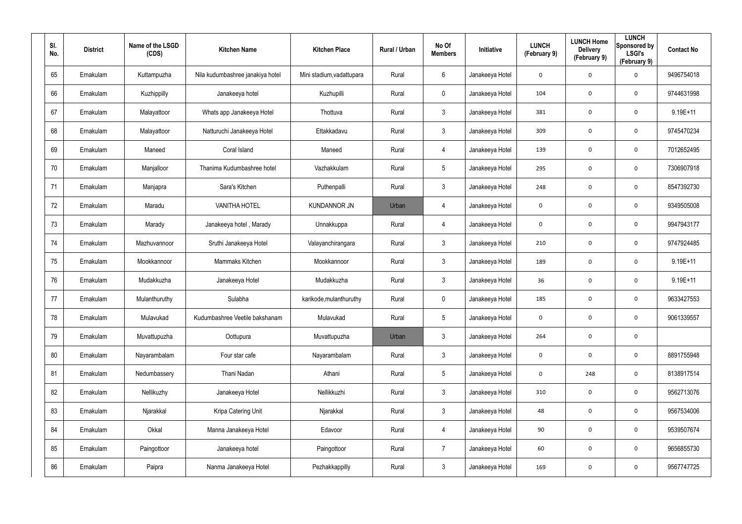| Sl. No. | District | Name of the LSGD (CDS) | Kitchen Name | Kitchen Place | Rural / Urban | No Of Members | Initiative | LUNCH (February 9) | LUNCH Home Delivery (February 9) | LUNCH Sponsored by LSGI's (February 9) | Contact No |
|---|---|---|---|---|---|---|---|---|---|---|---|
| 65 | Ernakulam | Kuttampuzha | Nila kudumbashree janakiya hotel | Mini stadium,vadattupara | Rural | 6 | Janakeeya Hotel | 0 | 0 | 0 | 9496754018 |
| 66 | Ernakulam | Kuzhippilly | Janakeeya hotel | Kuzhupilli | Rural | 0 | Janakeeya Hotel | 104 | 0 | 0 | 9744631998 |
| 67 | Ernakulam | Malayattoor | Whats app Janakeeya Hotel | Thottuva | Rural | 3 | Janakeeya Hotel | 381 | 0 | 0 | 9.19E+11 |
| 68 | Ernakulam | Malayattoor | Natturuchi Janakeeya Hotel | Ettakkadavu | Rural | 3 | Janakeeya Hotel | 309 | 0 | 0 | 9745470234 |
| 69 | Ernakulam | Maneed | Coral Island | Maneed | Rural | 4 | Janakeeya Hotel | 139 | 0 | 0 | 7012652495 |
| 70 | Ernakulam | Manjalloor | Thanima Kudumbashree hotel | Vazhakkulam | Rural | 5 | Janakeeya Hotel | 295 | 0 | 0 | 7306907918 |
| 71 | Ernakulam | Manjapra | Sara's Kitchen | Puthenpalli | Rural | 3 | Janakeeya Hotel | 248 | 0 | 0 | 8547392730 |
| 72 | Ernakulam | Maradu | VANITHA HOTEL | KUNDANNOR JN | Urban | 4 | Janakeeya Hotel | 0 | 0 | 0 | 9349505008 |
| 73 | Ernakulam | Marady | Janakeeya hotel , Marady | Unnakkuppa | Rural | 4 | Janakeeya Hotel | 0 | 0 | 0 | 9947943177 |
| 74 | Ernakulam | Mazhuvannoor | Sruthi Janakeeya Hotel | Valayanchirangara | Rural | 3 | Janakeeya Hotel | 210 | 0 | 0 | 9747924485 |
| 75 | Ernakulam | Mookkannoor | Mammaks Kitchen | Mookkannoor | Rural | 3 | Janakeeya Hotel | 189 | 0 | 0 | 9.19E+11 |
| 76 | Ernakulam | Mudakkuzha | Janakeeya Hotel | Mudakkuzha | Rural | 3 | Janakeeya Hotel | 36 | 0 | 0 | 9.19E+11 |
| 77 | Ernakulam | Mulanthuruthy | Sulabha | karikode,mulanthuruthy | Rural | 0 | Janakeeya Hotel | 185 | 0 | 0 | 9633427553 |
| 78 | Ernakulam | Mulavukad | Kudumbashree Veetile bakshanam | Mulavukad | Rural | 5 | Janakeeya Hotel | 0 | 0 | 0 | 9061339557 |
| 79 | Ernakulam | Muvattupuzha | Oottupura | Muvattupuzha | Urban | 3 | Janakeeya Hotel | 264 | 0 | 0 | |
| 80 | Ernakulam | Nayarambalam | Four star cafe | Nayarambalam | Rural | 3 | Janakeeya Hotel | 0 | 0 | 0 | 8891755948 |
| 81 | Ernakulam | Nedumbassery | Thani Nadan | Athani | Rural | 5 | Janakeeya Hotel | 0 | 248 | 0 | 8138917514 |
| 82 | Ernakulam | Nellikuzhy | Janakeeya Hotel | Nellikkuzhi | Rural | 3 | Janakeeya Hotel | 310 | 0 | 0 | 9562713076 |
| 83 | Ernakulam | Njarakkal | Kripa Catering Unit | Njarakkal | Rural | 3 | Janakeeya Hotel | 48 | 0 | 0 | 9567534006 |
| 84 | Ernakulam | Okkal | Manna Janakeeya Hotel | Edavoor | Rural | 4 | Janakeeya Hotel | 90 | 0 | 0 | 9539507674 |
| 85 | Ernakulam | Paingottoor | Janakeeya hotel | Paingottoor | Rural | 7 | Janakeeya Hotel | 60 | 0 | 0 | 9656855730 |
| 86 | Ernakulam | Paipra | Nanma Janakeeya Hotel | Pezhakkappilly | Rural | 3 | Janakeeya Hotel | 169 | 0 | 0 | 9567747725 |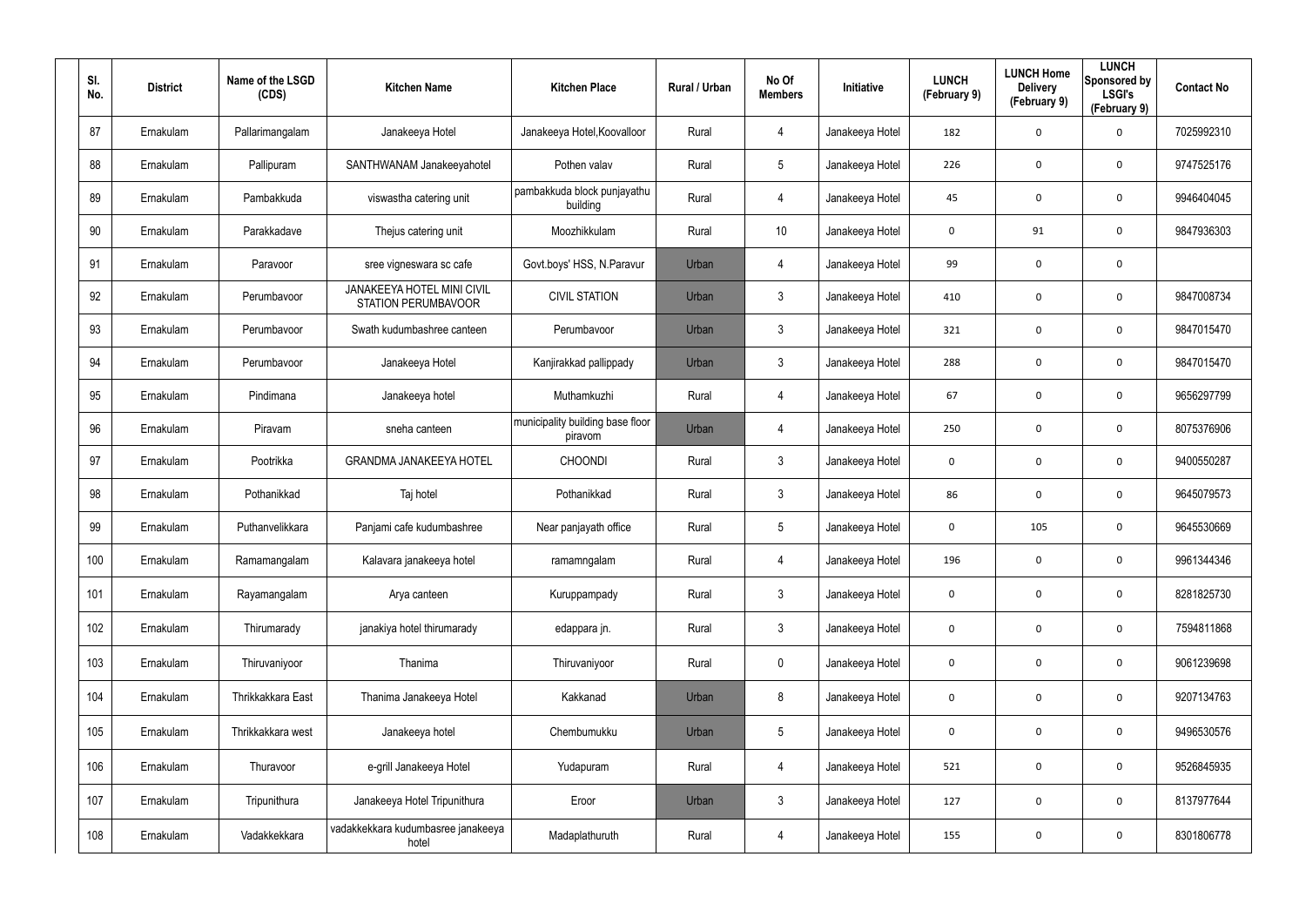| Sl. No. | District | Name of the LSGD (CDS) | Kitchen Name | Kitchen Place | Rural / Urban | No Of Members | Initiative | LUNCH (February 9) | LUNCH Home Delivery (February 9) | LUNCH Sponsored by LSGI's (February 9) | Contact No |
|---|---|---|---|---|---|---|---|---|---|---|---|
| 87 | Ernakulam | Pallarimangalam | Janakeeya Hotel | Janakeeya Hotel,Koovalloor | Rural | 4 | Janakeeya Hotel | 182 | 0 | 0 | 7025992310 |
| 88 | Ernakulam | Pallipuram | SANTHWANAM Janakeeyahotel | Pothen valav | Rural | 5 | Janakeeya Hotel | 226 | 0 | 0 | 9747525176 |
| 89 | Ernakulam | Pambakkuda | viswastha catering unit | pambakkuda block punjayathu building | Rural | 4 | Janakeeya Hotel | 45 | 0 | 0 | 9946404045 |
| 90 | Ernakulam | Parakkadave | Thejus catering unit | Moozhikkulam | Rural | 10 | Janakeeya Hotel | 0 | 91 | 0 | 9847936303 |
| 91 | Ernakulam | Paravoor | sree vigneswara sc cafe | Govt.boys' HSS, N.Paravur | Urban | 4 | Janakeeya Hotel | 99 | 0 | 0 | |
| 92 | Ernakulam | Perumbavoor | JANAKEEYA HOTEL MINI CIVIL STATION PERUMBAVOOR | CIVIL STATION | Urban | 3 | Janakeeya Hotel | 410 | 0 | 0 | 9847008734 |
| 93 | Ernakulam | Perumbavoor | Swath kudumbashree canteen | Perumbavoor | Urban | 3 | Janakeeya Hotel | 321 | 0 | 0 | 9847015470 |
| 94 | Ernakulam | Perumbavoor | Janakeeya Hotel | Kanjirakkad pallippady | Urban | 3 | Janakeeya Hotel | 288 | 0 | 0 | 9847015470 |
| 95 | Ernakulam | Pindimana | Janakeeya hotel | Muthamkuzhi | Rural | 4 | Janakeeya Hotel | 67 | 0 | 0 | 9656297799 |
| 96 | Ernakulam | Piravam | sneha canteen | municipality building base floor piravom | Urban | 4 | Janakeeya Hotel | 250 | 0 | 0 | 8075376906 |
| 97 | Ernakulam | Pootrikka | GRANDMA JANAKEEYA HOTEL | CHOONDI | Rural | 3 | Janakeeya Hotel | 0 | 0 | 0 | 9400550287 |
| 98 | Ernakulam | Pothanikkad | Taj hotel | Pothanikkad | Rural | 3 | Janakeeya Hotel | 86 | 0 | 0 | 9645079573 |
| 99 | Ernakulam | Puthanvelikkara | Panjami cafe kudumbashree | Near panjayath office | Rural | 5 | Janakeeya Hotel | 0 | 105 | 0 | 9645530669 |
| 100 | Ernakulam | Ramamangalam | Kalavara janakeeya hotel | ramamngalam | Rural | 4 | Janakeeya Hotel | 196 | 0 | 0 | 9961344346 |
| 101 | Ernakulam | Rayamangalam | Arya canteen | Kuruppampady | Rural | 3 | Janakeeya Hotel | 0 | 0 | 0 | 8281825730 |
| 102 | Ernakulam | Thirumarady | janakiya hotel thirumarady | edappara jn. | Rural | 3 | Janakeeya Hotel | 0 | 0 | 0 | 7594811868 |
| 103 | Ernakulam | Thiruvaniyoor | Thanima | Thiruvaniyoor | Rural | 0 | Janakeeya Hotel | 0 | 0 | 0 | 9061239698 |
| 104 | Ernakulam | Thrikkakkara East | Thanima Janakeeya Hotel | Kakkanad | Urban | 8 | Janakeeya Hotel | 0 | 0 | 0 | 9207134763 |
| 105 | Ernakulam | Thrikkakkara west | Janakeeya hotel | Chembumukku | Urban | 5 | Janakeeya Hotel | 0 | 0 | 0 | 9496530576 |
| 106 | Ernakulam | Thuravoor | e-grill Janakeeya Hotel | Yudapuram | Rural | 4 | Janakeeya Hotel | 521 | 0 | 0 | 9526845935 |
| 107 | Ernakulam | Tripunithura | Janakeeya Hotel Tripunithura | Eroor | Urban | 3 | Janakeeya Hotel | 127 | 0 | 0 | 8137977644 |
| 108 | Ernakulam | Vadakkekkara | vadakkekkara kudumbasree janakeeya hotel | Madaplathuruth | Rural | 4 | Janakeeya Hotel | 155 | 0 | 0 | 8301806778 |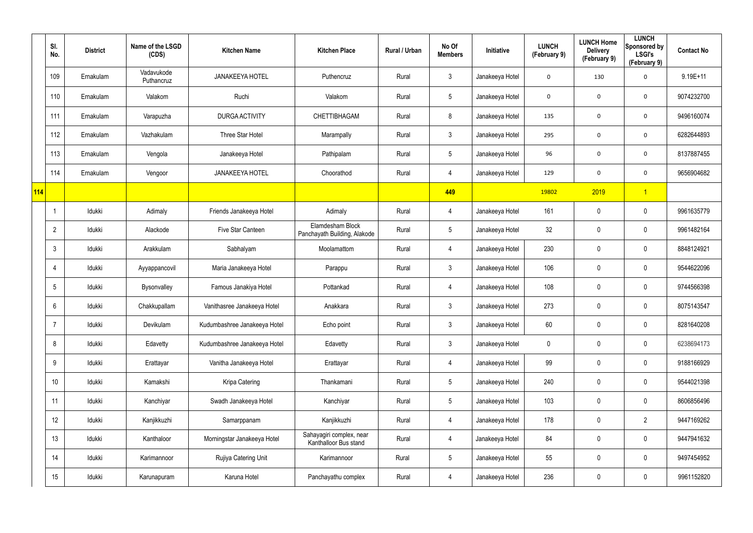| | Sl. No. | District | Name of the LSGD (CDS) | Kitchen Name | Kitchen Place | Rural / Urban | No Of Members | Initiative | LUNCH (February 9) | LUNCH Home Delivery (February 9) | LUNCH Sponsored by LSGI's (February 9) | Contact No |
|---|---|---|---|---|---|---|---|---|---|---|---|---|
| | 109 | Ernakulam | Vadavukode Puthancruz | JANAKEEYA HOTEL | Puthencruz | Rural | 3 | Janakeeya Hotel | 0 | 130 | 0 | 9.19E+11 |
| | 110 | Ernakulam | Valakom | Ruchi | Valakom | Rural | 5 | Janakeeya Hotel | 0 | 0 | 0 | 9074232700 |
| | 111 | Ernakulam | Varapuzha | DURGA ACTIVITY | CHETTIBHAGAM | Rural | 8 | Janakeeya Hotel | 135 | 0 | 0 | 9496160074 |
| | 112 | Ernakulam | Vazhakulam | Three Star Hotel | Marampally | Rural | 3 | Janakeeya Hotel | 295 | 0 | 0 | 6282644893 |
| | 113 | Ernakulam | Vengola | Janakeeya Hotel | Pathipalam | Rural | 5 | Janakeeya Hotel | 96 | 0 | 0 | 8137887455 |
| | 114 | Ernakulam | Vengoor | JANAKEEYA HOTEL | Choorathod | Rural | 4 | Janakeeya Hotel | 129 | 0 | 0 | 9656904682 |
| 114 | | | | | | | 449 | | 19802 | 2019 | 1 | |
| | 1 | Idukki | Adimaly | Friends Janakeeya Hotel | Adimaly | Rural | 4 | Janakeeya Hotel | 161 | 0 | 0 | 9961635779 |
| | 2 | Idukki | Alackode | Five Star Canteen | Elamdesham Block Panchayath Building, Alakode | Rural | 5 | Janakeeya Hotel | 32 | 0 | 0 | 9961482164 |
| | 3 | Idukki | Arakkulam | Sabhalyam | Moolamattom | Rural | 4 | Janakeeya Hotel | 230 | 0 | 0 | 8848124921 |
| | 4 | Idukki | Ayyappancovil | Maria Janakeeya Hotel | Parappu | Rural | 3 | Janakeeya Hotel | 106 | 0 | 0 | 9544622096 |
| | 5 | Idukki | Bysonvalley | Famous Janakiya Hotel | Pottankad | Rural | 4 | Janakeeya Hotel | 108 | 0 | 0 | 9744566398 |
| | 6 | Idukki | Chakkupallam | Vanithasree Janakeeya Hotel | Anakkara | Rural | 3 | Janakeeya Hotel | 273 | 0 | 0 | 8075143547 |
| | 7 | Idukki | Devikulam | Kudumbashree Janakeeya Hotel | Echo point | Rural | 3 | Janakeeya Hotel | 60 | 0 | 0 | 8281640208 |
| | 8 | Idukki | Edavetty | Kudumbashree Janakeeya Hotel | Edavetty | Rural | 3 | Janakeeya Hotel | 0 | 0 | 0 | 6238694173 |
| | 9 | Idukki | Erattayar | Vanitha Janakeeya Hotel | Erattayar | Rural | 4 | Janakeeya Hotel | 99 | 0 | 0 | 9188166929 |
| | 10 | Idukki | Kamakshi | Kripa Catering | Thankamani | Rural | 5 | Janakeeya Hotel | 240 | 0 | 0 | 9544021398 |
| | 11 | Idukki | Kanchiyar | Swadh Janakeeya Hotel | Kanchiyar | Rural | 5 | Janakeeya Hotel | 103 | 0 | 0 | 8606856496 |
| | 12 | Idukki | Kanjikkuzhi | Samarppanam | Kanjikkuzhi | Rural | 4 | Janakeeya Hotel | 178 | 0 | 2 | 9447169262 |
| | 13 | Idukki | Kanthaloor | Morningstar Janakeeya Hotel | Sahayagiri complex, near Kanthalloor Bus stand | Rural | 4 | Janakeeya Hotel | 84 | 0 | 0 | 9447941632 |
| | 14 | Idukki | Karimannoor | Rujiya Catering Unit | Karimannoor | Rural | 5 | Janakeeya Hotel | 55 | 0 | 0 | 9497454952 |
| | 15 | Idukki | Karunapuram | Karuna Hotel | Panchayathu complex | Rural | 4 | Janakeeya Hotel | 236 | 0 | 0 | 9961152820 |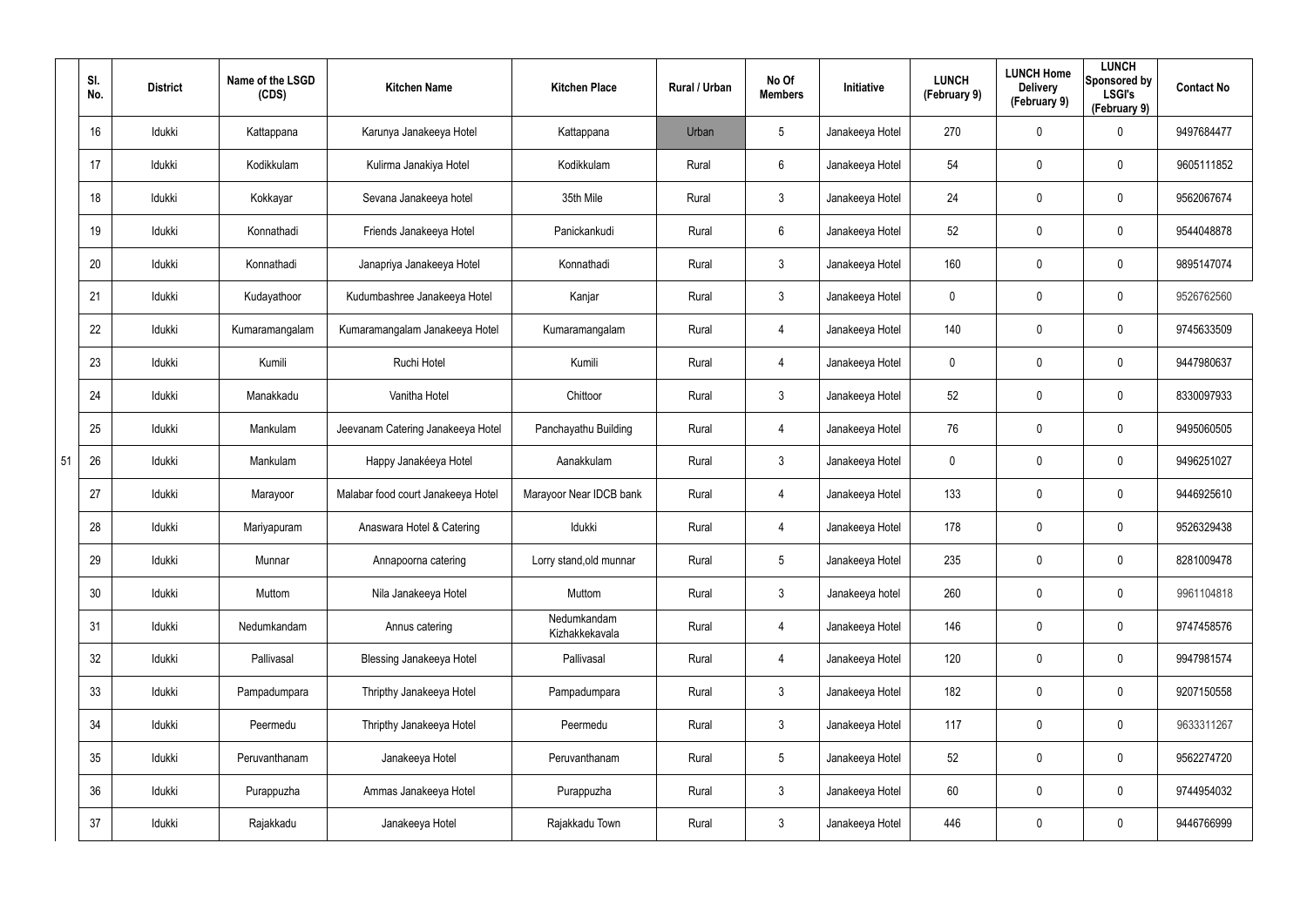| Sl. No. | District | Name of the LSGD (CDS) | Kitchen Name | Kitchen Place | Rural / Urban | No Of Members | Initiative | LUNCH (February 9) | LUNCH Home Delivery (February 9) | LUNCH Sponsored by LSGI's (February 9) | Contact No |
|---|---|---|---|---|---|---|---|---|---|---|---|
| 16 | Idukki | Kattappana | Karunya Janakeeya Hotel | Kattappana | Urban | 5 | Janakeeya Hotel | 270 | 0 | 0 | 9497684477 |
| 17 | Idukki | Kodikkulam | Kulirma Janakiya Hotel | Kodikkulam | Rural | 6 | Janakeeya Hotel | 54 | 0 | 0 | 9605111852 |
| 18 | Idukki | Kokkayar | Sevana Janakeeya hotel | 35th Mile | Rural | 3 | Janakeeya Hotel | 24 | 0 | 0 | 9562067674 |
| 19 | Idukki | Konnathadi | Friends Janakeeya Hotel | Panickankudi | Rural | 6 | Janakeeya Hotel | 52 | 0 | 0 | 9544048878 |
| 20 | Idukki | Konnathadi | Janapriya Janakeeya Hotel | Konnathadi | Rural | 3 | Janakeeya Hotel | 160 | 0 | 0 | 9895147074 |
| 21 | Idukki | Kudayathoor | Kudumbashree Janakeeya Hotel | Kanjar | Rural | 3 | Janakeeya Hotel | 0 | 0 | 0 | 9526762560 |
| 22 | Idukki | Kumaramangalam | Kumaramangalam Janakeeya Hotel | Kumaramangalam | Rural | 4 | Janakeeya Hotel | 140 | 0 | 0 | 9745633509 |
| 23 | Idukki | Kumili | Ruchi Hotel | Kumili | Rural | 4 | Janakeeya Hotel | 0 | 0 | 0 | 9447980637 |
| 24 | Idukki | Manakkadu | Vanitha Hotel | Chittoor | Rural | 3 | Janakeeya Hotel | 52 | 0 | 0 | 8330097933 |
| 25 | Idukki | Mankulam | Jeevanam Catering Janakeeya Hotel | Panchayathu Building | Rural | 4 | Janakeeya Hotel | 76 | 0 | 0 | 9495060505 |
| 26 | Idukki | Mankulam | Happy Janakéeya Hotel | Aanakkulam | Rural | 3 | Janakeeya Hotel | 0 | 0 | 0 | 9496251027 |
| 27 | Idukki | Marayoor | Malabar food court Janakeeya Hotel | Marayoor Near IDCB bank | Rural | 4 | Janakeeya Hotel | 133 | 0 | 0 | 9446925610 |
| 28 | Idukki | Mariyapuram | Anaswara Hotel & Catering | Idukki | Rural | 4 | Janakeeya Hotel | 178 | 0 | 0 | 9526329438 |
| 29 | Idukki | Munnar | Annapoorna catering | Lorry stand,old munnar | Rural | 5 | Janakeeya Hotel | 235 | 0 | 0 | 8281009478 |
| 30 | Idukki | Muttom | Nila Janakeeya Hotel | Muttom | Rural | 3 | Janakeeya hotel | 260 | 0 | 0 | 9961104818 |
| 31 | Idukki | Nedumkandam | Annus catering | Nedumkandam Kizhakkekavala | Rural | 4 | Janakeeya Hotel | 146 | 0 | 0 | 9747458576 |
| 32 | Idukki | Pallivasal | Blessing Janakeeya Hotel | Pallivasal | Rural | 4 | Janakeeya Hotel | 120 | 0 | 0 | 9947981574 |
| 33 | Idukki | Pampadumpara | Thripthy Janakeeya Hotel | Pampadumpara | Rural | 3 | Janakeeya Hotel | 182 | 0 | 0 | 9207150558 |
| 34 | Idukki | Peermedu | Thripthy Janakeeya Hotel | Peermedu | Rural | 3 | Janakeeya Hotel | 117 | 0 | 0 | 9633311267 |
| 35 | Idukki | Peruvanthanam | Janakeeya Hotel | Peruvanthanam | Rural | 5 | Janakeeya Hotel | 52 | 0 | 0 | 9562274720 |
| 36 | Idukki | Purappuzha | Ammas Janakeeya Hotel | Purappuzha | Rural | 3 | Janakeeya Hotel | 60 | 0 | 0 | 9744954032 |
| 37 | Idukki | Rajakkadu | Janakeeya Hotel | Rajakkadu Town | Rural | 3 | Janakeeya Hotel | 446 | 0 | 0 | 9446766999 |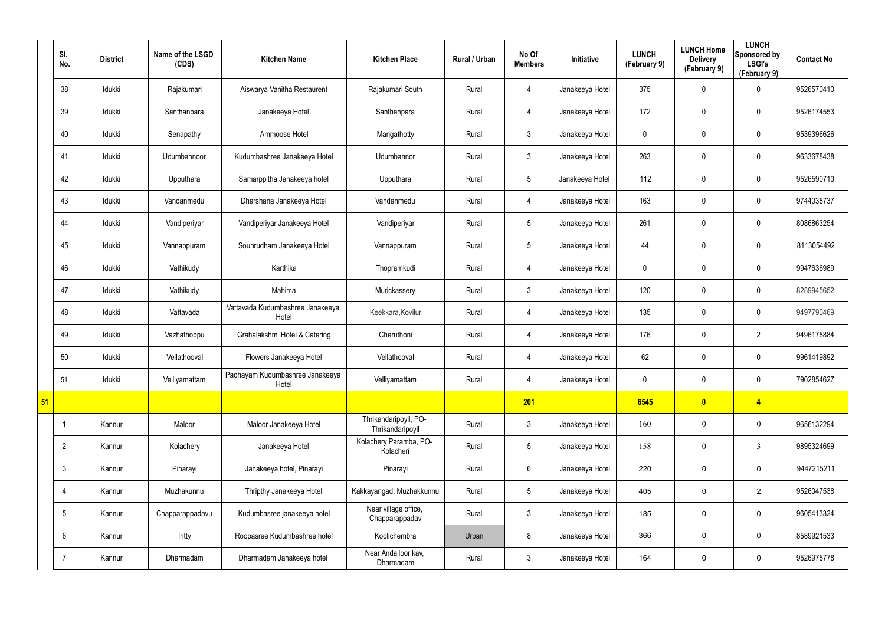| | Sl. No. | District | Name of the LSGD (CDS) | Kitchen Name | Kitchen Place | Rural / Urban | No Of Members | Initiative | LUNCH (February 9) | LUNCH Home Delivery (February 9) | LUNCH Sponsored by LSGI's (February 9) | Contact No |
|---|---|---|---|---|---|---|---|---|---|---|---|---|
| | 38 | Idukki | Rajakumari | Aiswarya Vanitha Restaurent | Rajakumari South | Rural | 4 | Janakeeya Hotel | 375 | 0 | 0 | 9526570410 |
| | 39 | Idukki | Santhanpara | Janakeeya Hotel | Santhanpara | Rural | 4 | Janakeeya Hotel | 172 | 0 | 0 | 9526174553 |
| | 40 | Idukki | Senapathy | Ammoose Hotel | Mangathotty | Rural | 3 | Janakeeya Hotel | 0 | 0 | 0 | 9539396626 |
| | 41 | Idukki | Udumbannoor | Kudumbashree Janakeeya Hotel | Udumbannor | Rural | 3 | Janakeeya Hotel | 263 | 0 | 0 | 9633678438 |
| | 42 | Idukki | Upputhara | Samarppitha Janakeeya hotel | Upputhara | Rural | 5 | Janakeeya Hotel | 112 | 0 | 0 | 9526590710 |
| | 43 | Idukki | Vandanmedu | Dharshana Janakeeya Hotel | Vandanmedu | Rural | 4 | Janakeeya Hotel | 163 | 0 | 0 | 9744038737 |
| | 44 | Idukki | Vandiperiyar | Vandiperiyar Janakeeya Hotel | Vandiperiyar | Rural | 5 | Janakeeya Hotel | 261 | 0 | 0 | 8086863254 |
| | 45 | Idukki | Vannappuram | Souhrudham Janakeeya Hotel | Vannappuram | Rural | 5 | Janakeeya Hotel | 44 | 0 | 0 | 8113054492 |
| | 46 | Idukki | Vathikudy | Karthika | Thopramkudi | Rural | 4 | Janakeeya Hotel | 0 | 0 | 0 | 9947636989 |
| | 47 | Idukki | Vathikudy | Mahima | Murickassery | Rural | 3 | Janakeeya Hotel | 120 | 0 | 0 | 8289945652 |
| | 48 | Idukki | Vattavada | Vattavada Kudumbashree Janakeeya Hotel | Keekkara,Kovilur | Rural | 4 | Janakeeya Hotel | 135 | 0 | 0 | 9497790469 |
| | 49 | Idukki | Vazhathoppu | Grahalakshmi Hotel & Catering | Cheruthoni | Rural | 4 | Janakeeya Hotel | 176 | 0 | 2 | 9496178884 |
| | 50 | Idukki | Vellathooval | Flowers Janakeeya Hotel | Vellathooval | Rural | 4 | Janakeeya Hotel | 62 | 0 | 0 | 9961419892 |
| | 51 | Idukki | Velliyamattam | Padhayam Kudumbashree Janakeeya Hotel | Velliyamattam | Rural | 4 | Janakeeya Hotel | 0 | 0 | 0 | 7902854627 |
| **51** | | | | | | | **201** | | **6545** | **0** | **4** | |
| | 1 | Kannur | Maloor | Maloor Janakeeya Hotel | Thrikandaripoyil, PO-Thrikandaripoyil | Rural | 3 | Janakeeya Hotel | 160 | 0 | 0 | 9656132294 |
| | 2 | Kannur | Kolachery | Janakeeya Hotel | Kolachery Paramba, PO-Kolacheri | Rural | 5 | Janakeeya Hotel | 158 | 0 | 3 | 9895324699 |
| | 3 | Kannur | Pinarayi | Janakeeya hotel, Pinarayi | Pinarayi | Rural | 6 | Janakeeya Hotel | 220 | 0 | 0 | 9447215211 |
| | 4 | Kannur | Muzhakunnu | Thripthy Janakeeya Hotel | Kakkayangad, Muzhakkunnu | Rural | 5 | Janakeeya Hotel | 405 | 0 | 2 | 9526047538 |
| | 5 | Kannur | Chapparappadavu | Kudumbasree janakeeya hotel | Near village office, Chapparappadav | Rural | 3 | Janakeeya Hotel | 185 | 0 | 0 | 9605413324 |
| | 6 | Kannur | Iritty | Roopasree Kudumbashree hotel | Koolichembra | Urban | 8 | Janakeeya Hotel | 366 | 0 | 0 | 8589921533 |
| | 7 | Kannur | Dharmadam | Dharmadam Janakeeya hotel | Near Andalloor kav, Dharmadam | Rural | 3 | Janakeeya Hotel | 164 | 0 | 0 | 9526975778 |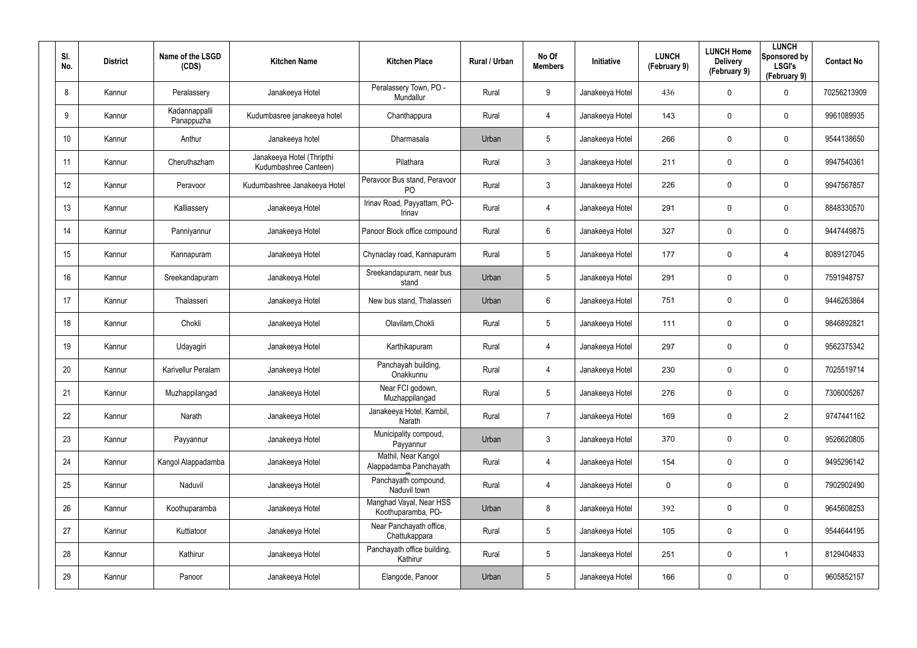| Sl. No. | District | Name of the LSGD (CDS) | Kitchen Name | Kitchen Place | Rural / Urban | No Of Members | Initiative | LUNCH (February 9) | LUNCH Home Delivery (February 9) | LUNCH Sponsored by LSGI's (February 9) | Contact No |
|---|---|---|---|---|---|---|---|---|---|---|---|
| 8 | Kannur | Peralassery | Janakeeya Hotel | Peralassery Town, PO - Mundallur | Rural | 9 | Janakeeya Hotel | 436 | 0 | 0 | 70256213909 |
| 9 | Kannur | Kadannappalli Panappuzha | Kudumbasree janakeeya hotel | Chanthappura | Rural | 4 | Janakeeya Hotel | 143 | 0 | 0 | 9961089935 |
| 10 | Kannur | Anthur | Janakeeya hotel | Dharmasala | Urban | 5 | Janakeeya Hotel | 266 | 0 | 0 | 9544138650 |
| 11 | Kannur | Cheruthazham | Janakeeya Hotel (Thripthi Kudumbashree Canteen) | Pilathara | Rural | 3 | Janakeeya Hotel | 211 | 0 | 0 | 9947540361 |
| 12 | Kannur | Peravoor | Kudumbashree Janakeeya Hotel | Peravoor Bus stand, Peravoor PO | Rural | 3 | Janakeeya Hotel | 226 | 0 | 0 | 9947567857 |
| 13 | Kannur | Kalliassery | Janakeeya Hotel | Irinav Road, Payyattam, PO-Irinav | Rural | 4 | Janakeeya Hotel | 291 | 0 | 0 | 8848330570 |
| 14 | Kannur | Panniyannur | Janakeeya Hotel | Panoor Block office compound | Rural | 6 | Janakeeya Hotel | 327 | 0 | 0 | 9447449875 |
| 15 | Kannur | Kannapuram | Janakeeya Hotel | Chynaclay road, Kannapuram | Rural | 5 | Janakeeya Hotel | 177 | 0 | 4 | 8089127045 |
| 16 | Kannur | Sreekandapuram | Janakeeya Hotel | Sreekandapuram, near bus stand | Urban | 5 | Janakeeya Hotel | 291 | 0 | 0 | 7591948757 |
| 17 | Kannur | Thalasseri | Janakeeya Hotel | New bus stand, Thalasseri | Urban | 6 | Janakeeya Hotel | 751 | 0 | 0 | 9446263864 |
| 18 | Kannur | Chokli | Janakeeya Hotel | Olavilam,Chokli | Rural | 5 | Janakeeya Hotel | 111 | 0 | 0 | 9846892821 |
| 19 | Kannur | Udayagiri | Janakeeya Hotel | Karthikapuram | Rural | 4 | Janakeeya Hotel | 297 | 0 | 0 | 9562375342 |
| 20 | Kannur | Karivellur Peralam | Janakeeya Hotel | Panchayah building, Onakkunnu | Rural | 4 | Janakeeya Hotel | 230 | 0 | 0 | 7025519714 |
| 21 | Kannur | Muzhappilangad | Janakeeya Hotel | Near FCI godown, Muzhappilangad | Rural | 5 | Janakeeya Hotel | 276 | 0 | 0 | 7306005267 |
| 22 | Kannur | Narath | Janakeeya Hotel | Janakeeya Hotel, Kambil, Narath | Rural | 7 | Janakeeya Hotel | 169 | 0 | 2 | 9747441162 |
| 23 | Kannur | Payyannur | Janakeeya Hotel | Municipality compoud, Payyannur | Urban | 3 | Janakeeya Hotel | 370 | 0 | 0 | 9526620805 |
| 24 | Kannur | Kangol Alappadamba | Janakeeya Hotel | Mathil, Near Kangol Alappadamba Panchayath | Rural | 4 | Janakeeya Hotel | 154 | 0 | 0 | 9495296142 |
| 25 | Kannur | Naduvil | Janakeeya Hotel | Panchayath compound, Naduvil town | Rural | 4 | Janakeeya Hotel | 0 | 0 | 0 | 7902902490 |
| 26 | Kannur | Koothuparamba | Janakeeya Hotel | Manghad Vayal, Near HSS Koothuparamba, PO- | Urban | 8 | Janakeeya Hotel | 392 | 0 | 0 | 9645608253 |
| 27 | Kannur | Kuttiatoor | Janakeeya Hotel | Near Panchayath office, Chattukappara | Rural | 5 | Janakeeya Hotel | 105 | 0 | 0 | 9544644195 |
| 28 | Kannur | Kathirur | Janakeeya Hotel | Panchayath office building, Kathirur | Rural | 5 | Janakeeya Hotel | 251 | 0 | 1 | 8129404833 |
| 29 | Kannur | Panoor | Janakeeya Hotel | Elangode, Panoor | Urban | 5 | Janakeeya Hotel | 166 | 0 | 0 | 9605852157 |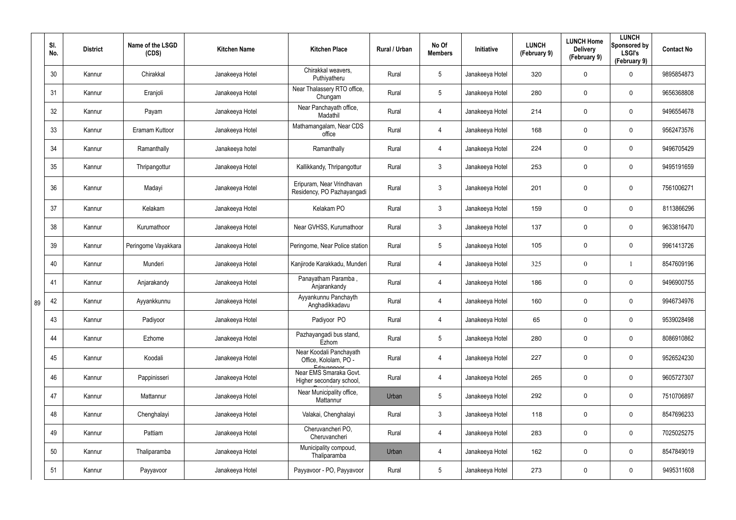| Sl. No. | District | Name of the LSGD (CDS) | Kitchen Name | Kitchen Place | Rural / Urban | No Of Members | Initiative | LUNCH (February 9) | LUNCH Home Delivery (February 9) | LUNCH Sponsored by LSGI's (February 9) | Contact No |
|---|---|---|---|---|---|---|---|---|---|---|---|
| 30 | Kannur | Chirakkal | Janakeeya Hotel | Chirakkal weavers, Puthiyatheru | Rural | 5 | Janakeeya Hotel | 320 | 0 | 0 | 9895854873 |
| 31 | Kannur | Eranjoli | Janakeeya Hotel | Near Thalassery RTO office, Chungam | Rural | 5 | Janakeeya Hotel | 280 | 0 | 0 | 9656368808 |
| 32 | Kannur | Payam | Janakeeya Hotel | Near Panchayath office, Madathil | Rural | 4 | Janakeeya Hotel | 214 | 0 | 0 | 9496554678 |
| 33 | Kannur | Eramam Kuttoor | Janakeeya Hotel | Mathamangalam, Near CDS office | Rural | 4 | Janakeeya Hotel | 168 | 0 | 0 | 9562473576 |
| 34 | Kannur | Ramanthally | Janakeeya hotel | Ramanthally | Rural | 4 | Janakeeya Hotel | 224 | 0 | 0 | 9496705429 |
| 35 | Kannur | Thripangottur | Janakeeya Hotel | Kallikkandy, Thripangottur | Rural | 3 | Janakeeya Hotel | 253 | 0 | 0 | 9495191659 |
| 36 | Kannur | Madayi | Janakeeya Hotel | Eripuram, Near Vrindhavan Residency, PO Pazhayangadi | Rural | 3 | Janakeeya Hotel | 201 | 0 | 0 | 7561006271 |
| 37 | Kannur | Kelakam | Janakeeya Hotel | Kelakam PO | Rural | 3 | Janakeeya Hotel | 159 | 0 | 0 | 8113866296 |
| 38 | Kannur | Kurumathoor | Janakeeya Hotel | Near GVHSS, Kurumathoor | Rural | 3 | Janakeeya Hotel | 137 | 0 | 0 | 9633816470 |
| 39 | Kannur | Peringome Vayakkara | Janakeeya Hotel | Peringome, Near Police station | Rural | 5 | Janakeeya Hotel | 105 | 0 | 0 | 9961413726 |
| 40 | Kannur | Munderi | Janakeeya Hotel | Kanjirode Karakkadu, Munderi | Rural | 4 | Janakeeya Hotel | 325 | 0 | 1 | 8547609196 |
| 41 | Kannur | Anjarakandy | Janakeeya Hotel | Panayatham Paramba , Anjarankandy | Rural | 4 | Janakeeya Hotel | 186 | 0 | 0 | 9496900755 |
| 42 | Kannur | Ayyankkunnu | Janakeeya Hotel | Ayyankunnu Panchayth Anghadikkadavu | Rural | 4 | Janakeeya Hotel | 160 | 0 | 0 | 9946734976 |
| 43 | Kannur | Padiyoor | Janakeeya Hotel | Padiyoor PO | Rural | 4 | Janakeeya Hotel | 65 | 0 | 0 | 9539028498 |
| 44 | Kannur | Ezhome | Janakeeya Hotel | Pazhayangadi bus stand, Ezhom | Rural | 5 | Janakeeya Hotel | 280 | 0 | 0 | 8086910862 |
| 45 | Kannur | Koodali | Janakeeya Hotel | Near Koodali Panchayath Office, Kololam, PO - Edayannoor | Rural | 4 | Janakeeya Hotel | 227 | 0 | 0 | 9526524230 |
| 46 | Kannur | Pappinisseri | Janakeeya Hotel | Near EMS Smaraka Govt. Higher secondary school, Pappinisseri | Rural | 4 | Janakeeya Hotel | 265 | 0 | 0 | 9605727307 |
| 47 | Kannur | Mattannur | Janakeeya Hotel | Near Municipality office, Mattannur | Urban | 5 | Janakeeya Hotel | 292 | 0 | 0 | 7510706897 |
| 48 | Kannur | Chenghalayi | Janakeeya Hotel | Valakai, Chenghalayi | Rural | 3 | Janakeeya Hotel | 118 | 0 | 0 | 8547696233 |
| 49 | Kannur | Pattiam | Janakeeya Hotel | Cheruvancheri PO, Cheruvancheri | Rural | 4 | Janakeeya Hotel | 283 | 0 | 0 | 7025025275 |
| 50 | Kannur | Thaliparamba | Janakeeya Hotel | Municipality compoud, Thaliparamba | Urban | 4 | Janakeeya Hotel | 162 | 0 | 0 | 8547849019 |
| 51 | Kannur | Payyavoor | Janakeeya Hotel | Payyavoor - PO, Payyavoor | Rural | 5 | Janakeeya Hotel | 273 | 0 | 0 | 9495311608 |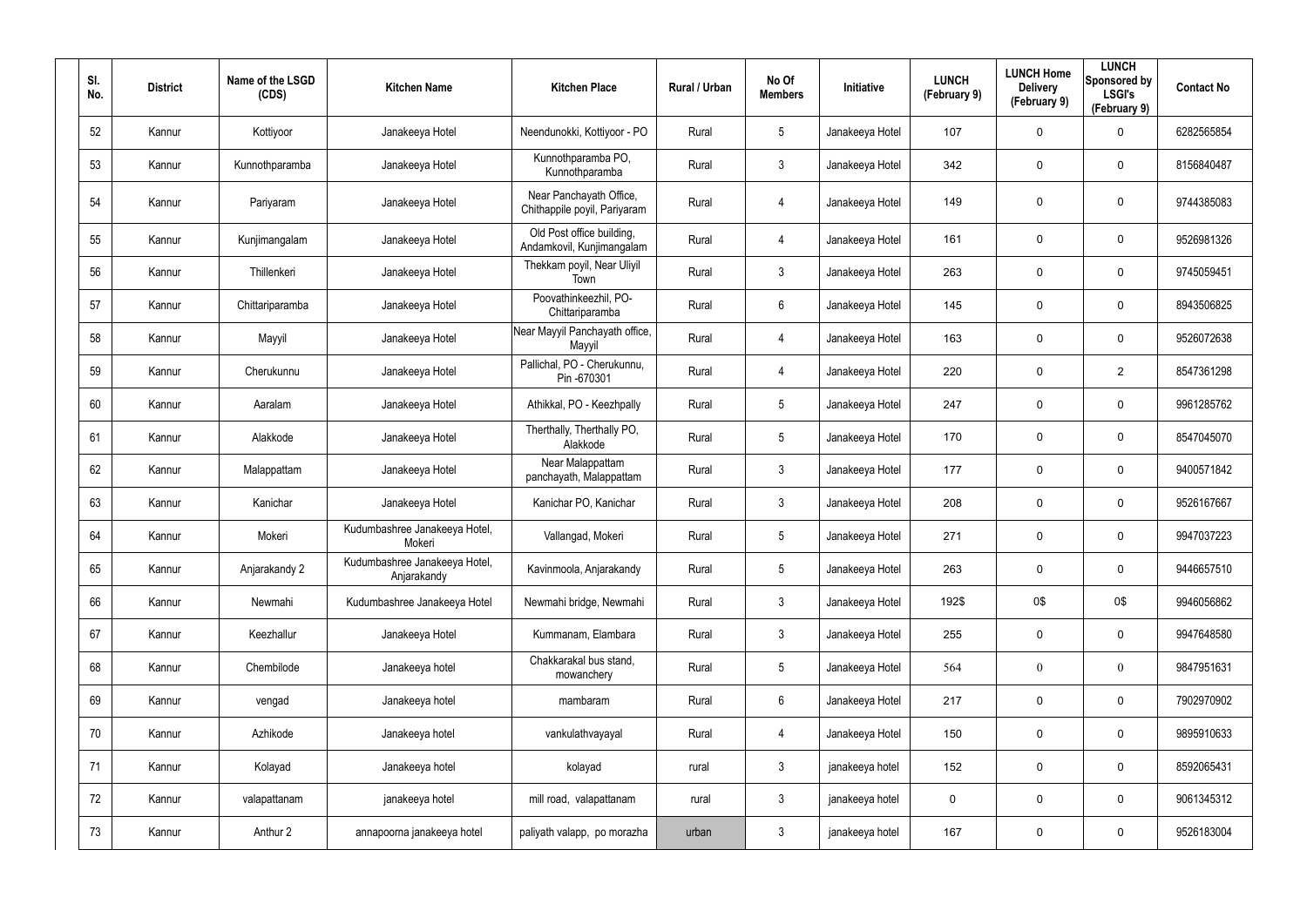| Sl. No. | District | Name of the LSGD (CDS) | Kitchen Name | Kitchen Place | Rural / Urban | No Of Members | Initiative | LUNCH (February 9) | LUNCH Home Delivery (February 9) | LUNCH Sponsored by LSGI's (February 9) | Contact No |
|---|---|---|---|---|---|---|---|---|---|---|---|
| 52 | Kannur | Kottiyoor | Janakeeya Hotel | Neendunokki, Kottiyoor - PO | Rural | 5 | Janakeeya Hotel | 107 | 0 | 0 | 6282565854 |
| 53 | Kannur | Kunnothparamba | Janakeeya Hotel | Kunnothparamba PO, Kunnothparamba | Rural | 3 | Janakeeya Hotel | 342 | 0 | 0 | 8156840487 |
| 54 | Kannur | Pariyaram | Janakeeya Hotel | Near Panchayath Office, Chithappile poyil, Pariyaram | Rural | 4 | Janakeeya Hotel | 149 | 0 | 0 | 9744385083 |
| 55 | Kannur | Kunjimangalam | Janakeeya Hotel | Old Post office building, Andamkovil, Kunjimangalam | Rural | 4 | Janakeeya Hotel | 161 | 0 | 0 | 9526981326 |
| 56 | Kannur | Thillenkeri | Janakeeya Hotel | Thekkam poyil, Near Uliyil Town | Rural | 3 | Janakeeya Hotel | 263 | 0 | 0 | 9745059451 |
| 57 | Kannur | Chittariparamba | Janakeeya Hotel | Poovathinkeezhil, PO-Chittariparamba | Rural | 6 | Janakeeya Hotel | 145 | 0 | 0 | 8943506825 |
| 58 | Kannur | Mayyil | Janakeeya Hotel | Near Mayyil Panchayath office, Mayyil | Rural | 4 | Janakeeya Hotel | 163 | 0 | 0 | 9526072638 |
| 59 | Kannur | Cherukunnu | Janakeeya Hotel | Pallichal, PO - Cherukunnu, Pin -670301 | Rural | 4 | Janakeeya Hotel | 220 | 0 | 2 | 8547361298 |
| 60 | Kannur | Aaralam | Janakeeya Hotel | Athikkal, PO - Keezhpally | Rural | 5 | Janakeeya Hotel | 247 | 0 | 0 | 9961285762 |
| 61 | Kannur | Alakkode | Janakeeya Hotel | Therthally, Therthally PO, Alakkode | Rural | 5 | Janakeeya Hotel | 170 | 0 | 0 | 8547045070 |
| 62 | Kannur | Malappattam | Janakeeya Hotel | Near Malappattam panchayath, Malappattam | Rural | 3 | Janakeeya Hotel | 177 | 0 | 0 | 9400571842 |
| 63 | Kannur | Kanichar | Janakeeya Hotel | Kanichar PO, Kanichar | Rural | 3 | Janakeeya Hotel | 208 | 0 | 0 | 9526167667 |
| 64 | Kannur | Mokeri | Kudumbashree Janakeeya Hotel, Mokeri | Vallangad, Mokeri | Rural | 5 | Janakeeya Hotel | 271 | 0 | 0 | 9947037223 |
| 65 | Kannur | Anjarakandy 2 | Kudumbashree Janakeeya Hotel, Anjarakandy | Kavinmoola, Anjarakandy | Rural | 5 | Janakeeya Hotel | 263 | 0 | 0 | 9446657510 |
| 66 | Kannur | Newmahi | Kudumbashree Janakeeya Hotel | Newmahi bridge, Newmahi | Rural | 3 | Janakeeya Hotel | 192$ | 0$ | 0$ | 9946056862 |
| 67 | Kannur | Keezhallur | Janakeeya Hotel | Kummanam, Elambara | Rural | 3 | Janakeeya Hotel | 255 | 0 | 0 | 9947648580 |
| 68 | Kannur | Chembilode | Janakeeya hotel | Chakkarakal bus stand, mowanchery | Rural | 5 | Janakeeya Hotel | 564 | 0 | 0 | 9847951631 |
| 69 | Kannur | vengad | Janakeeya hotel | mambaram | Rural | 6 | Janakeeya Hotel | 217 | 0 | 0 | 7902970902 |
| 70 | Kannur | Azhikode | Janakeeya hotel | vankulathvayayal | Rural | 4 | Janakeeya Hotel | 150 | 0 | 0 | 9895910633 |
| 71 | Kannur | Kolayad | Janakeeya hotel | kolayad | rural | 3 | janakeeya hotel | 152 | 0 | 0 | 8592065431 |
| 72 | Kannur | valapattanam | janakeeya hotel | mill road, valapattanam | rural | 3 | janakeeya hotel | 0 | 0 | 0 | 9061345312 |
| 73 | Kannur | Anthur 2 | annapoorna janakeeya hotel | paliyath valapp, po morazha | urban | 3 | janakeeya hotel | 167 | 0 | 0 | 9526183004 |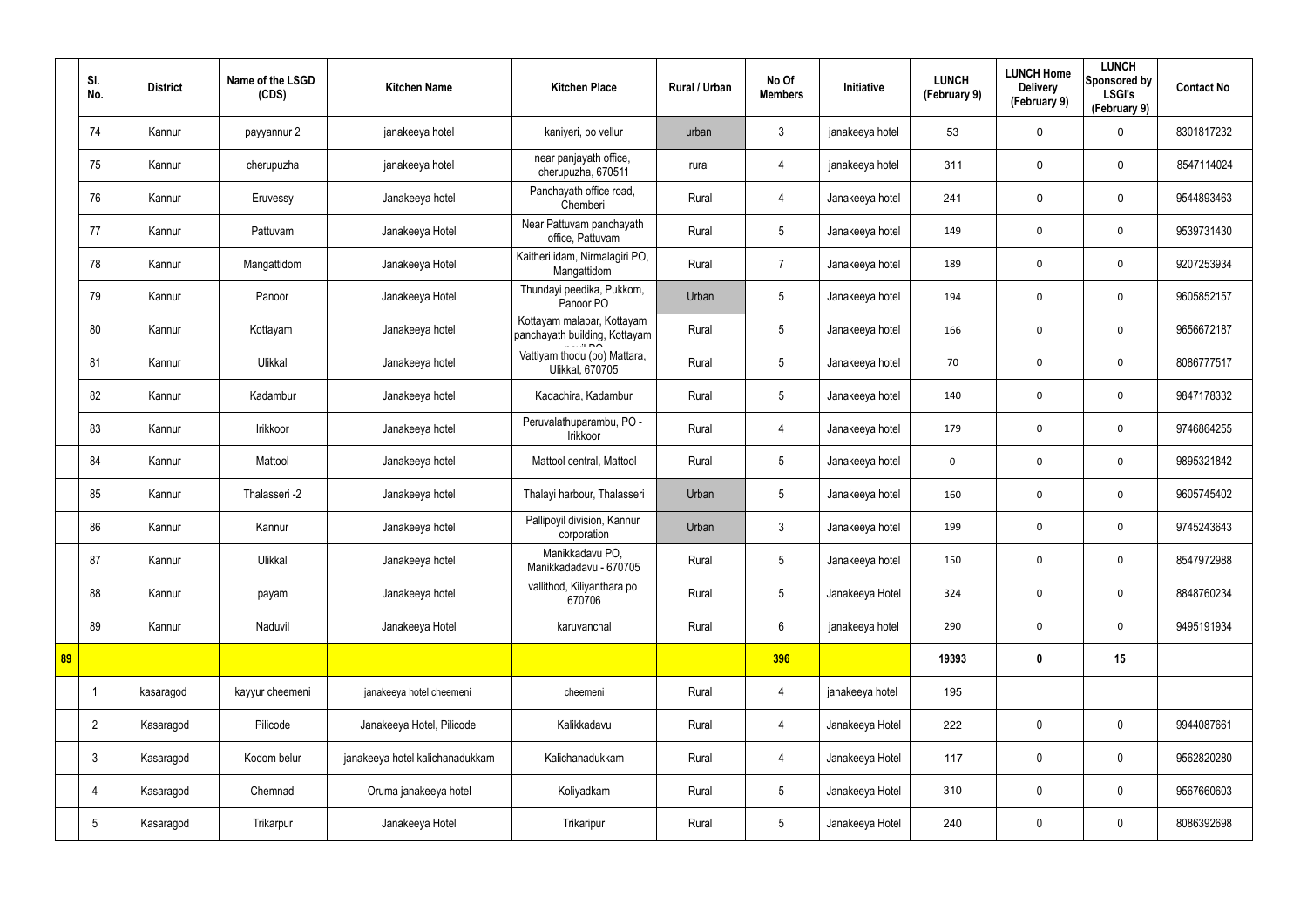|  | Sl. No. | District | Name of the LSGD (CDS) | Kitchen Name | Kitchen Place | Rural / Urban | No Of Members | Initiative | LUNCH (February 9) | LUNCH Home Delivery (February 9) | LUNCH Sponsored by LSGI's (February 9) | Contact No |
|---|---|---|---|---|---|---|---|---|---|---|---|---|
|  | 74 | Kannur | payyannur 2 | janakeeya hotel | kaniyeri, po vellur | urban | 3 | janakeeya hotel | 53 | 0 | 0 | 8301817232 |
|  | 75 | Kannur | cherupuzha | janakeeya hotel | near panjayath office, cherupuzha, 670511 | rural | 4 | janakeeya hotel | 311 | 0 | 0 | 8547114024 |
|  | 76 | Kannur | Eruvessy | Janakeeya hotel | Panchayath office road, Chemberi | Rural | 4 | Janakeeya hotel | 241 | 0 | 0 | 9544893463 |
|  | 77 | Kannur | Pattuvam | Janakeeya Hotel | Near Pattuvam panchayath office, Pattuvam | Rural | 5 | Janakeeya hotel | 149 | 0 | 0 | 9539731430 |
|  | 78 | Kannur | Mangattidom | Janakeeya Hotel | Kaitheri idam, Nirmalagiri PO, Mangattidom | Rural | 7 | Janakeeya hotel | 189 | 0 | 0 | 9207253934 |
|  | 79 | Kannur | Panoor | Janakeeya Hotel | Thundayi peedika, Pukkom, Panoor PO | Urban | 5 | Janakeeya hotel | 194 | 0 | 0 | 9605852157 |
|  | 80 | Kannur | Kottayam | Janakeeya hotel | Kottayam malabar, Kottayam panchayath building, Kottayam | Rural | 5 | Janakeeya hotel | 166 | 0 | 0 | 9656672187 |
|  | 81 | Kannur | Ulikkal | Janakeeya hotel | Vattiyam thodu (po) Mattara, Ulikkal, 670705 | Rural | 5 | Janakeeya hotel | 70 | 0 | 0 | 8086777517 |
|  | 82 | Kannur | Kadambur | Janakeeya hotel | Kadachira, Kadambur | Rural | 5 | Janakeeya hotel | 140 | 0 | 0 | 9847178332 |
|  | 83 | Kannur | Irikkoor | Janakeeya hotel | Peruvalathuparambu, PO - Irikkoor | Rural | 4 | Janakeeya hotel | 179 | 0 | 0 | 9746864255 |
|  | 84 | Kannur | Mattool | Janakeeya hotel | Mattool central, Mattool | Rural | 5 | Janakeeya hotel | 0 | 0 | 0 | 9895321842 |
|  | 85 | Kannur | Thalasseri -2 | Janakeeya hotel | Thalayi harbour, Thalasseri | Urban | 5 | Janakeeya hotel | 160 | 0 | 0 | 9605745402 |
|  | 86 | Kannur | Kannur | Janakeeya hotel | Pallipoyil division, Kannur corporation | Urban | 3 | Janakeeya hotel | 199 | 0 | 0 | 9745243643 |
|  | 87 | Kannur | Ulikkal | Janakeeya hotel | Manikkadavu PO, Manikkadadavu - 670705 | Rural | 5 | Janakeeya hotel | 150 | 0 | 0 | 8547972988 |
|  | 88 | Kannur | payam | Janakeeya hotel | vallithod, Kiliyanthara po 670706 | Rural | 5 | Janakeeya Hotel | 324 | 0 | 0 | 8848760234 |
|  | 89 | Kannur | Naduvil | Janakeeya Hotel | karuvanchal | Rural | 6 | janakeeya hotel | 290 | 0 | 0 | 9495191934 |
| **89** |  |  |  |  |  |  | **396** |  | **19393** | **0** | **15** |  |
|  | 1 | kasaragod | kayyur cheemeni | janakeeya hotel cheemeni | cheemeni | Rural | 4 | janakeeya hotel | 195 |  |  |  |
|  | 2 | Kasaragod | Pilicode | Janakeeya Hotel, Pilicode | Kalikkadavu | Rural | 4 | Janakeeya Hotel | 222 | 0 | 0 | 9944087661 |
|  | 3 | Kasaragod | Kodom belur | janakeeya hotel kalichanadukkam | Kalichanadukkam | Rural | 4 | Janakeeya Hotel | 117 | 0 | 0 | 9562820280 |
|  | 4 | Kasaragod | Chemnad | Oruma janakeeya hotel | Koliyadkam | Rural | 5 | Janakeeya Hotel | 310 | 0 | 0 | 9567660603 |
|  | 5 | Kasaragod | Trikarpur | Janakeeya Hotel | Trikaripur | Rural | 5 | Janakeeya Hotel | 240 | 0 | 0 | 8086392698 |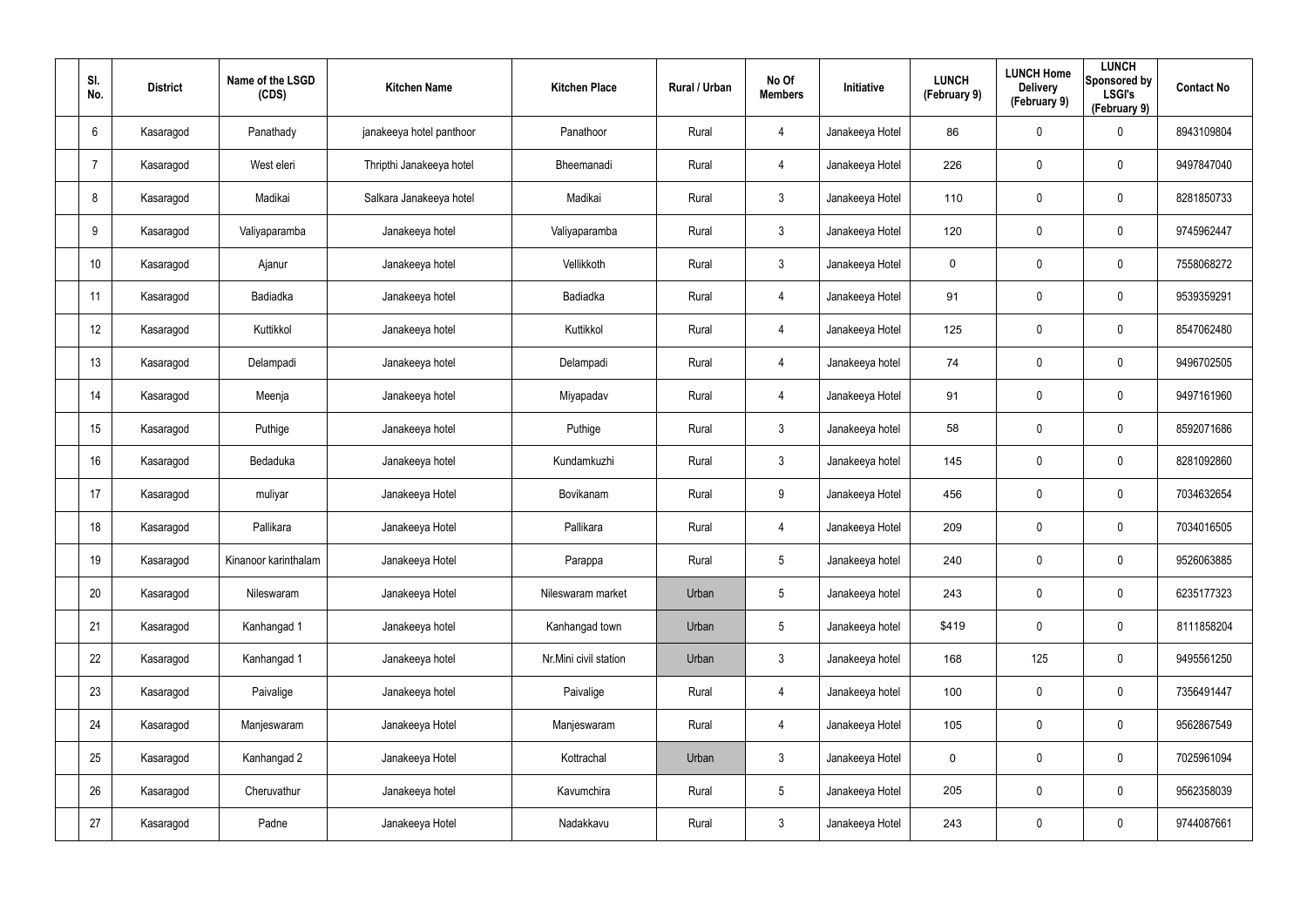| Sl. No. | District | Name of the LSGD (CDS) | Kitchen Name | Kitchen Place | Rural / Urban | No Of Members | Initiative | LUNCH (February 9) | LUNCH Home Delivery (February 9) | LUNCH Sponsored by LSGI's (February 9) | Contact No |
|---|---|---|---|---|---|---|---|---|---|---|---|
| 6 | Kasaragod | Panathady | janakeeya hotel panthoor | Panathoor | Rural | 4 | Janakeeya Hotel | 86 | 0 | 0 | 8943109804 |
| 7 | Kasaragod | West eleri | Thripthi Janakeeya hotel | Bheemanadi | Rural | 4 | Janakeeya Hotel | 226 | 0 | 0 | 9497847040 |
| 8 | Kasaragod | Madikai | Salkara Janakeeya hotel | Madikai | Rural | 3 | Janakeeya Hotel | 110 | 0 | 0 | 8281850733 |
| 9 | Kasaragod | Valiyaparamba | Janakeeya hotel | Valiyaparamba | Rural | 3 | Janakeeya Hotel | 120 | 0 | 0 | 9745962447 |
| 10 | Kasaragod | Ajanur | Janakeeya hotel | Vellikkoth | Rural | 3 | Janakeeya Hotel | 0 | 0 | 0 | 7558068272 |
| 11 | Kasaragod | Badiadka | Janakeeya hotel | Badiadka | Rural | 4 | Janakeeya Hotel | 91 | 0 | 0 | 9539359291 |
| 12 | Kasaragod | Kuttikkol | Janakeeya hotel | Kuttikkol | Rural | 4 | Janakeeya Hotel | 125 | 0 | 0 | 8547062480 |
| 13 | Kasaragod | Delampadi | Janakeeya hotel | Delampadi | Rural | 4 | Janakeeya hotel | 74 | 0 | 0 | 9496702505 |
| 14 | Kasaragod | Meenja | Janakeeya hotel | Miyapadav | Rural | 4 | Janakeeya Hotel | 91 | 0 | 0 | 9497161960 |
| 15 | Kasaragod | Puthige | Janakeeya hotel | Puthige | Rural | 3 | Janakeeya hotel | 58 | 0 | 0 | 8592071686 |
| 16 | Kasaragod | Bedaduka | Janakeeya hotel | Kundamkuzhi | Rural | 3 | Janakeeya hotel | 145 | 0 | 0 | 8281092860 |
| 17 | Kasaragod | muliyar | Janakeeya Hotel | Bovikanam | Rural | 9 | Janakeeya Hotel | 456 | 0 | 0 | 7034632654 |
| 18 | Kasaragod | Pallikara | Janakeeya Hotel | Pallikara | Rural | 4 | Janakeeya Hotel | 209 | 0 | 0 | 7034016505 |
| 19 | Kasaragod | Kinanoor karinthalam | Janakeeya Hotel | Parappa | Rural | 5 | Janakeeya hotel | 240 | 0 | 0 | 9526063885 |
| 20 | Kasaragod | Nileswaram | Janakeeya Hotel | Nileswaram market | Urban | 5 | Janakeeya hotel | 243 | 0 | 0 | 6235177323 |
| 21 | Kasaragod | Kanhangad 1 | Janakeeya hotel | Kanhangad town | Urban | 5 | Janakeeya hotel | $419 | 0 | 0 | 8111858204 |
| 22 | Kasaragod | Kanhangad 1 | Janakeeya hotel | Nr.Mini civil station | Urban | 3 | Janakeeya hotel | 168 | 125 | 0 | 9495561250 |
| 23 | Kasaragod | Paivalige | Janakeeya hotel | Paivalige | Rural | 4 | Janakeeya hotel | 100 | 0 | 0 | 7356491447 |
| 24 | Kasaragod | Manjeswaram | Janakeeya Hotel | Manjeswaram | Rural | 4 | Janakeeya Hotel | 105 | 0 | 0 | 9562867549 |
| 25 | Kasaragod | Kanhangad 2 | Janakeeya Hotel | Kottrachal | Urban | 3 | Janakeeya Hotel | 0 | 0 | 0 | 7025961094 |
| 26 | Kasaragod | Cheruvathur | Janakeeya hotel | Kavumchira | Rural | 5 | Janakeeya Hotel | 205 | 0 | 0 | 9562358039 |
| 27 | Kasaragod | Padne | Janakeeya Hotel | Nadakkavu | Rural | 3 | Janakeeya Hotel | 243 | 0 | 0 | 9744087661 |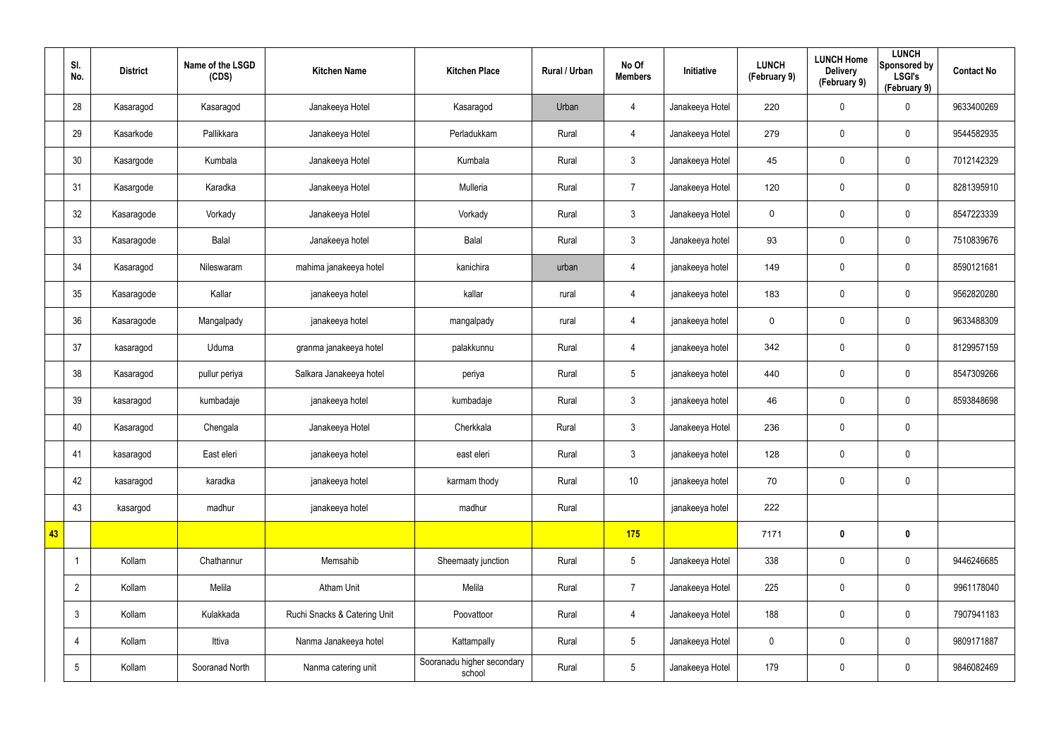| | Sl. No. | District | Name of the LSGD (CDS) | Kitchen Name | Kitchen Place | Rural / Urban | No Of Members | Initiative | LUNCH (February 9) | LUNCH Home Delivery (February 9) | LUNCH Sponsored by LSGI's (February 9) | Contact No |
|---|---|---|---|---|---|---|---|---|---|---|---|---|
| | 28 | Kasaragod | Kasaragod | Janakeeya Hotel | Kasaragod | Urban | 4 | Janakeeya Hotel | 220 | 0 | 0 | 9633400269 |
| | 29 | Kasarkode | Pallikkara | Janakeeya Hotel | Perladukkam | Rural | 4 | Janakeeya Hotel | 279 | 0 | 0 | 9544582935 |
| | 30 | Kasargode | Kumbala | Janakeeya Hotel | Kumbala | Rural | 3 | Janakeeya Hotel | 45 | 0 | 0 | 7012142329 |
| | 31 | Kasargode | Karadka | Janakeeya Hotel | Mulleria | Rural | 7 | Janakeeya Hotel | 120 | 0 | 0 | 8281395910 |
| | 32 | Kasaragode | Vorkady | Janakeeya Hotel | Vorkady | Rural | 3 | Janakeeya Hotel | 0 | 0 | 0 | 8547223339 |
| | 33 | Kasaragode | Balal | Janakeeya hotel | Balal | Rural | 3 | Janakeeya hotel | 93 | 0 | 0 | 7510839676 |
| | 34 | Kasaragod | Nileswaram | mahima janakeeya hotel | kanichira | urban | 4 | janakeeya hotel | 149 | 0 | 0 | 8590121681 |
| | 35 | Kasaragode | Kallar | janakeeya hotel | kallar | rural | 4 | janakeeya hotel | 183 | 0 | 0 | 9562820280 |
| | 36 | Kasaragode | Mangalpady | janakeeya hotel | mangalpady | rural | 4 | janakeeya hotel | 0 | 0 | 0 | 9633488309 |
| | 37 | kasaragod | Uduma | granma janakeeya hotel | palakkunnu | Rural | 4 | janakeeya hotel | 342 | 0 | 0 | 8129957159 |
| | 38 | Kasaragod | pullur periya | Salkara Janakeeya hotel | periya | Rural | 5 | janakeeya hotel | 440 | 0 | 0 | 8547309266 |
| | 39 | kasaragod | kumbadaje | janakeeya hotel | kumbadaje | Rural | 3 | janakeeya hotel | 46 | 0 | 0 | 8593848698 |
| | 40 | Kasaragod | Chengala | Janakeeya Hotel | Cherkkala | Rural | 3 | Janakeeya Hotel | 236 | 0 | 0 | |
| | 41 | kasaragod | East eleri | janakeeya hotel | east eleri | Rural | 3 | janakeeya hotel | 128 | 0 | 0 | |
| | 42 | kasaragod | karadka | janakeeya hotel | karmam thody | Rural | 10 | janakeeya hotel | 70 | 0 | 0 | |
| | 43 | kasargod | madhur | janakeeya hotel | madhur | Rural | | janakeeya hotel | 222 | | | |
| 43 | | | | | | | 175 | | 7171 | 0 | 0 | |
| | 1 | Kollam | Chathannur | Memsahib | Sheemaaty junction | Rural | 5 | Janakeeya Hotel | 338 | 0 | 0 | 9446246685 |
| | 2 | Kollam | Melila | Atham Unit | Melila | Rural | 7 | Janakeeya Hotel | 225 | 0 | 0 | 9961178040 |
| | 3 | Kollam | Kulakkada | Ruchi Snacks & Catering Unit | Poovattoor | Rural | 4 | Janakeeya Hotel | 188 | 0 | 0 | 7907941183 |
| | 4 | Kollam | Ittiva | Nanma Janakeeya hotel | Kattampally | Rural | 5 | Janakeeya Hotel | 0 | 0 | 0 | 9809171887 |
| | 5 | Kollam | Sooranad North | Nanma catering unit | Sooranadu higher secondary school | Rural | 5 | Janakeeya Hotel | 179 | 0 | 0 | 9846082469 |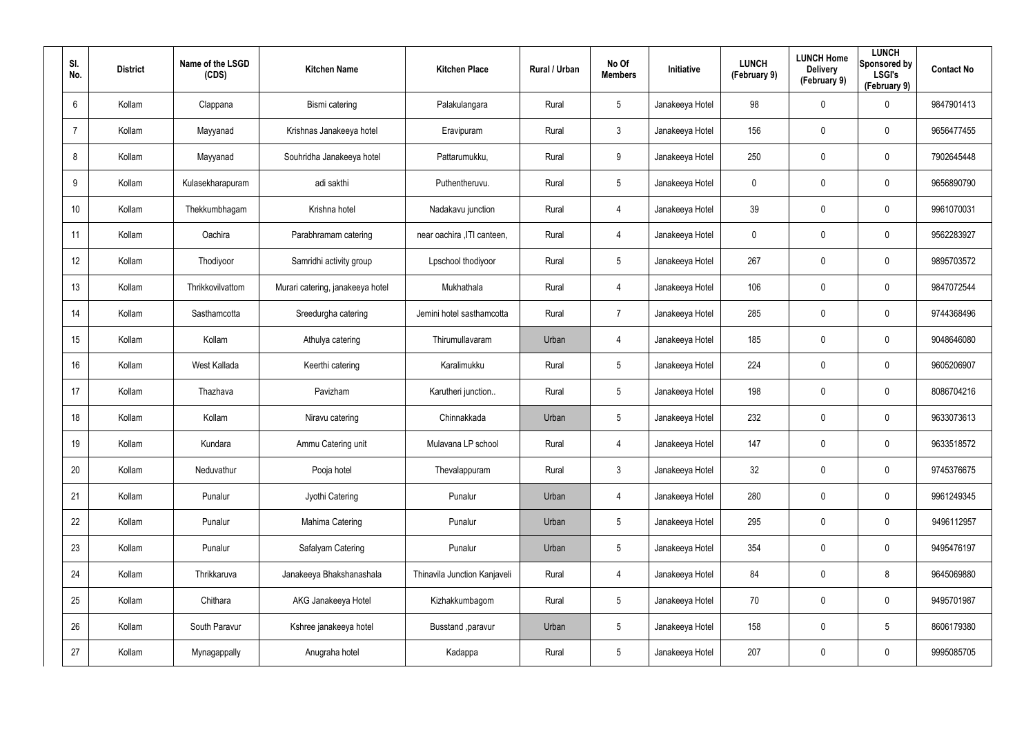| Sl. No. | District | Name of the LSGD (CDS) | Kitchen Name | Kitchen Place | Rural / Urban | No Of Members | Initiative | LUNCH (February 9) | LUNCH Home Delivery (February 9) | LUNCH Sponsored by LSGI's (February 9) | Contact No |
|---|---|---|---|---|---|---|---|---|---|---|---|
| 6 | Kollam | Clappana | Bismi catering | Palakulangara | Rural | 5 | Janakeeya Hotel | 98 | 0 | 0 | 9847901413 |
| 7 | Kollam | Mayyanad | Krishnas Janakeeya hotel | Eravipuram | Rural | 3 | Janakeeya Hotel | 156 | 0 | 0 | 9656477455 |
| 8 | Kollam | Mayyanad | Souhridha Janakeeya hotel | Pattarumukku, | Rural | 9 | Janakeeya Hotel | 250 | 0 | 0 | 7902645448 |
| 9 | Kollam | Kulasekharapuram | adi sakthi | Puthentheruvu. | Rural | 5 | Janakeeya Hotel | 0 | 0 | 0 | 9656890790 |
| 10 | Kollam | Thekkumbhagam | Krishna hotel | Nadakavu junction | Rural | 4 | Janakeeya Hotel | 39 | 0 | 0 | 9961070031 |
| 11 | Kollam | Oachira | Parabhramam catering | near oachira ,ITI canteen, | Rural | 4 | Janakeeya Hotel | 0 | 0 | 0 | 9562283927 |
| 12 | Kollam | Thodiyoor | Samridhi activity group | Lpschool thodiyoor | Rural | 5 | Janakeeya Hotel | 267 | 0 | 0 | 9895703572 |
| 13 | Kollam | Thrikkovilvattom | Murari catering, janakeeya hotel | Mukhathala | Rural | 4 | Janakeeya Hotel | 106 | 0 | 0 | 9847072544 |
| 14 | Kollam | Sasthamcotta | Sreedurgha catering | Jemini hotel sasthamcotta | Rural | 7 | Janakeeya Hotel | 285 | 0 | 0 | 9744368496 |
| 15 | Kollam | Kollam | Athulya catering | Thirumullavaram | Urban | 4 | Janakeeya Hotel | 185 | 0 | 0 | 9048646080 |
| 16 | Kollam | West Kallada | Keerthi catering | Karalimukku | Rural | 5 | Janakeeya Hotel | 224 | 0 | 0 | 9605206907 |
| 17 | Kollam | Thazhava | Pavizham | Karutheri junction.. | Rural | 5 | Janakeeya Hotel | 198 | 0 | 0 | 8086704216 |
| 18 | Kollam | Kollam | Niravu catering | Chinnakkada | Urban | 5 | Janakeeya Hotel | 232 | 0 | 0 | 9633073613 |
| 19 | Kollam | Kundara | Ammu Catering unit | Mulavana LP school | Rural | 4 | Janakeeya Hotel | 147 | 0 | 0 | 9633518572 |
| 20 | Kollam | Neduvathur | Pooja hotel | Thevalappuram | Rural | 3 | Janakeeya Hotel | 32 | 0 | 0 | 9745376675 |
| 21 | Kollam | Punalur | Jyothi Catering | Punalur | Urban | 4 | Janakeeya Hotel | 280 | 0 | 0 | 9961249345 |
| 22 | Kollam | Punalur | Mahima Catering | Punalur | Urban | 5 | Janakeeya Hotel | 295 | 0 | 0 | 9496112957 |
| 23 | Kollam | Punalur | Safalyam Catering | Punalur | Urban | 5 | Janakeeya Hotel | 354 | 0 | 0 | 9495476197 |
| 24 | Kollam | Thrikkaruva | Janakeeya Bhakshanashala | Thinavila Junction Kanjaveli | Rural | 4 | Janakeeya Hotel | 84 | 0 | 8 | 9645069880 |
| 25 | Kollam | Chithara | AKG Janakeeya Hotel | Kizhakkumbagom | Rural | 5 | Janakeeya Hotel | 70 | 0 | 0 | 9495701987 |
| 26 | Kollam | South Paravur | Kshree janakeeya hotel | Busstand ,paravur | Urban | 5 | Janakeeya Hotel | 158 | 0 | 5 | 8606179380 |
| 27 | Kollam | Mynagappally | Anugraha hotel | Kadappa | Rural | 5 | Janakeeya Hotel | 207 | 0 | 0 | 9995085705 |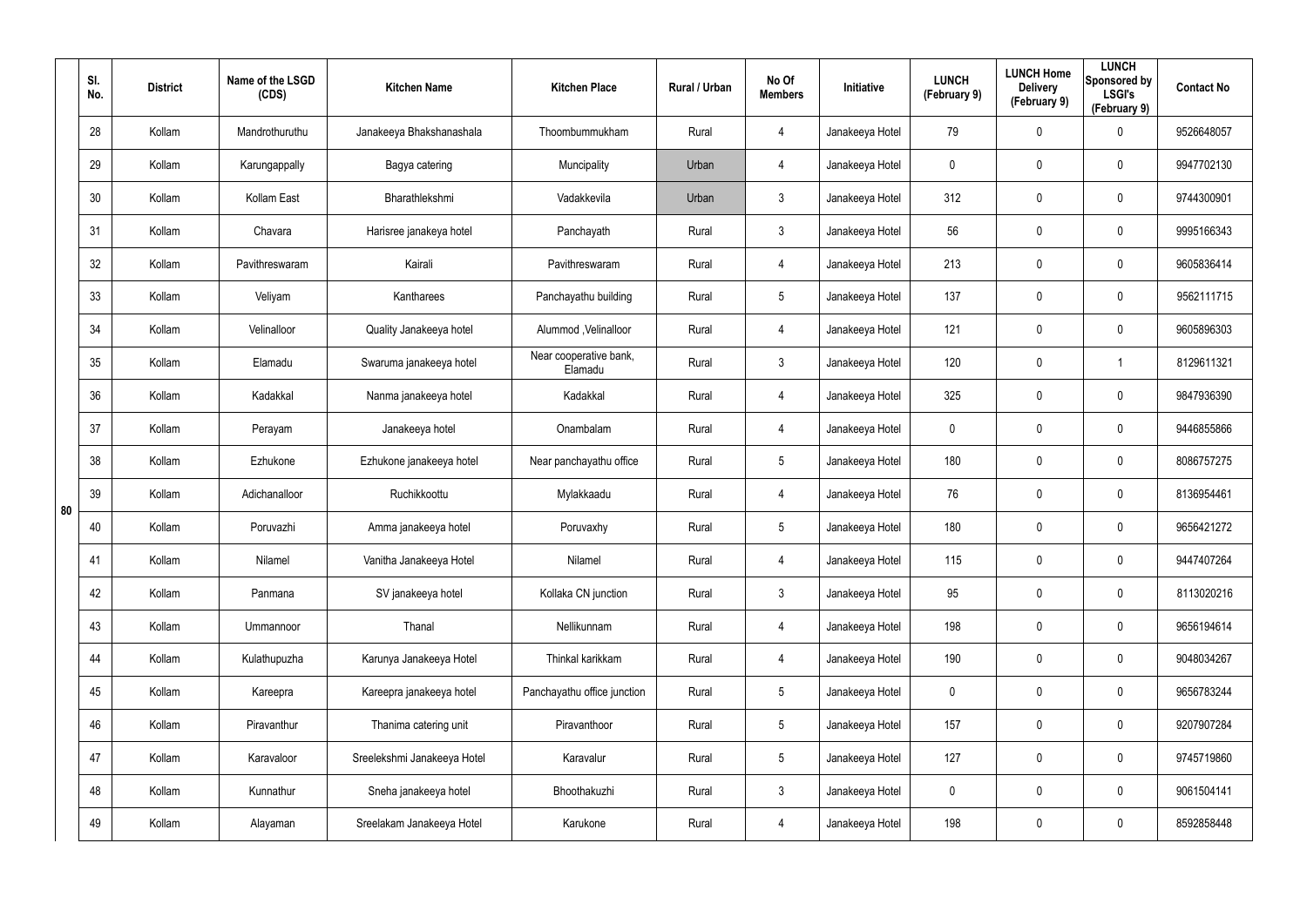|  | Sl. No. | District | Name of the LSGD (CDS) | Kitchen Name | Kitchen Place | Rural / Urban | No Of Members | Initiative | LUNCH (February 9) | LUNCH Home Delivery (February 9) | LUNCH Sponsored by LSGI's (February 9) | Contact No |
|---|---|---|---|---|---|---|---|---|---|---|---|---|
| 80 | 28 | Kollam | Mandrothuruthu | Janakeeya Bhakshanashala | Thoombummukham | Rural | 4 | Janakeeya Hotel | 79 | 0 | 0 | 9526648057 |
|  | 29 | Kollam | Karungappally | Bagya catering | Muncipality | Urban | 4 | Janakeeya Hotel | 0 | 0 | 0 | 9947702130 |
|  | 30 | Kollam | Kollam East | Bharathlekshmi | Vadakkevila | Urban | 3 | Janakeeya Hotel | 312 | 0 | 0 | 9744300901 |
|  | 31 | Kollam | Chavara | Harisree janakeya hotel | Panchayath | Rural | 3 | Janakeeya Hotel | 56 | 0 | 0 | 9995166343 |
|  | 32 | Kollam | Pavithreswaram | Kairali | Pavithreswaram | Rural | 4 | Janakeeya Hotel | 213 | 0 | 0 | 9605836414 |
|  | 33 | Kollam | Veliyam | Kantharees | Panchayathu building | Rural | 5 | Janakeeya Hotel | 137 | 0 | 0 | 9562111715 |
|  | 34 | Kollam | Velinalloor | Quality Janakeeya hotel | Alummod ,Velinalloor | Rural | 4 | Janakeeya Hotel | 121 | 0 | 0 | 9605896303 |
|  | 35 | Kollam | Elamadu | Swaruma janakeeya hotel | Near cooperative bank, Elamadu | Rural | 3 | Janakeeya Hotel | 120 | 0 | 1 | 8129611321 |
|  | 36 | Kollam | Kadakkal | Nanma janakeeya hotel | Kadakkal | Rural | 4 | Janakeeya Hotel | 325 | 0 | 0 | 9847936390 |
|  | 37 | Kollam | Perayam | Janakeeya hotel | Onambalam | Rural | 4 | Janakeeya Hotel | 0 | 0 | 0 | 9446855866 |
|  | 38 | Kollam | Ezhukone | Ezhukone janakeeya hotel | Near panchayathu office | Rural | 5 | Janakeeya Hotel | 180 | 0 | 0 | 8086757275 |
|  | 39 | Kollam | Adichanalloor | Ruchikkoottu | Mylakkaadu | Rural | 4 | Janakeeya Hotel | 76 | 0 | 0 | 8136954461 |
|  | 40 | Kollam | Poruvazhi | Amma janakeeya hotel | Poruvaxhy | Rural | 5 | Janakeeya Hotel | 180 | 0 | 0 | 9656421272 |
|  | 41 | Kollam | Nilamel | Vanitha Janakeeya Hotel | Nilamel | Rural | 4 | Janakeeya Hotel | 115 | 0 | 0 | 9447407264 |
|  | 42 | Kollam | Panmana | SV janakeeya hotel | Kollaka CN junction | Rural | 3 | Janakeeya Hotel | 95 | 0 | 0 | 8113020216 |
|  | 43 | Kollam | Ummannoor | Thanal | Nellikunnam | Rural | 4 | Janakeeya Hotel | 198 | 0 | 0 | 9656194614 |
|  | 44 | Kollam | Kulathupuzha | Karunya Janakeeya Hotel | Thinkal karikkam | Rural | 4 | Janakeeya Hotel | 190 | 0 | 0 | 9048034267 |
|  | 45 | Kollam | Kareepra | Kareepra janakeeya hotel | Panchayathu office junction | Rural | 5 | Janakeeya Hotel | 0 | 0 | 0 | 9656783244 |
|  | 46 | Kollam | Piravanthur | Thanima catering unit | Piravanthoor | Rural | 5 | Janakeeya Hotel | 157 | 0 | 0 | 9207907284 |
|  | 47 | Kollam | Karavaloor | Sreelekshmi Janakeeya Hotel | Karavalur | Rural | 5 | Janakeeya Hotel | 127 | 0 | 0 | 9745719860 |
|  | 48 | Kollam | Kunnathur | Sneha janakeeya hotel | Bhoothakuzhi | Rural | 3 | Janakeeya Hotel | 0 | 0 | 0 | 9061504141 |
|  | 49 | Kollam | Alayaman | Sreelakam Janakeeya Hotel | Karukone | Rural | 4 | Janakeeya Hotel | 198 | 0 | 0 | 8592858448 |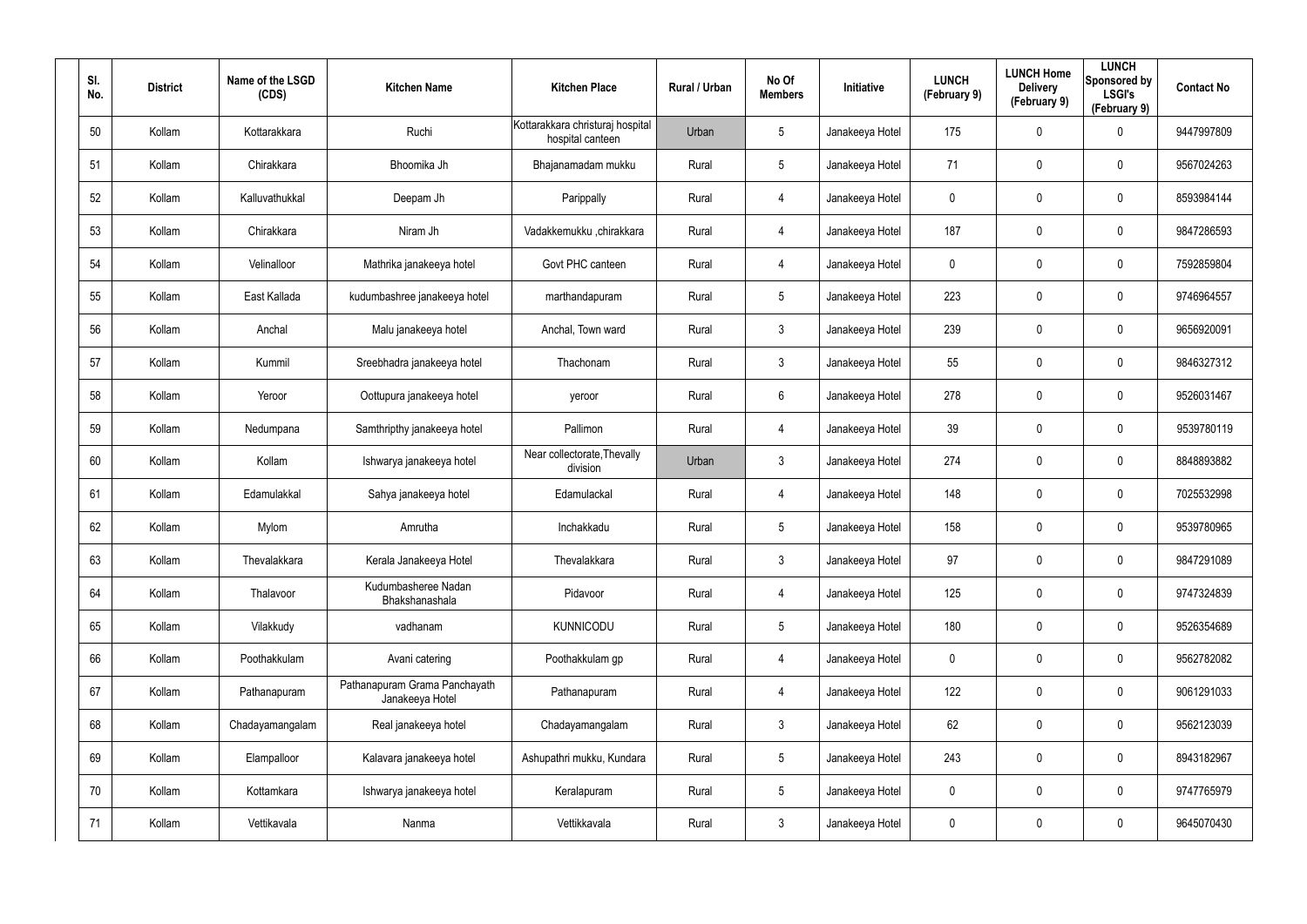| Sl. No. | District | Name of the LSGD (CDS) | Kitchen Name | Kitchen Place | Rural / Urban | No Of Members | Initiative | LUNCH (February 9) | LUNCH Home Delivery (February 9) | LUNCH Sponsored by LSGI's (February 9) | Contact No |
|---|---|---|---|---|---|---|---|---|---|---|---|
| 50 | Kollam | Kottarakkara | Ruchi | Kottarakkara christuraj hospital hospital canteen | Urban | 5 | Janakeeya Hotel | 175 | 0 | 0 | 9447997809 |
| 51 | Kollam | Chirakkara | Bhoomika Jh | Bhajanamadam mukku | Rural | 5 | Janakeeya Hotel | 71 | 0 | 0 | 9567024263 |
| 52 | Kollam | Kalluvathukkal | Deepam Jh | Parippally | Rural | 4 | Janakeeya Hotel | 0 | 0 | 0 | 8593984144 |
| 53 | Kollam | Chirakkara | Niram Jh | Vadakkemukku ,chirakkara | Rural | 4 | Janakeeya Hotel | 187 | 0 | 0 | 9847286593 |
| 54 | Kollam | Velinalloor | Mathrika janakeeya hotel | Govt PHC canteen | Rural | 4 | Janakeeya Hotel | 0 | 0 | 0 | 7592859804 |
| 55 | Kollam | East Kallada | kudumbashree janakeeya hotel | marthandapuram | Rural | 5 | Janakeeya Hotel | 223 | 0 | 0 | 9746964557 |
| 56 | Kollam | Anchal | Malu janakeeya hotel | Anchal, Town ward | Rural | 3 | Janakeeya Hotel | 239 | 0 | 0 | 9656920091 |
| 57 | Kollam | Kummil | Sreebhadra janakeeya hotel | Thachonam | Rural | 3 | Janakeeya Hotel | 55 | 0 | 0 | 9846327312 |
| 58 | Kollam | Yeroor | Oottupura janakeeya hotel | yeroor | Rural | 6 | Janakeeya Hotel | 278 | 0 | 0 | 9526031467 |
| 59 | Kollam | Nedumpana | Samthripthy janakeeya hotel | Pallimon | Rural | 4 | Janakeeya Hotel | 39 | 0 | 0 | 9539780119 |
| 60 | Kollam | Kollam | Ishwarya janakeeya hotel | Near collectorate,Thevally division | Urban | 3 | Janakeeya Hotel | 274 | 0 | 0 | 8848893882 |
| 61 | Kollam | Edamulakkal | Sahya janakeeya hotel | Edamulackal | Rural | 4 | Janakeeya Hotel | 148 | 0 | 0 | 7025532998 |
| 62 | Kollam | Mylom | Amrutha | Inchakkadu | Rural | 5 | Janakeeya Hotel | 158 | 0 | 0 | 9539780965 |
| 63 | Kollam | Thevalakkara | Kerala Janakeeya Hotel | Thevalakkara | Rural | 3 | Janakeeya Hotel | 97 | 0 | 0 | 9847291089 |
| 64 | Kollam | Thalavoor | Kudumbasheree Nadan Bhakshanashala | Pidavoor | Rural | 4 | Janakeeya Hotel | 125 | 0 | 0 | 9747324839 |
| 65 | Kollam | Vilakkudy | vadhanam | KUNNICODU | Rural | 5 | Janakeeya Hotel | 180 | 0 | 0 | 9526354689 |
| 66 | Kollam | Poothakkulam | Avani catering | Poothakkulam gp | Rural | 4 | Janakeeya Hotel | 0 | 0 | 0 | 9562782082 |
| 67 | Kollam | Pathanapuram | Pathanapuram Grama Panchayath Janakeeya Hotel | Pathanapuram | Rural | 4 | Janakeeya Hotel | 122 | 0 | 0 | 9061291033 |
| 68 | Kollam | Chadayamangalam | Real janakeeya hotel | Chadayamangalam | Rural | 3 | Janakeeya Hotel | 62 | 0 | 0 | 9562123039 |
| 69 | Kollam | Elampalloor | Kalavara janakeeya hotel | Ashupathri mukku, Kundara | Rural | 5 | Janakeeya Hotel | 243 | 0 | 0 | 8943182967 |
| 70 | Kollam | Kottamkara | Ishwarya janakeeya hotel | Keralapuram | Rural | 5 | Janakeeya Hotel | 0 | 0 | 0 | 9747765979 |
| 71 | Kollam | Vettikavala | Nanma | Vettikkavala | Rural | 3 | Janakeeya Hotel | 0 | 0 | 0 | 9645070430 |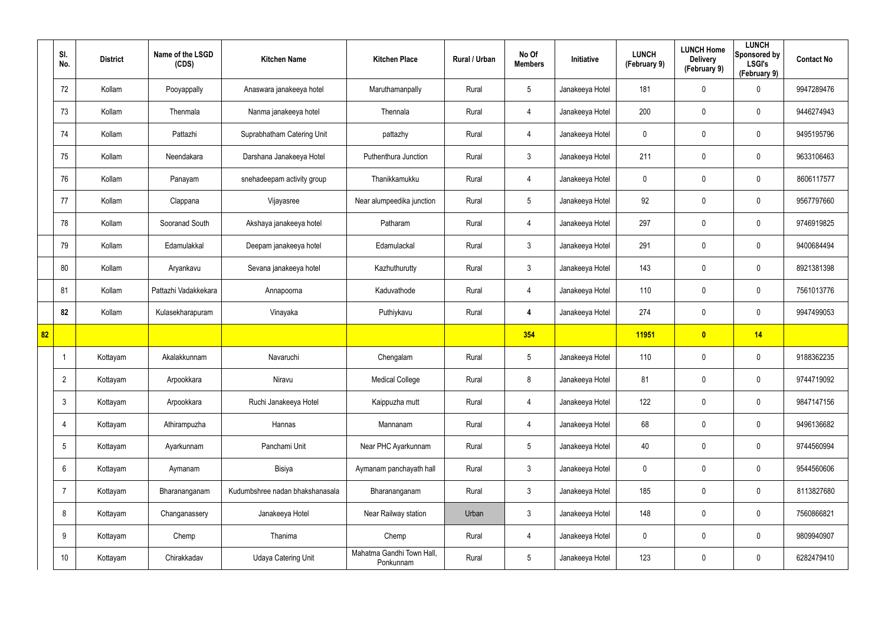| | Sl. No. | District | Name of the LSGD (CDS) | Kitchen Name | Kitchen Place | Rural / Urban | No Of Members | Initiative | LUNCH (February 9) | LUNCH Home Delivery (February 9) | LUNCH Sponsored by LSGI's (February 9) | Contact No |
|---|---|---|---|---|---|---|---|---|---|---|---|---|
| | 72 | Kollam | Pooyappally | Anaswara janakeeya hotel | Maruthamanpally | Rural | 5 | Janakeeya Hotel | 181 | 0 | 0 | 9947289476 |
| | 73 | Kollam | Thenmala | Nanma janakeeya hotel | Thennala | Rural | 4 | Janakeeya Hotel | 200 | 0 | 0 | 9446274943 |
| | 74 | Kollam | Pattazhi | Suprabhatham Catering Unit | pattazhy | Rural | 4 | Janakeeya Hotel | 0 | 0 | 0 | 9495195796 |
| | 75 | Kollam | Neendakara | Darshana Janakeeya Hotel | Puthenthura Junction | Rural | 3 | Janakeeya Hotel | 211 | 0 | 0 | 9633106463 |
| | 76 | Kollam | Panayam | snehadeepam activity group | Thanikkamukku | Rural | 4 | Janakeeya Hotel | 0 | 0 | 0 | 8606117577 |
| | 77 | Kollam | Clappana | Vijayasree | Near alumpeedika junction | Rural | 5 | Janakeeya Hotel | 92 | 0 | 0 | 9567797660 |
| | 78 | Kollam | Sooranad South | Akshaya janakeeya hotel | Patharam | Rural | 4 | Janakeeya Hotel | 297 | 0 | 0 | 9746919825 |
| | 79 | Kollam | Edamulakkal | Deepam janakeeya hotel | Edamulackal | Rural | 3 | Janakeeya Hotel | 291 | 0 | 0 | 9400684494 |
| | 80 | Kollam | Aryankavu | Sevana janakeeya hotel | Kazhuthurutty | Rural | 3 | Janakeeya Hotel | 143 | 0 | 0 | 8921381398 |
| | 81 | Kollam | Pattazhi Vadakkekara | Annapoorna | Kaduvathode | Rural | 4 | Janakeeya Hotel | 110 | 0 | 0 | 7561013776 |
| | **82** | Kollam | Kulasekharapuram | Vinayaka | Puthiykavu | Rural | **4** | Janakeeya Hotel | 274 | 0 | 0 | 9947499053 |
| **82** | | | | | | | **354** | | **11951** | **0** | **14** | |
| | 1 | Kottayam | Akalakkunnam | Navaruchi | Chengalam | Rural | 5 | Janakeeya Hotel | 110 | 0 | 0 | 9188362235 |
| | 2 | Kottayam | Arpookkara | Niravu | Medical College | Rural | 8 | Janakeeya Hotel | 81 | 0 | 0 | 9744719092 |
| | 3 | Kottayam | Arpookkara | Ruchi Janakeeya Hotel | Kaippuzha mutt | Rural | 4 | Janakeeya Hotel | 122 | 0 | 0 | 9847147156 |
| | 4 | Kottayam | Athirampuzha | Hannas | Mannanam | Rural | 4 | Janakeeya Hotel | 68 | 0 | 0 | 9496136682 |
| | 5 | Kottayam | Ayarkunnam | Panchami Unit | Near PHC Ayarkunnam | Rural | 5 | Janakeeya Hotel | 40 | 0 | 0 | 9744560994 |
| | 6 | Kottayam | Aymanam | Bisiya | Aymanam panchayath hall | Rural | 3 | Janakeeya Hotel | 0 | 0 | 0 | 9544560606 |
| | 7 | Kottayam | Bharananganam | Kudumbshree nadan bhakshanasala | Bharananganam | Rural | 3 | Janakeeya Hotel | 185 | 0 | 0 | 8113827680 |
| | 8 | Kottayam | Changanassery | Janakeeya Hotel | Near Railway station | Urban | 3 | Janakeeya Hotel | 148 | 0 | 0 | 7560866821 |
| | 9 | Kottayam | Chemp | Thanima | Chemp | Rural | 4 | Janakeeya Hotel | 0 | 0 | 0 | 9809940907 |
| | 10 | Kottayam | Chirakkadav | Udaya Catering Unit | Mahatma Gandhi Town Hall, Ponkunnam | Rural | 5 | Janakeeya Hotel | 123 | 0 | 0 | 6282479410 |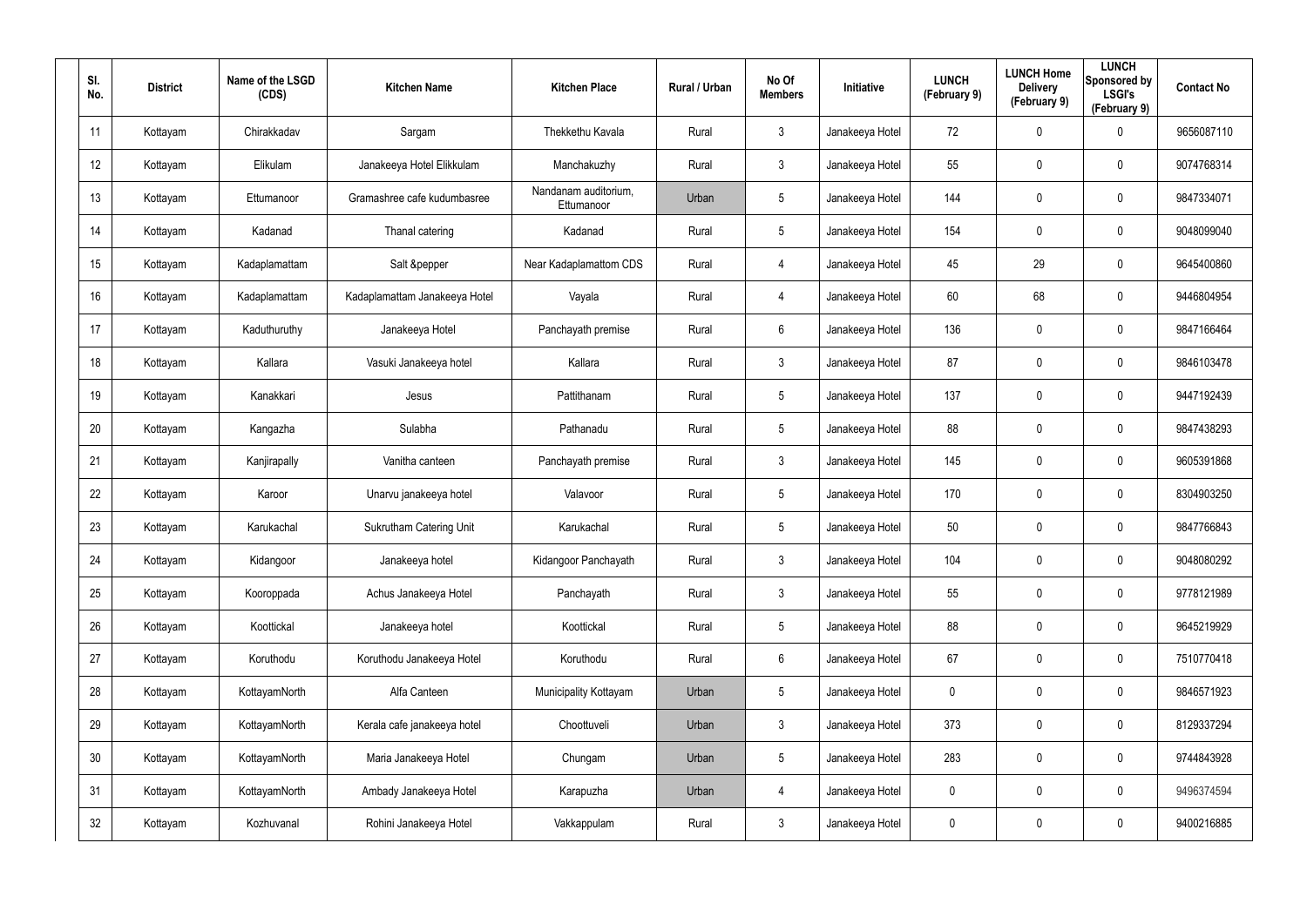| Sl. No. | District | Name of the LSGD (CDS) | Kitchen Name | Kitchen Place | Rural / Urban | No Of Members | Initiative | LUNCH (February 9) | LUNCH Home Delivery (February 9) | LUNCH Sponsored by LSGI's (February 9) | Contact No |
|---|---|---|---|---|---|---|---|---|---|---|---|
| 11 | Kottayam | Chirakkadav | Sargam | Thekkethu Kavala | Rural | 3 | Janakeeya Hotel | 72 | 0 | 0 | 9656087110 |
| 12 | Kottayam | Elikulam | Janakeeya Hotel Elikkulam | Manchakuzhy | Rural | 3 | Janakeeya Hotel | 55 | 0 | 0 | 9074768314 |
| 13 | Kottayam | Ettumanoor | Gramashree cafe kudumbasree | Nandanam auditorium, Ettumanoor | Urban | 5 | Janakeeya Hotel | 144 | 0 | 0 | 9847334071 |
| 14 | Kottayam | Kadanad | Thanal catering | Kadanad | Rural | 5 | Janakeeya Hotel | 154 | 0 | 0 | 9048099040 |
| 15 | Kottayam | Kadaplamattam | Salt &pepper | Near Kadaplamattom CDS | Rural | 4 | Janakeeya Hotel | 45 | 29 | 0 | 9645400860 |
| 16 | Kottayam | Kadaplamattam | Kadaplamattam Janakeeya Hotel | Vayala | Rural | 4 | Janakeeya Hotel | 60 | 68 | 0 | 9446804954 |
| 17 | Kottayam | Kaduthuruthy | Janakeeya Hotel | Panchayath premise | Rural | 6 | Janakeeya Hotel | 136 | 0 | 0 | 9847166464 |
| 18 | Kottayam | Kallara | Vasuki Janakeeya hotel | Kallara | Rural | 3 | Janakeeya Hotel | 87 | 0 | 0 | 9846103478 |
| 19 | Kottayam | Kanakkari | Jesus | Pattithanam | Rural | 5 | Janakeeya Hotel | 137 | 0 | 0 | 9447192439 |
| 20 | Kottayam | Kangazha | Sulabha | Pathanadu | Rural | 5 | Janakeeya Hotel | 88 | 0 | 0 | 9847438293 |
| 21 | Kottayam | Kanjirapally | Vanitha canteen | Panchayath premise | Rural | 3 | Janakeeya Hotel | 145 | 0 | 0 | 9605391868 |
| 22 | Kottayam | Karoor | Unarvu janakeeya hotel | Valavoor | Rural | 5 | Janakeeya Hotel | 170 | 0 | 0 | 8304903250 |
| 23 | Kottayam | Karukachal | Sukrutham Catering Unit | Karukachal | Rural | 5 | Janakeeya Hotel | 50 | 0 | 0 | 9847766843 |
| 24 | Kottayam | Kidangoor | Janakeeya hotel | Kidangoor Panchayath | Rural | 3 | Janakeeya Hotel | 104 | 0 | 0 | 9048080292 |
| 25 | Kottayam | Kooroppada | Achus Janakeeya Hotel | Panchayath | Rural | 3 | Janakeeya Hotel | 55 | 0 | 0 | 9778121989 |
| 26 | Kottayam | Koottickal | Janakeeya hotel | Koottickal | Rural | 5 | Janakeeya Hotel | 88 | 0 | 0 | 9645219929 |
| 27 | Kottayam | Koruthodu | Koruthodu Janakeeya Hotel | Koruthodu | Rural | 6 | Janakeeya Hotel | 67 | 0 | 0 | 7510770418 |
| 28 | Kottayam | KottayamNorth | Alfa Canteen | Municipality Kottayam | Urban | 5 | Janakeeya Hotel | 0 | 0 | 0 | 9846571923 |
| 29 | Kottayam | KottayamNorth | Kerala cafe janakeeya hotel | Choottuveli | Urban | 3 | Janakeeya Hotel | 373 | 0 | 0 | 8129337294 |
| 30 | Kottayam | KottayamNorth | Maria Janakeeya Hotel | Chungam | Urban | 5 | Janakeeya Hotel | 283 | 0 | 0 | 9744843928 |
| 31 | Kottayam | KottayamNorth | Ambady Janakeeya Hotel | Karapuzha | Urban | 4 | Janakeeya Hotel | 0 | 0 | 0 | 9496374594 |
| 32 | Kottayam | Kozhuvanal | Rohini Janakeeya Hotel | Vakkappulam | Rural | 3 | Janakeeya Hotel | 0 | 0 | 0 | 9400216885 |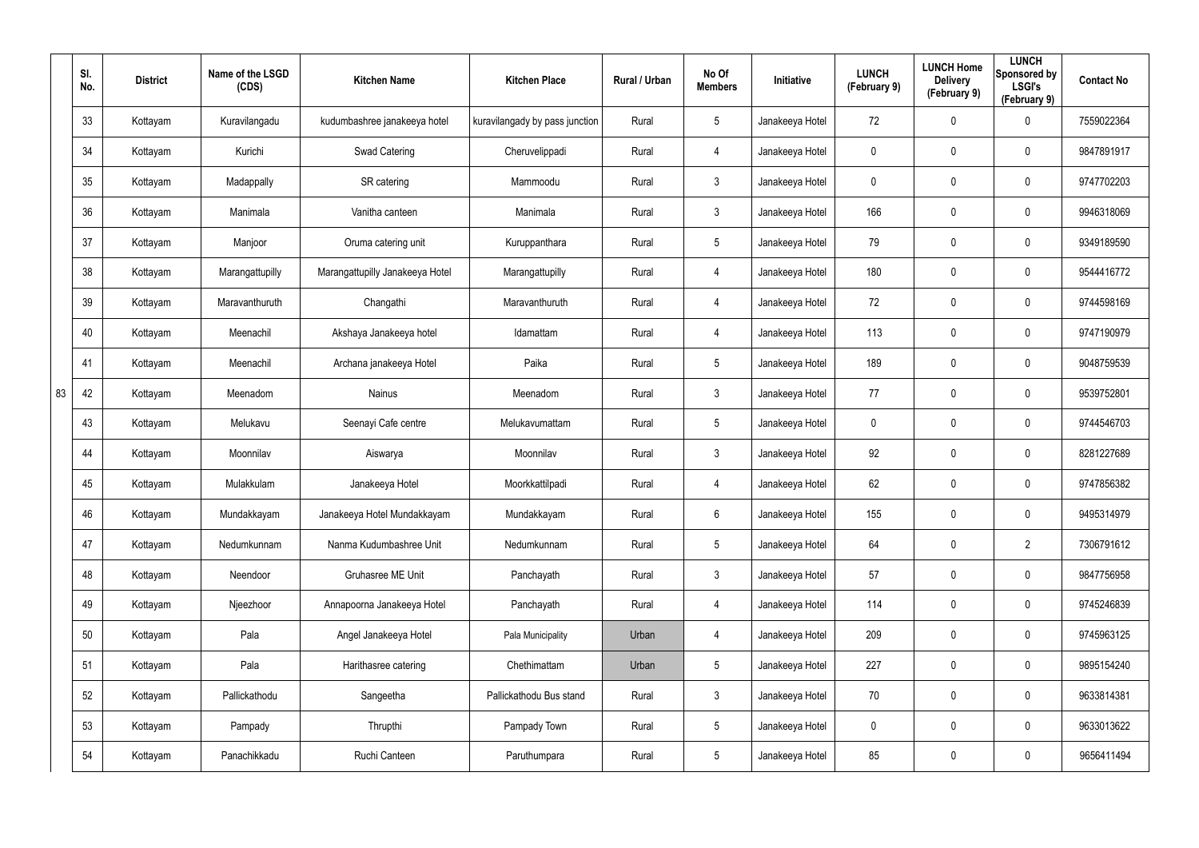| | Sl. No. | District | Name of the LSGD (CDS) | Kitchen Name | Kitchen Place | Rural / Urban | No Of Members | Initiative | LUNCH (February 9) | LUNCH Home Delivery (February 9) | LUNCH Sponsored by LSGI's (February 9) | Contact No |
|---|---|---|---|---|---|---|---|---|---|---|---|---|
| | 33 | Kottayam | Kuravilangadu | kudumbashree janakeeya hotel | kuravilangady by pass junction | Rural | 5 | Janakeeya Hotel | 72 | 0 | 0 | 7559022364 |
| | 34 | Kottayam | Kurichi | Swad Catering | Cheruvelippadi | Rural | 4 | Janakeeya Hotel | 0 | 0 | 0 | 9847891917 |
| | 35 | Kottayam | Madappally | SR catering | Mammoodu | Rural | 3 | Janakeeya Hotel | 0 | 0 | 0 | 9747702203 |
| | 36 | Kottayam | Manimala | Vanitha canteen | Manimala | Rural | 3 | Janakeeya Hotel | 166 | 0 | 0 | 9946318069 |
| | 37 | Kottayam | Manjoor | Oruma catering unit | Kuruppanthara | Rural | 5 | Janakeeya Hotel | 79 | 0 | 0 | 9349189590 |
| | 38 | Kottayam | Marangattupilly | Marangattupilly Janakeeya Hotel | Marangattupilly | Rural | 4 | Janakeeya Hotel | 180 | 0 | 0 | 9544416772 |
| | 39 | Kottayam | Maravanthuruth | Changathi | Maravanthuruth | Rural | 4 | Janakeeya Hotel | 72 | 0 | 0 | 9744598169 |
| | 40 | Kottayam | Meenachil | Akshaya Janakeeya hotel | Idamattam | Rural | 4 | Janakeeya Hotel | 113 | 0 | 0 | 9747190979 |
| | 41 | Kottayam | Meenachil | Archana janakeeya Hotel | Paika | Rural | 5 | Janakeeya Hotel | 189 | 0 | 0 | 9048759539 |
| 83 | 42 | Kottayam | Meenadom | Nainus | Meenadom | Rural | 3 | Janakeeya Hotel | 77 | 0 | 0 | 9539752801 |
| | 43 | Kottayam | Melukavu | Seenayi Cafe centre | Melukavumattam | Rural | 5 | Janakeeya Hotel | 0 | 0 | 0 | 9744546703 |
| | 44 | Kottayam | Moonnilav | Aiswarya | Moonnilav | Rural | 3 | Janakeeya Hotel | 92 | 0 | 0 | 8281227689 |
| | 45 | Kottayam | Mulakkulam | Janakeeya Hotel | Moorkkattilpadi | Rural | 4 | Janakeeya Hotel | 62 | 0 | 0 | 9747856382 |
| | 46 | Kottayam | Mundakkayam | Janakeeya Hotel Mundakkayam | Mundakkayam | Rural | 6 | Janakeeya Hotel | 155 | 0 | 0 | 9495314979 |
| | 47 | Kottayam | Nedumkunnam | Nanma Kudumbashree Unit | Nedumkunnam | Rural | 5 | Janakeeya Hotel | 64 | 0 | 2 | 7306791612 |
| | 48 | Kottayam | Neendoor | Gruhasree ME Unit | Panchayath | Rural | 3 | Janakeeya Hotel | 57 | 0 | 0 | 9847756958 |
| | 49 | Kottayam | Njeezhoor | Annapoorna Janakeeya Hotel | Panchayath | Rural | 4 | Janakeeya Hotel | 114 | 0 | 0 | 9745246839 |
| | 50 | Kottayam | Pala | Angel Janakeeya Hotel | Pala Municipality | Urban | 4 | Janakeeya Hotel | 209 | 0 | 0 | 9745963125 |
| | 51 | Kottayam | Pala | Harithasree catering | Chethimattam | Urban | 5 | Janakeeya Hotel | 227 | 0 | 0 | 9895154240 |
| | 52 | Kottayam | Pallickathodu | Sangeetha | Pallickathodu Bus stand | Rural | 3 | Janakeeya Hotel | 70 | 0 | 0 | 9633814381 |
| | 53 | Kottayam | Pampady | Thrupthi | Pampady Town | Rural | 5 | Janakeeya Hotel | 0 | 0 | 0 | 9633013622 |
| | 54 | Kottayam | Panachikkadu | Ruchi Canteen | Paruthumpara | Rural | 5 | Janakeeya Hotel | 85 | 0 | 0 | 9656411494 |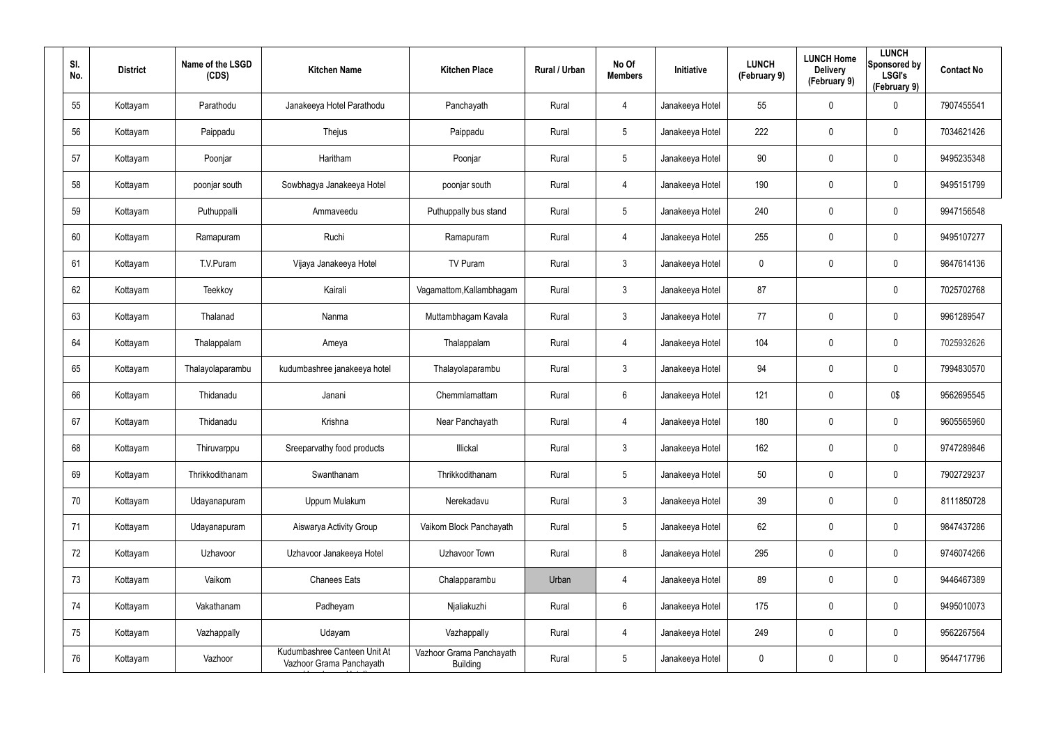| Sl. No. | District | Name of the LSGD (CDS) | Kitchen Name | Kitchen Place | Rural / Urban | No Of Members | Initiative | LUNCH (February 9) | LUNCH Home Delivery (February 9) | LUNCH Sponsored by LSGI's (February 9) | Contact No |
|---|---|---|---|---|---|---|---|---|---|---|---|
| 55 | Kottayam | Parathodu | Janakeeya Hotel Parathodu | Panchayath | Rural | 4 | Janakeeya Hotel | 55 | 0 | 0 | 7907455541 |
| 56 | Kottayam | Paippadu | Thejus | Paippadu | Rural | 5 | Janakeeya Hotel | 222 | 0 | 0 | 7034621426 |
| 57 | Kottayam | Poonjar | Haritham | Poonjar | Rural | 5 | Janakeeya Hotel | 90 | 0 | 0 | 9495235348 |
| 58 | Kottayam | poonjar south | Sowbhagya Janakeeya Hotel | poonjar south | Rural | 4 | Janakeeya Hotel | 190 | 0 | 0 | 9495151799 |
| 59 | Kottayam | Puthuppalli | Ammaveedu | Puthuppally bus stand | Rural | 5 | Janakeeya Hotel | 240 | 0 | 0 | 9947156548 |
| 60 | Kottayam | Ramapuram | Ruchi | Ramapuram | Rural | 4 | Janakeeya Hotel | 255 | 0 | 0 | 9495107277 |
| 61 | Kottayam | T.V.Puram | Vijaya Janakeeya Hotel | TV Puram | Rural | 3 | Janakeeya Hotel | 0 | 0 | 0 | 9847614136 |
| 62 | Kottayam | Teekkoy | Kairali | Vagamattom,Kallambhagam | Rural | 3 | Janakeeya Hotel | 87 | | 0 | 7025702768 |
| 63 | Kottayam | Thalanad | Nanma | Muttambhagam Kavala | Rural | 3 | Janakeeya Hotel | 77 | 0 | 0 | 9961289547 |
| 64 | Kottayam | Thalappalam | Ameya | Thalappalam | Rural | 4 | Janakeeya Hotel | 104 | 0 | 0 | 7025932626 |
| 65 | Kottayam | Thalayolaparambu | kudumbashree janakeeya hotel | Thalayolaparambu | Rural | 3 | Janakeeya Hotel | 94 | 0 | 0 | 7994830570 |
| 66 | Kottayam | Thidanadu | Janani | Chemmlamattam | Rural | 6 | Janakeeya Hotel | 121 | 0 | 0$ | 9562695545 |
| 67 | Kottayam | Thidanadu | Krishna | Near Panchayath | Rural | 4 | Janakeeya Hotel | 180 | 0 | 0 | 9605565960 |
| 68 | Kottayam | Thiruvarppu | Sreeparvathy food products | Illickal | Rural | 3 | Janakeeya Hotel | 162 | 0 | 0 | 9747289846 |
| 69 | Kottayam | Thrikkodithanam | Swanthanam | Thrikkodithanam | Rural | 5 | Janakeeya Hotel | 50 | 0 | 0 | 7902729237 |
| 70 | Kottayam | Udayanapuram | Uppum Mulakum | Nerekadavu | Rural | 3 | Janakeeya Hotel | 39 | 0 | 0 | 8111850728 |
| 71 | Kottayam | Udayanapuram | Aiswarya Activity Group | Vaikom Block Panchayath | Rural | 5 | Janakeeya Hotel | 62 | 0 | 0 | 9847437286 |
| 72 | Kottayam | Uzhavoor | Uzhavoor Janakeeya Hotel | Uzhavoor Town | Rural | 8 | Janakeeya Hotel | 295 | 0 | 0 | 9746074266 |
| 73 | Kottayam | Vaikom | Chanees Eats | Chalapparambu | Urban | 4 | Janakeeya Hotel | 89 | 0 | 0 | 9446467389 |
| 74 | Kottayam | Vakathanam | Padheyam | Njaliakuzhi | Rural | 6 | Janakeeya Hotel | 175 | 0 | 0 | 9495010073 |
| 75 | Kottayam | Vazhappally | Udayam | Vazhappally | Rural | 4 | Janakeeya Hotel | 249 | 0 | 0 | 9562267564 |
| 76 | Kottayam | Vazhoor | Kudumbashree Canteen Unit At Vazhoor Grama Panchayath | Vazhoor Grama Panchayath Building | Rural | 5 | Janakeeya Hotel | 0 | 0 | 0 | 9544717796 |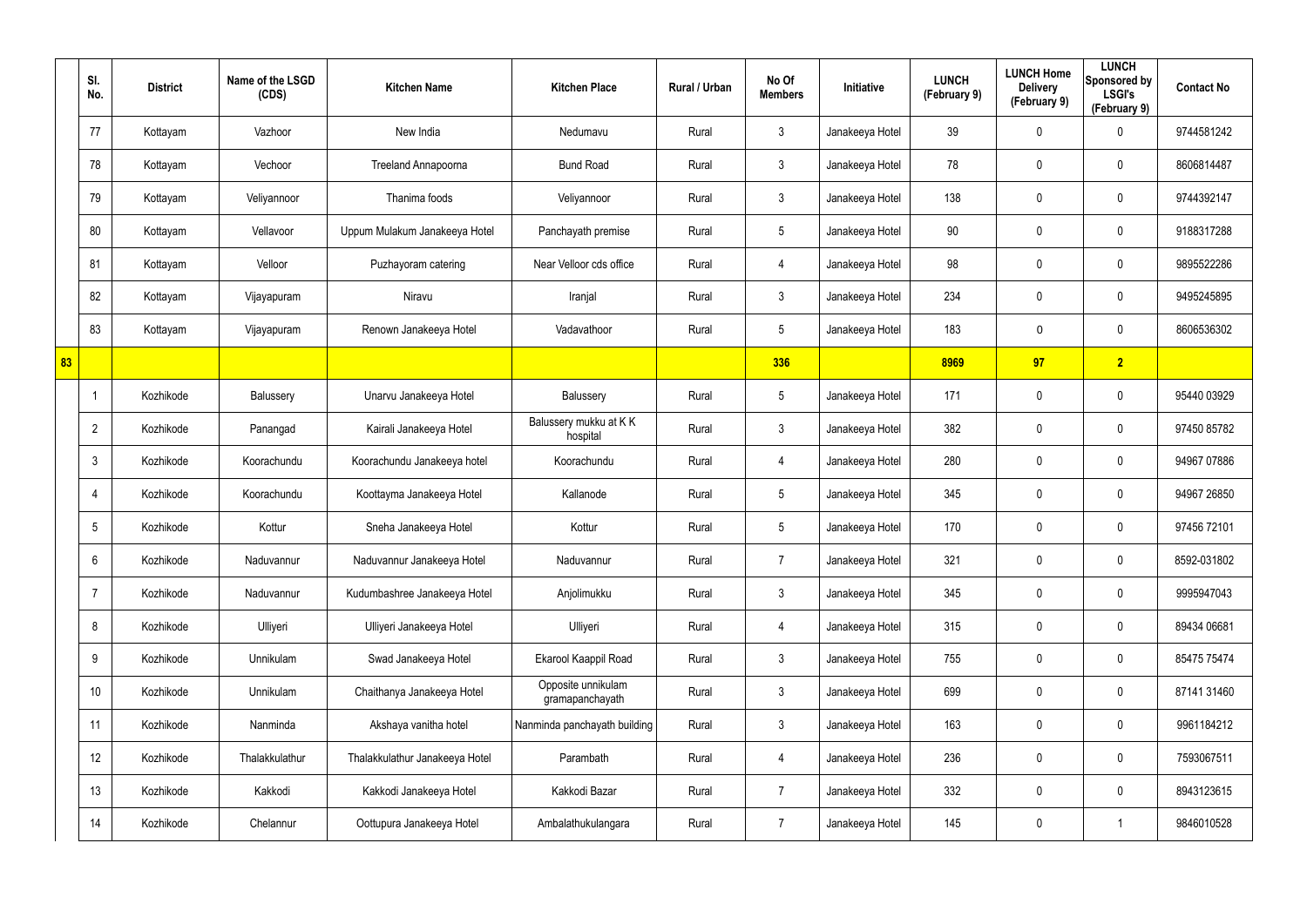| | Sl. No. | District | Name of the LSGD (CDS) | Kitchen Name | Kitchen Place | Rural / Urban | No Of Members | Initiative | LUNCH (February 9) | LUNCH Home Delivery (February 9) | LUNCH Sponsored by LSGI's (February 9) | Contact No |
|---|---|---|---|---|---|---|---|---|---|---|---|---|
| | 77 | Kottayam | Vazhoor | New India | Nedumavu | Rural | 3 | Janakeeya Hotel | 39 | 0 | 0 | 9744581242 |
| | 78 | Kottayam | Vechoor | Treeland Annapoorna | Bund Road | Rural | 3 | Janakeeya Hotel | 78 | 0 | 0 | 8606814487 |
| | 79 | Kottayam | Veliyannoor | Thanima foods | Veliyannoor | Rural | 3 | Janakeeya Hotel | 138 | 0 | 0 | 9744392147 |
| | 80 | Kottayam | Vellavoor | Uppum Mulakum Janakeeya Hotel | Panchayath premise | Rural | 5 | Janakeeya Hotel | 90 | 0 | 0 | 9188317288 |
| | 81 | Kottayam | Velloor | Puzhayoram catering | Near Velloor cds office | Rural | 4 | Janakeeya Hotel | 98 | 0 | 0 | 9895522286 |
| | 82 | Kottayam | Vijayapuram | Niravu | Iranjal | Rural | 3 | Janakeeya Hotel | 234 | 0 | 0 | 9495245895 |
| | 83 | Kottayam | Vijayapuram | Renown Janakeeya Hotel | Vadavathoor | Rural | 5 | Janakeeya Hotel | 183 | 0 | 0 | 8606536302 |
| 83 | | | | | | | 336 | | 8969 | 97 | 2 | |
| | 1 | Kozhikode | Balussery | Unarvu Janakeeya Hotel | Balussery | Rural | 5 | Janakeeya Hotel | 171 | 0 | 0 | 95440 03929 |
| | 2 | Kozhikode | Panangad | Kairali Janakeeya Hotel | Balussery mukku at K K hospital | Rural | 3 | Janakeeya Hotel | 382 | 0 | 0 | 97450 85782 |
| | 3 | Kozhikode | Koorachundu | Koorachundu Janakeeya hotel | Koorachundu | Rural | 4 | Janakeeya Hotel | 280 | 0 | 0 | 94967 07886 |
| | 4 | Kozhikode | Koorachundu | Koottayma Janakeeya Hotel | Kallanode | Rural | 5 | Janakeeya Hotel | 345 | 0 | 0 | 94967 26850 |
| | 5 | Kozhikode | Kottur | Sneha Janakeeya Hotel | Kottur | Rural | 5 | Janakeeya Hotel | 170 | 0 | 0 | 97456 72101 |
| | 6 | Kozhikode | Naduvannur | Naduvannur Janakeeya Hotel | Naduvannur | Rural | 7 | Janakeeya Hotel | 321 | 0 | 0 | 8592-031802 |
| | 7 | Kozhikode | Naduvannur | Kudumbashree Janakeeya Hotel | Anjolimukku | Rural | 3 | Janakeeya Hotel | 345 | 0 | 0 | 9995947043 |
| | 8 | Kozhikode | Ulliyeri | Ulliyeri Janakeeya Hotel | Ulliyeri | Rural | 4 | Janakeeya Hotel | 315 | 0 | 0 | 89434 06681 |
| | 9 | Kozhikode | Unnikulam | Swad Janakeeya Hotel | Ekarool Kaappil Road | Rural | 3 | Janakeeya Hotel | 755 | 0 | 0 | 85475 75474 |
| | 10 | Kozhikode | Unnikulam | Chaithanya Janakeeya Hotel | Opposite unnikulam gramapanchayath | Rural | 3 | Janakeeya Hotel | 699 | 0 | 0 | 87141 31460 |
| | 11 | Kozhikode | Nanminda | Akshaya vanitha hotel | Nanminda panchayath building | Rural | 3 | Janakeeya Hotel | 163 | 0 | 0 | 9961184212 |
| | 12 | Kozhikode | Thalakkulathur | Thalakkulathur Janakeeya Hotel | Parambath | Rural | 4 | Janakeeya Hotel | 236 | 0 | 0 | 7593067511 |
| | 13 | Kozhikode | Kakkodi | Kakkodi Janakeeya Hotel | Kakkodi Bazar | Rural | 7 | Janakeeya Hotel | 332 | 0 | 0 | 8943123615 |
| | 14 | Kozhikode | Chelannur | Oottupura Janakeeya Hotel | Ambalathukulangara | Rural | 7 | Janakeeya Hotel | 145 | 0 | 1 | 9846010528 |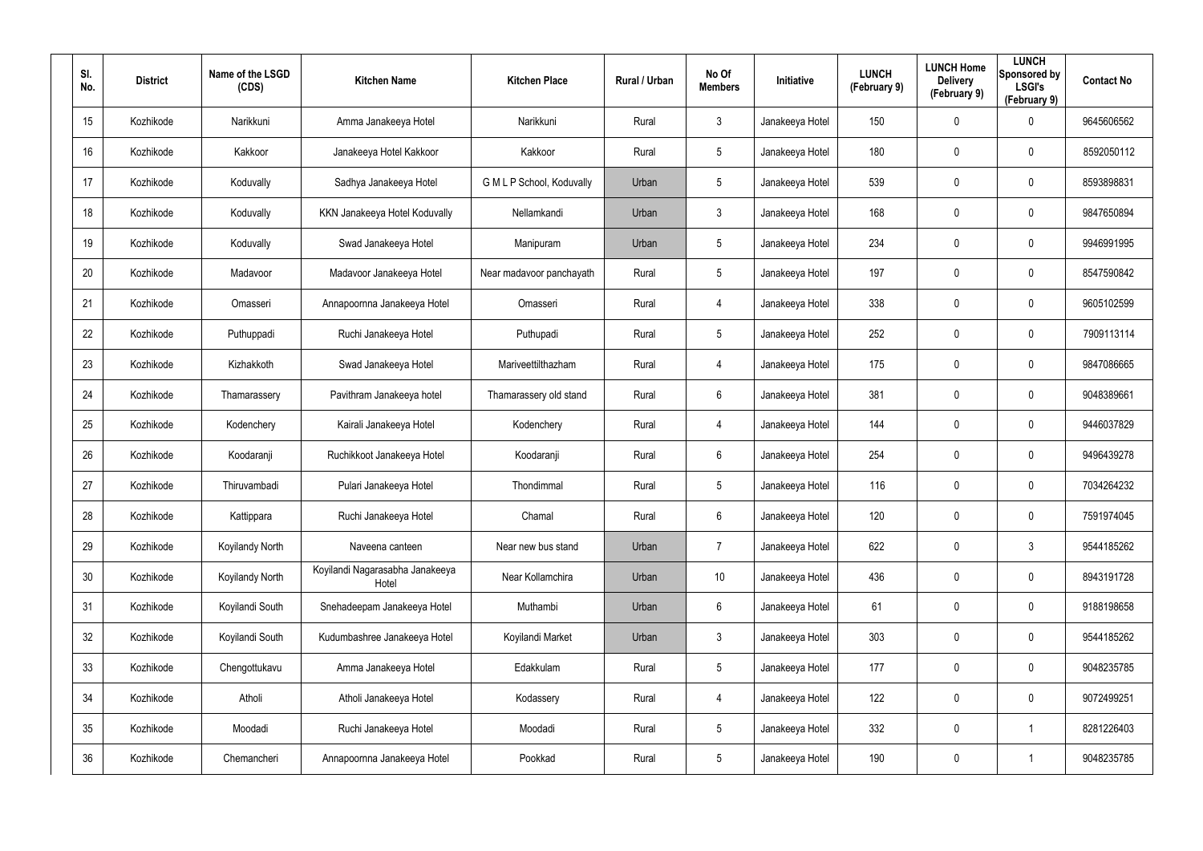| Sl. No. | District | Name of the LSGD (CDS) | Kitchen Name | Kitchen Place | Rural / Urban | No Of Members | Initiative | LUNCH (February 9) | LUNCH Home Delivery (February 9) | LUNCH Sponsored by LSGI's (February 9) | Contact No |
|---|---|---|---|---|---|---|---|---|---|---|---|
| 15 | Kozhikode | Narikkuni | Amma Janakeeya Hotel | Narikkuni | Rural | 3 | Janakeeya Hotel | 150 | 0 | 0 | 9645606562 |
| 16 | Kozhikode | Kakkoor | Janakeeya Hotel Kakkoor | Kakkoor | Rural | 5 | Janakeeya Hotel | 180 | 0 | 0 | 8592050112 |
| 17 | Kozhikode | Koduvally | Sadhya Janakeeya Hotel | G M L P School, Koduvally | Urban | 5 | Janakeeya Hotel | 539 | 0 | 0 | 8593898831 |
| 18 | Kozhikode | Koduvally | KKN Janakeeya Hotel Koduvally | Nellamkandi | Urban | 3 | Janakeeya Hotel | 168 | 0 | 0 | 9847650894 |
| 19 | Kozhikode | Koduvally | Swad Janakeeya Hotel | Manipuram | Urban | 5 | Janakeeya Hotel | 234 | 0 | 0 | 9946991995 |
| 20 | Kozhikode | Madavoor | Madavoor Janakeeya Hotel | Near madavoor panchayath | Rural | 5 | Janakeeya Hotel | 197 | 0 | 0 | 8547590842 |
| 21 | Kozhikode | Omasseri | Annapoornna Janakeeya Hotel | Omasseri | Rural | 4 | Janakeeya Hotel | 338 | 0 | 0 | 9605102599 |
| 22 | Kozhikode | Puthuppadi | Ruchi Janakeeya Hotel | Puthupadi | Rural | 5 | Janakeeya Hotel | 252 | 0 | 0 | 7909113114 |
| 23 | Kozhikode | Kizhakkoth | Swad Janakeeya Hotel | Mariveettilthazham | Rural | 4 | Janakeeya Hotel | 175 | 0 | 0 | 9847086665 |
| 24 | Kozhikode | Thamarassery | Pavithram Janakeeya hotel | Thamarassery old stand | Rural | 6 | Janakeeya Hotel | 381 | 0 | 0 | 9048389661 |
| 25 | Kozhikode | Kodenchery | Kairali Janakeeya Hotel | Kodenchery | Rural | 4 | Janakeeya Hotel | 144 | 0 | 0 | 9446037829 |
| 26 | Kozhikode | Koodaranji | Ruchikkoot Janakeeya Hotel | Koodaranji | Rural | 6 | Janakeeya Hotel | 254 | 0 | 0 | 9496439278 |
| 27 | Kozhikode | Thiruvambadi | Pulari Janakeeya Hotel | Thondimmal | Rural | 5 | Janakeeya Hotel | 116 | 0 | 0 | 7034264232 |
| 28 | Kozhikode | Kattippara | Ruchi Janakeeya Hotel | Chamal | Rural | 6 | Janakeeya Hotel | 120 | 0 | 0 | 7591974045 |
| 29 | Kozhikode | Koyilandy North | Naveena canteen | Near new bus stand | Urban | 7 | Janakeeya Hotel | 622 | 0 | 3 | 9544185262 |
| 30 | Kozhikode | Koyilandy North | Koyilandi Nagarasabha Janakeeya Hotel | Near Kollamchira | Urban | 10 | Janakeeya Hotel | 436 | 0 | 0 | 8943191728 |
| 31 | Kozhikode | Koyilandi South | Snehadeepam Janakeeya Hotel | Muthambi | Urban | 6 | Janakeeya Hotel | 61 | 0 | 0 | 9188198658 |
| 32 | Kozhikode | Koyilandi South | Kudumbashree Janakeeya Hotel | Koyilandi Market | Urban | 3 | Janakeeya Hotel | 303 | 0 | 0 | 9544185262 |
| 33 | Kozhikode | Chengottukavu | Amma Janakeeya Hotel | Edakkulam | Rural | 5 | Janakeeya Hotel | 177 | 0 | 0 | 9048235785 |
| 34 | Kozhikode | Atholi | Atholi Janakeeya Hotel | Kodassery | Rural | 4 | Janakeeya Hotel | 122 | 0 | 0 | 9072499251 |
| 35 | Kozhikode | Moodadi | Ruchi Janakeeya Hotel | Moodadi | Rural | 5 | Janakeeya Hotel | 332 | 0 | 1 | 8281226403 |
| 36 | Kozhikode | Chemancheri | Annapoornna Janakeeya Hotel | Pookkad | Rural | 5 | Janakeeya Hotel | 190 | 0 | 1 | 9048235785 |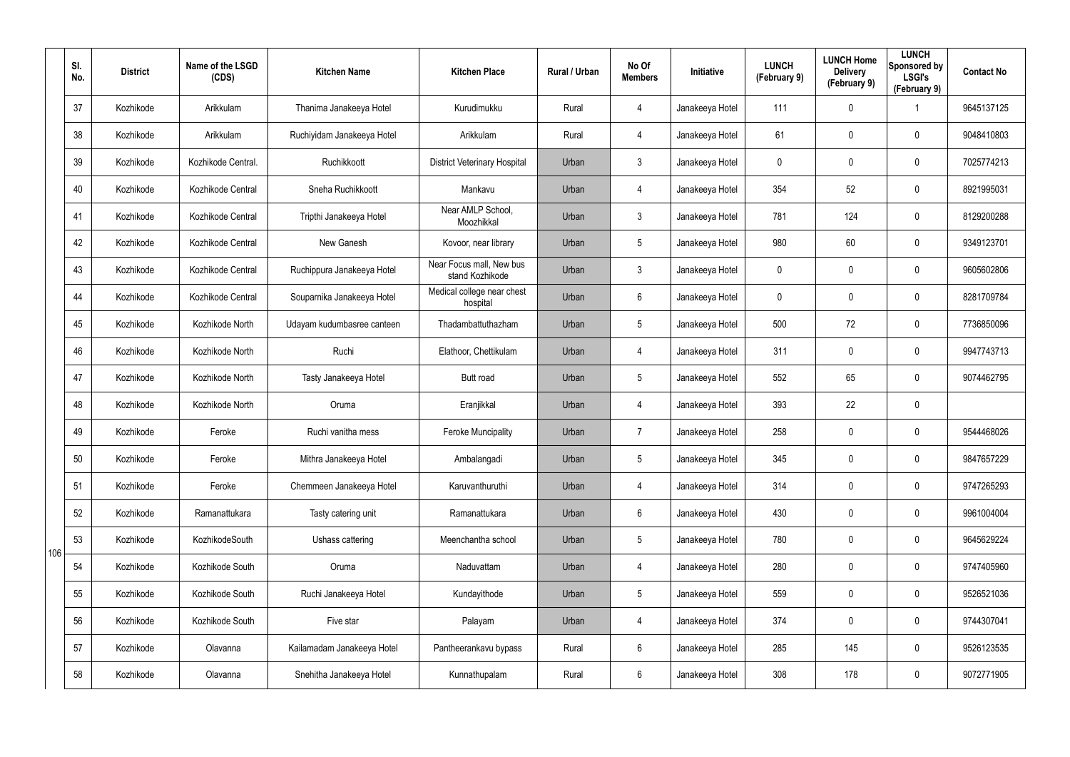| | Sl. No. | District | Name of the LSGD (CDS) | Kitchen Name | Kitchen Place | Rural / Urban | No Of Members | Initiative | LUNCH (February 9) | LUNCH Home Delivery (February 9) | LUNCH Sponsored by LSGI's (February 9) | Contact No |
|---|---|---|---|---|---|---|---|---|---|---|---|---|
| 106 | 37 | Kozhikode | Arikkulam | Thanima Janakeeya Hotel | Kurudimukku | Rural | 4 | Janakeeya Hotel | 111 | 0 | 1 | 9645137125 |
| | 38 | Kozhikode | Arikkulam | Ruchiyidam Janakeeya Hotel | Arikkulam | Rural | 4 | Janakeeya Hotel | 61 | 0 | 0 | 9048410803 |
| | 39 | Kozhikode | Kozhikode Central. | Ruchikkoott | District Veterinary Hospital | Urban | 3 | Janakeeya Hotel | 0 | 0 | 0 | 7025774213 |
| | 40 | Kozhikode | Kozhikode Central | Sneha Ruchikkoott | Mankavu | Urban | 4 | Janakeeya Hotel | 354 | 52 | 0 | 8921995031 |
| | 41 | Kozhikode | Kozhikode Central | Tripthi Janakeeya Hotel | Near AMLP School, Moozhikkal | Urban | 3 | Janakeeya Hotel | 781 | 124 | 0 | 8129200288 |
| | 42 | Kozhikode | Kozhikode Central | New Ganesh | Kovoor, near library | Urban | 5 | Janakeeya Hotel | 980 | 60 | 0 | 9349123701 |
| | 43 | Kozhikode | Kozhikode Central | Ruchippura Janakeeya Hotel | Near Focus mall, New bus stand Kozhikode | Urban | 3 | Janakeeya Hotel | 0 | 0 | 0 | 9605602806 |
| | 44 | Kozhikode | Kozhikode Central | Souparnika Janakeeya Hotel | Medical college near chest hospital | Urban | 6 | Janakeeya Hotel | 0 | 0 | 0 | 8281709784 |
| | 45 | Kozhikode | Kozhikode North | Udayam kudumbasree canteen | Thadambattuthazham | Urban | 5 | Janakeeya Hotel | 500 | 72 | 0 | 7736850096 |
| | 46 | Kozhikode | Kozhikode North | Ruchi | Elathoor, Chettikulam | Urban | 4 | Janakeeya Hotel | 311 | 0 | 0 | 9947743713 |
| | 47 | Kozhikode | Kozhikode North | Tasty Janakeeya Hotel | Butt road | Urban | 5 | Janakeeya Hotel | 552 | 65 | 0 | 9074462795 |
| | 48 | Kozhikode | Kozhikode North | Oruma | Eranjikkal | Urban | 4 | Janakeeya Hotel | 393 | 22 | 0 | |
| | 49 | Kozhikode | Feroke | Ruchi vanitha mess | Feroke Muncipality | Urban | 7 | Janakeeya Hotel | 258 | 0 | 0 | 9544468026 |
| | 50 | Kozhikode | Feroke | Mithra Janakeeya Hotel | Ambalangadi | Urban | 5 | Janakeeya Hotel | 345 | 0 | 0 | 9847657229 |
| | 51 | Kozhikode | Feroke | Chemmeen Janakeeya Hotel | Karuvanthuruthi | Urban | 4 | Janakeeya Hotel | 314 | 0 | 0 | 9747265293 |
| | 52 | Kozhikode | Ramanattukara | Tasty catering unit | Ramanattukara | Urban | 6 | Janakeeya Hotel | 430 | 0 | 0 | 9961004004 |
| | 53 | Kozhikode | KozhikodeSouth | Ushass cattering | Meenchantha school | Urban | 5 | Janakeeya Hotel | 780 | 0 | 0 | 9645629224 |
| | 54 | Kozhikode | Kozhikode South | Oruma | Naduvattam | Urban | 4 | Janakeeya Hotel | 280 | 0 | 0 | 9747405960 |
| | 55 | Kozhikode | Kozhikode South | Ruchi Janakeeya Hotel | Kundayithode | Urban | 5 | Janakeeya Hotel | 559 | 0 | 0 | 9526521036 |
| | 56 | Kozhikode | Kozhikode South | Five star | Palayam | Urban | 4 | Janakeeya Hotel | 374 | 0 | 0 | 9744307041 |
| | 57 | Kozhikode | Olavanna | Kailamadam Janakeeya Hotel | Pantheerankavu bypass | Rural | 6 | Janakeeya Hotel | 285 | 145 | 0 | 9526123535 |
| | 58 | Kozhikode | Olavanna | Snehitha Janakeeya Hotel | Kunnathupalam | Rural | 6 | Janakeeya Hotel | 308 | 178 | 0 | 9072771905 |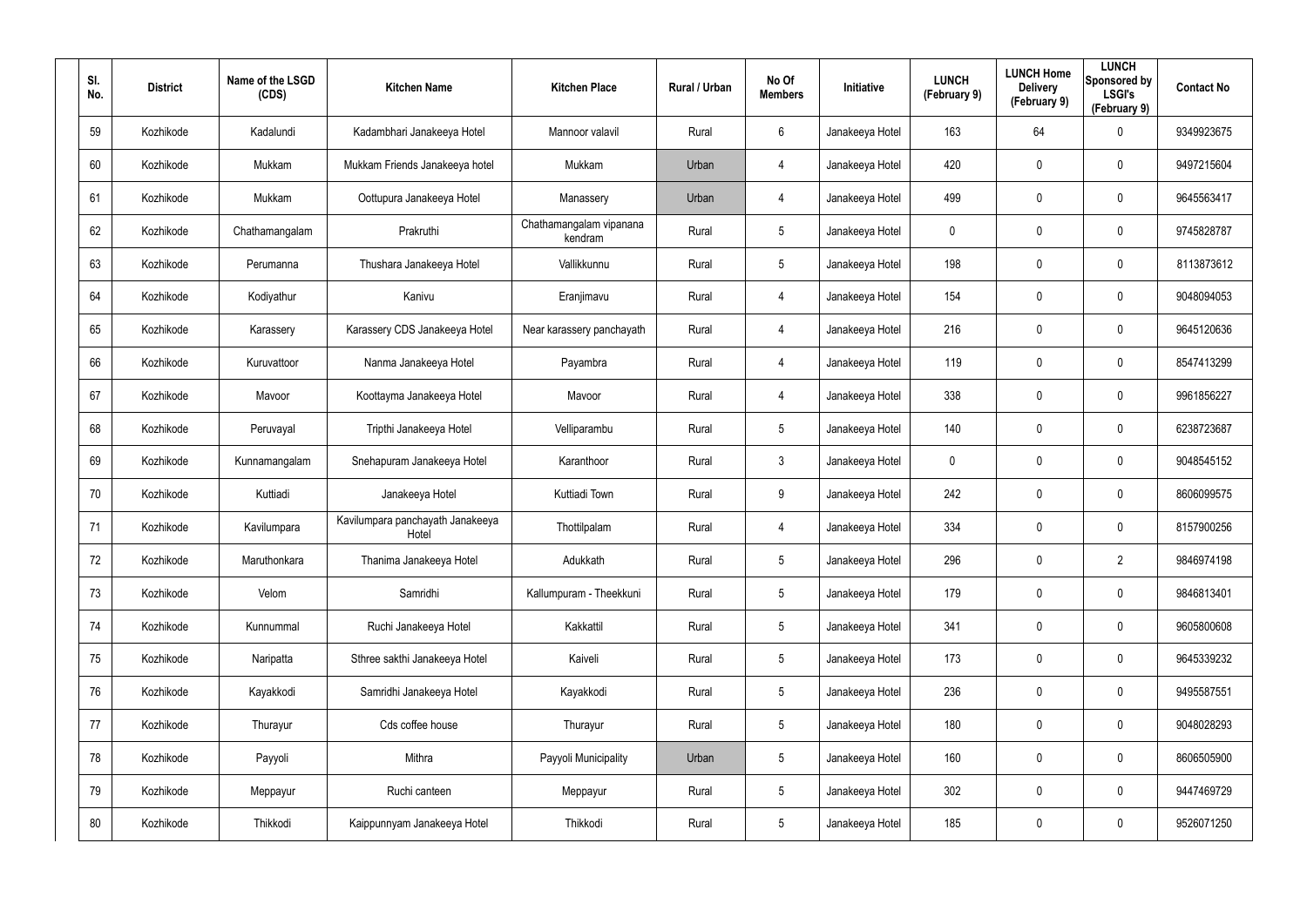| Sl. No. | District | Name of the LSGD (CDS) | Kitchen Name | Kitchen Place | Rural / Urban | No Of Members | Initiative | LUNCH (February 9) | LUNCH Home Delivery (February 9) | LUNCH Sponsored by LSGI's (February 9) | Contact No |
|---|---|---|---|---|---|---|---|---|---|---|---|
| 59 | Kozhikode | Kadalundi | Kadambhari Janakeeya Hotel | Mannoor valavil | Rural | 6 | Janakeeya Hotel | 163 | 64 | 0 | 9349923675 |
| 60 | Kozhikode | Mukkam | Mukkam Friends Janakeeya hotel | Mukkam | Urban | 4 | Janakeeya Hotel | 420 | 0 | 0 | 9497215604 |
| 61 | Kozhikode | Mukkam | Oottupura Janakeeya Hotel | Manassery | Urban | 4 | Janakeeya Hotel | 499 | 0 | 0 | 9645563417 |
| 62 | Kozhikode | Chathamangalam | Prakruthi | Chathamangalam vipanana kendram | Rural | 5 | Janakeeya Hotel | 0 | 0 | 0 | 9745828787 |
| 63 | Kozhikode | Perumanna | Thushara Janakeeya Hotel | Vallikkunnu | Rural | 5 | Janakeeya Hotel | 198 | 0 | 0 | 8113873612 |
| 64 | Kozhikode | Kodiyathur | Kanivu | Eranjimavu | Rural | 4 | Janakeeya Hotel | 154 | 0 | 0 | 9048094053 |
| 65 | Kozhikode | Karassery | Karassery CDS Janakeeya Hotel | Near karassery panchayath | Rural | 4 | Janakeeya Hotel | 216 | 0 | 0 | 9645120636 |
| 66 | Kozhikode | Kuruvattoor | Nanma Janakeeya Hotel | Payambra | Rural | 4 | Janakeeya Hotel | 119 | 0 | 0 | 8547413299 |
| 67 | Kozhikode | Mavoor | Koottayma Janakeeya Hotel | Mavoor | Rural | 4 | Janakeeya Hotel | 338 | 0 | 0 | 9961856227 |
| 68 | Kozhikode | Peruvayal | Tripthi Janakeeya Hotel | Velliparambu | Rural | 5 | Janakeeya Hotel | 140 | 0 | 0 | 6238723687 |
| 69 | Kozhikode | Kunnamangalam | Snehapuram Janakeeya Hotel | Karanthoor | Rural | 3 | Janakeeya Hotel | 0 | 0 | 0 | 9048545152 |
| 70 | Kozhikode | Kuttiadi | Janakeeya Hotel | Kuttiadi Town | Rural | 9 | Janakeeya Hotel | 242 | 0 | 0 | 8606099575 |
| 71 | Kozhikode | Kavilumpara | Kavilumpara panchayath Janakeeya Hotel | Thottilpalam | Rural | 4 | Janakeeya Hotel | 334 | 0 | 0 | 8157900256 |
| 72 | Kozhikode | Maruthonkara | Thanima Janakeeya Hotel | Adukkath | Rural | 5 | Janakeeya Hotel | 296 | 0 | 2 | 9846974198 |
| 73 | Kozhikode | Velom | Samridhi | Kallumpuram - Theekkuni | Rural | 5 | Janakeeya Hotel | 179 | 0 | 0 | 9846813401 |
| 74 | Kozhikode | Kunnummal | Ruchi Janakeeya Hotel | Kakkattil | Rural | 5 | Janakeeya Hotel | 341 | 0 | 0 | 9605800608 |
| 75 | Kozhikode | Naripatta | Sthree sakthi Janakeeya Hotel | Kaiveli | Rural | 5 | Janakeeya Hotel | 173 | 0 | 0 | 9645339232 |
| 76 | Kozhikode | Kayakkodi | Samridhi Janakeeya Hotel | Kayakkodi | Rural | 5 | Janakeeya Hotel | 236 | 0 | 0 | 9495587551 |
| 77 | Kozhikode | Thurayur | Cds coffee house | Thurayur | Rural | 5 | Janakeeya Hotel | 180 | 0 | 0 | 9048028293 |
| 78 | Kozhikode | Payyoli | Mithra | Payyoli Municipality | Urban | 5 | Janakeeya Hotel | 160 | 0 | 0 | 8606505900 |
| 79 | Kozhikode | Meppayur | Ruchi canteen | Meppayur | Rural | 5 | Janakeeya Hotel | 302 | 0 | 0 | 9447469729 |
| 80 | Kozhikode | Thikkodi | Kaippunnyam Janakeeya Hotel | Thikkodi | Rural | 5 | Janakeeya Hotel | 185 | 0 | 0 | 9526071250 |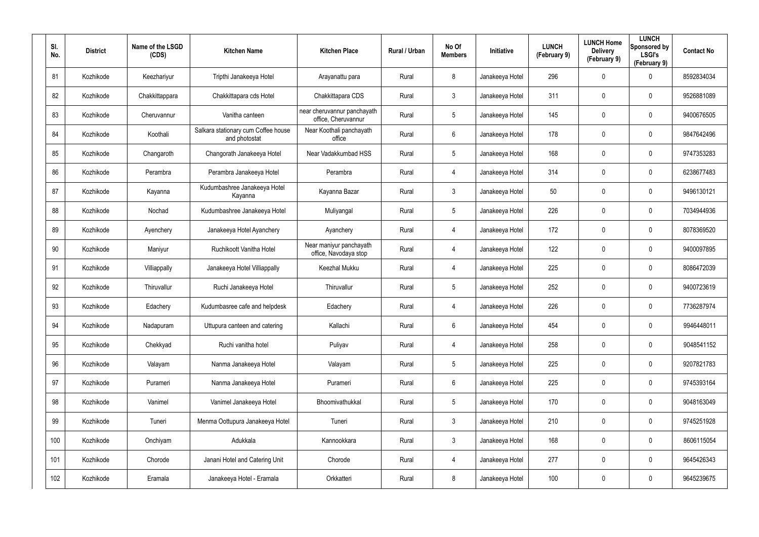| Sl. No. | District | Name of the LSGD (CDS) | Kitchen Name | Kitchen Place | Rural / Urban | No Of Members | Initiative | LUNCH (February 9) | LUNCH Home Delivery (February 9) | LUNCH Sponsored by LSGI's (February 9) | Contact No |
|---|---|---|---|---|---|---|---|---|---|---|---|
| 81 | Kozhikode | Keezhariyur | Tripthi Janakeeya Hotel | Arayanattu para | Rural | 8 | Janakeeya Hotel | 296 | 0 | 0 | 8592834034 |
| 82 | Kozhikode | Chakkittappara | Chakkittapara cds Hotel | Chakkittapara CDS | Rural | 3 | Janakeeya Hotel | 311 | 0 | 0 | 9526881089 |
| 83 | Kozhikode | Cheruvannur | Vanitha canteen | near cheruvannur panchayath office, Cheruvannur | Rural | 5 | Janakeeya Hotel | 145 | 0 | 0 | 9400676505 |
| 84 | Kozhikode | Koothali | Salkara stationary cum Coffee house and photostat | Near Koothali panchayath office | Rural | 6 | Janakeeya Hotel | 178 | 0 | 0 | 9847642496 |
| 85 | Kozhikode | Changaroth | Changorath Janakeeya Hotel | Near Vadakkumbad HSS | Rural | 5 | Janakeeya Hotel | 168 | 0 | 0 | 9747353283 |
| 86 | Kozhikode | Perambra | Perambra Janakeeya Hotel | Perambra | Rural | 4 | Janakeeya Hotel | 314 | 0 | 0 | 6238677483 |
| 87 | Kozhikode | Kayanna | Kudumbashree Janakeeya Hotel Kayanna | Kayanna Bazar | Rural | 3 | Janakeeya Hotel | 50 | 0 | 0 | 9496130121 |
| 88 | Kozhikode | Nochad | Kudumbashree Janakeeya Hotel | Muliyangal | Rural | 5 | Janakeeya Hotel | 226 | 0 | 0 | 7034944936 |
| 89 | Kozhikode | Ayenchery | Janakeeya Hotel Ayanchery | Ayanchery | Rural | 4 | Janakeeya Hotel | 172 | 0 | 0 | 8078369520 |
| 90 | Kozhikode | Maniyur | Ruchikoott Vanitha Hotel | Near maniyur panchayath office, Navodaya stop | Rural | 4 | Janakeeya Hotel | 122 | 0 | 0 | 9400097895 |
| 91 | Kozhikode | Villiappally | Janakeeya Hotel Villiappally | Keezhal Mukku | Rural | 4 | Janakeeya Hotel | 225 | 0 | 0 | 8086472039 |
| 92 | Kozhikode | Thiruvallur | Ruchi Janakeeya Hotel | Thiruvallur | Rural | 5 | Janakeeya Hotel | 252 | 0 | 0 | 9400723619 |
| 93 | Kozhikode | Edachery | Kudumbasree cafe and helpdesk | Edachery | Rural | 4 | Janakeeya Hotel | 226 | 0 | 0 | 7736287974 |
| 94 | Kozhikode | Nadapuram | Uttupura canteen and catering | Kallachi | Rural | 6 | Janakeeya Hotel | 454 | 0 | 0 | 9946448011 |
| 95 | Kozhikode | Chekkyad | Ruchi vanitha hotel | Puliyav | Rural | 4 | Janakeeya Hotel | 258 | 0 | 0 | 9048541152 |
| 96 | Kozhikode | Valayam | Nanma Janakeeya Hotel | Valayam | Rural | 5 | Janakeeya Hotel | 225 | 0 | 0 | 9207821783 |
| 97 | Kozhikode | Purameri | Nanma Janakeeya Hotel | Purameri | Rural | 6 | Janakeeya Hotel | 225 | 0 | 0 | 9745393164 |
| 98 | Kozhikode | Vanimel | Vanimel Janakeeya Hotel | Bhoomivathukkal | Rural | 5 | Janakeeya Hotel | 170 | 0 | 0 | 9048163049 |
| 99 | Kozhikode | Tuneri | Menma Oottupura Janakeeya Hotel | Tuneri | Rural | 3 | Janakeeya Hotel | 210 | 0 | 0 | 9745251928 |
| 100 | Kozhikode | Onchiyam | Adukkala | Kannookkara | Rural | 3 | Janakeeya Hotel | 168 | 0 | 0 | 8606115054 |
| 101 | Kozhikode | Chorode | Janani Hotel and Catering Unit | Chorode | Rural | 4 | Janakeeya Hotel | 277 | 0 | 0 | 9645426343 |
| 102 | Kozhikode | Eramala | Janakeeya Hotel - Eramala | Orkkatteri | Rural | 8 | Janakeeya Hotel | 100 | 0 | 0 | 9645239675 |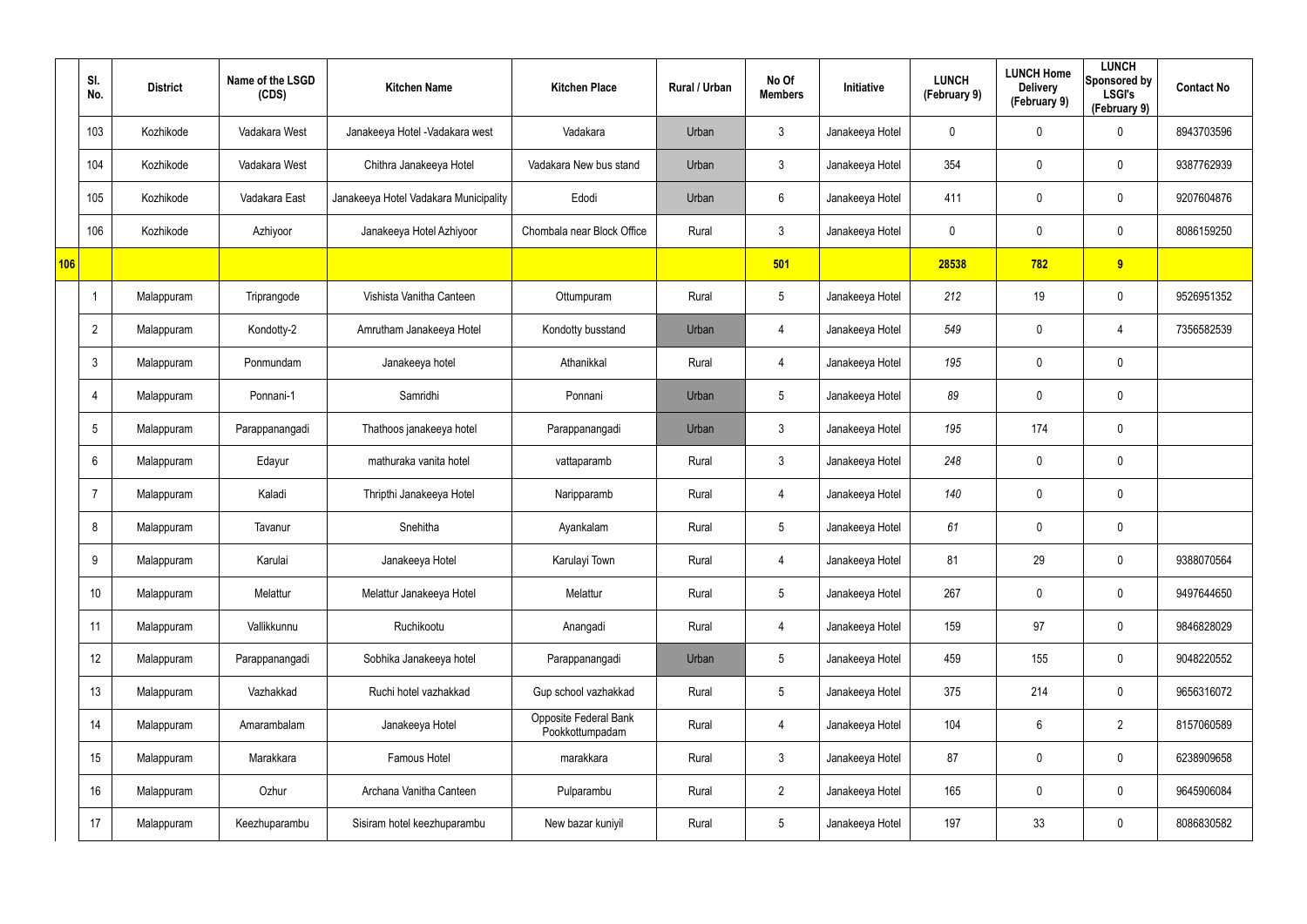| | Sl. No. | District | Name of the LSGD (CDS) | Kitchen Name | Kitchen Place | Rural / Urban | No Of Members | Initiative | LUNCH (February 9) | LUNCH Home Delivery (February 9) | LUNCH Sponsored by LSGI's (February 9) | Contact No |
|---|---|---|---|---|---|---|---|---|---|---|---|---|
| | 103 | Kozhikode | Vadakara West | Janakeeya Hotel -Vadakara west | Vadakara | Urban | 3 | Janakeeya Hotel | 0 | 0 | 0 | 8943703596 |
| | 104 | Kozhikode | Vadakara West | Chithra Janakeeya Hotel | Vadakara New bus stand | Urban | 3 | Janakeeya Hotel | 354 | 0 | 0 | 9387762939 |
| | 105 | Kozhikode | Vadakara East | Janakeeya Hotel Vadakara Municipality | Edodi | Urban | 6 | Janakeeya Hotel | 411 | 0 | 0 | 9207604876 |
| | 106 | Kozhikode | Azhiyoor | Janakeeya Hotel Azhiyoor | Chombala near Block Office | Rural | 3 | Janakeeya Hotel | 0 | 0 | 0 | 8086159250 |
| **106** | | | | | | | **501** | | **28538** | **782** | **9** | |
| | 1 | Malappuram | Triprangode | Vishista Vanitha Canteen | Ottumpuram | Rural | 5 | Janakeeya Hotel | 212 | 19 | 0 | 9526951352 |
| | 2 | Malappuram | Kondotty-2 | Amrutham Janakeeya Hotel | Kondotty busstand | Urban | 4 | Janakeeya Hotel | 549 | 0 | 4 | 7356582539 |
| | 3 | Malappuram | Ponmundam | Janakeeya hotel | Athanikkal | Rural | 4 | Janakeeya Hotel | 195 | 0 | 0 | |
| | 4 | Malappuram | Ponnani-1 | Samridhi | Ponnani | Urban | 5 | Janakeeya Hotel | 89 | 0 | 0 | |
| | 5 | Malappuram | Parappanangadi | Thathoos janakeeya hotel | Parappanangadi | Urban | 3 | Janakeeya Hotel | 195 | 174 | 0 | |
| | 6 | Malappuram | Edayur | mathuraka vanita hotel | vattaparamb | Rural | 3 | Janakeeya Hotel | 248 | 0 | 0 | |
| | 7 | Malappuram | Kaladi | Thripthi Janakeeya Hotel | Naripparamb | Rural | 4 | Janakeeya Hotel | 140 | 0 | 0 | |
| | 8 | Malappuram | Tavanur | Snehitha | Ayankalam | Rural | 5 | Janakeeya Hotel | 61 | 0 | 0 | |
| | 9 | Malappuram | Karulai | Janakeeya Hotel | Karulayi Town | Rural | 4 | Janakeeya Hotel | 81 | 29 | 0 | 9388070564 |
| | 10 | Malappuram | Melattur | Melattur Janakeeya Hotel | Melattur | Rural | 5 | Janakeeya Hotel | 267 | 0 | 0 | 9497644650 |
| | 11 | Malappuram | Vallikkunnu | Ruchikootu | Anangadi | Rural | 4 | Janakeeya Hotel | 159 | 97 | 0 | 9846828029 |
| | 12 | Malappuram | Parappanangadi | Sobhika Janakeeya hotel | Parappanangadi | Urban | 5 | Janakeeya Hotel | 459 | 155 | 0 | 9048220552 |
| | 13 | Malappuram | Vazhakkad | Ruchi hotel vazhakkad | Gup school vazhakkad | Rural | 5 | Janakeeya Hotel | 375 | 214 | 0 | 9656316072 |
| | 14 | Malappuram | Amarambalam | Janakeeya Hotel | Opposite Federal Bank Pookkottumpadam | Rural | 4 | Janakeeya Hotel | 104 | 6 | 2 | 8157060589 |
| | 15 | Malappuram | Marakkara | Famous Hotel | marakkara | Rural | 3 | Janakeeya Hotel | 87 | 0 | 0 | 6238909658 |
| | 16 | Malappuram | Ozhur | Archana Vanitha Canteen | Pulparambu | Rural | 2 | Janakeeya Hotel | 165 | 0 | 0 | 9645906084 |
| | 17 | Malappuram | Keezhuparambu | Sisiram hotel keezhuparambu | New bazar kuniyil | Rural | 5 | Janakeeya Hotel | 197 | 33 | 0 | 8086830582 |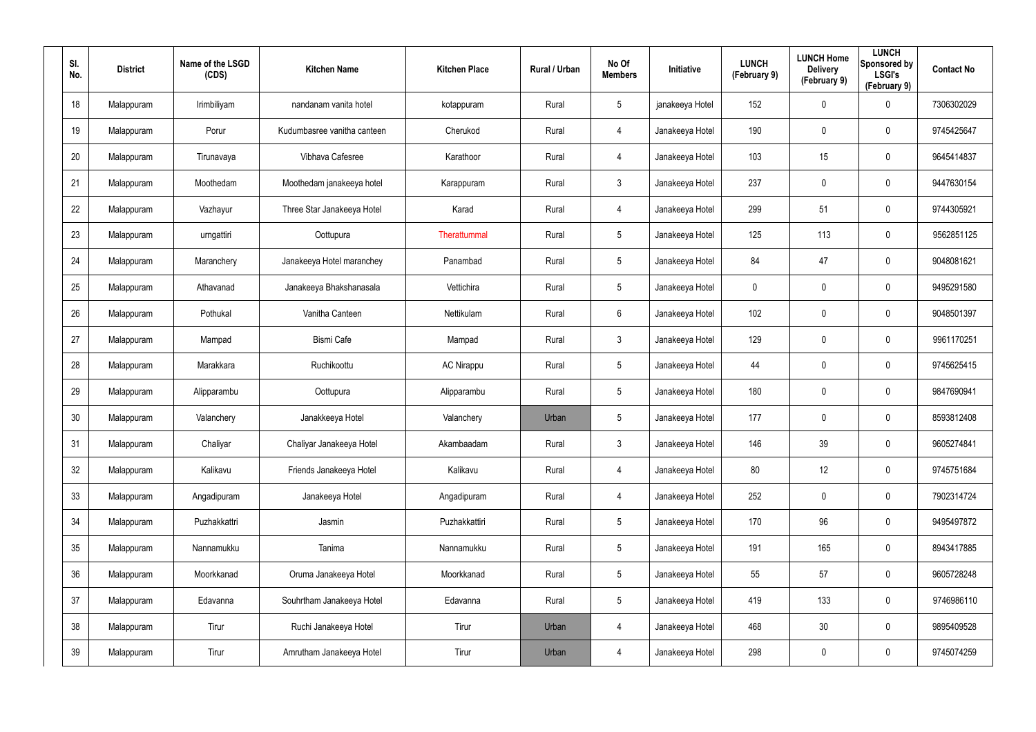| Sl. No. | District | Name of the LSGD (CDS) | Kitchen Name | Kitchen Place | Rural / Urban | No Of Members | Initiative | LUNCH (February 9) | LUNCH Home Delivery (February 9) | LUNCH Sponsored by LSGI's (February 9) | Contact No |
|---|---|---|---|---|---|---|---|---|---|---|---|
| 18 | Malappuram | Irimbiliyam | nandanam vanita hotel | kotappuram | Rural | 5 | janakeeya Hotel | 152 | 0 | 0 | 7306302029 |
| 19 | Malappuram | Porur | Kudumbasree vanitha canteen | Cherukod | Rural | 4 | Janakeeya Hotel | 190 | 0 | 0 | 9745425647 |
| 20 | Malappuram | Tirunavaya | Vibhava Cafesree | Karathoor | Rural | 4 | Janakeeya Hotel | 103 | 15 | 0 | 9645414837 |
| 21 | Malappuram | Moothedam | Moothedam janakeeya hotel | Karappuram | Rural | 3 | Janakeeya Hotel | 237 | 0 | 0 | 9447630154 |
| 22 | Malappuram | Vazhayur | Three Star Janakeeya Hotel | Karad | Rural | 4 | Janakeeya Hotel | 299 | 51 | 0 | 9744305921 |
| 23 | Malappuram | urngattiri | Oottupura | Therattummal | Rural | 5 | Janakeeya Hotel | 125 | 113 | 0 | 9562851125 |
| 24 | Malappuram | Maranchery | Janakeeya Hotel maranchey | Panambad | Rural | 5 | Janakeeya Hotel | 84 | 47 | 0 | 9048081621 |
| 25 | Malappuram | Athavanad | Janakeeya Bhakshanasala | Vettichira | Rural | 5 | Janakeeya Hotel | 0 | 0 | 0 | 9495291580 |
| 26 | Malappuram | Pothukal | Vanitha Canteen | Nettikulam | Rural | 6 | Janakeeya Hotel | 102 | 0 | 0 | 9048501397 |
| 27 | Malappuram | Mampad | Bismi Cafe | Mampad | Rural | 3 | Janakeeya Hotel | 129 | 0 | 0 | 9961170251 |
| 28 | Malappuram | Marakkara | Ruchikoottu | AC Nirappu | Rural | 5 | Janakeeya Hotel | 44 | 0 | 0 | 9745625415 |
| 29 | Malappuram | Alipparambu | Oottupura | Alipparambu | Rural | 5 | Janakeeya Hotel | 180 | 0 | 0 | 9847690941 |
| 30 | Malappuram | Valanchery | Janakkeeya Hotel | Valanchery | Urban | 5 | Janakeeya Hotel | 177 | 0 | 0 | 8593812408 |
| 31 | Malappuram | Chaliyar | Chaliyar Janakeeya Hotel | Akambaadam | Rural | 3 | Janakeeya Hotel | 146 | 39 | 0 | 9605274841 |
| 32 | Malappuram | Kalikavu | Friends Janakeeya Hotel | Kalikavu | Rural | 4 | Janakeeya Hotel | 80 | 12 | 0 | 9745751684 |
| 33 | Malappuram | Angadipuram | Janakeeya Hotel | Angadipuram | Rural | 4 | Janakeeya Hotel | 252 | 0 | 0 | 7902314724 |
| 34 | Malappuram | Puzhakkattri | Jasmin | Puzhakkattiri | Rural | 5 | Janakeeya Hotel | 170 | 96 | 0 | 9495497872 |
| 35 | Malappuram | Nannamukku | Tanima | Nannamukku | Rural | 5 | Janakeeya Hotel | 191 | 165 | 0 | 8943417885 |
| 36 | Malappuram | Moorkkanad | Oruma Janakeeya Hotel | Moorkkanad | Rural | 5 | Janakeeya Hotel | 55 | 57 | 0 | 9605728248 |
| 37 | Malappuram | Edavanna | Souhrtham Janakeeya Hotel | Edavanna | Rural | 5 | Janakeeya Hotel | 419 | 133 | 0 | 9746986110 |
| 38 | Malappuram | Tirur | Ruchi Janakeeya Hotel | Tirur | Urban | 4 | Janakeeya Hotel | 468 | 30 | 0 | 9895409528 |
| 39 | Malappuram | Tirur | Amrutham Janakeeya Hotel | Tirur | Urban | 4 | Janakeeya Hotel | 298 | 0 | 0 | 9745074259 |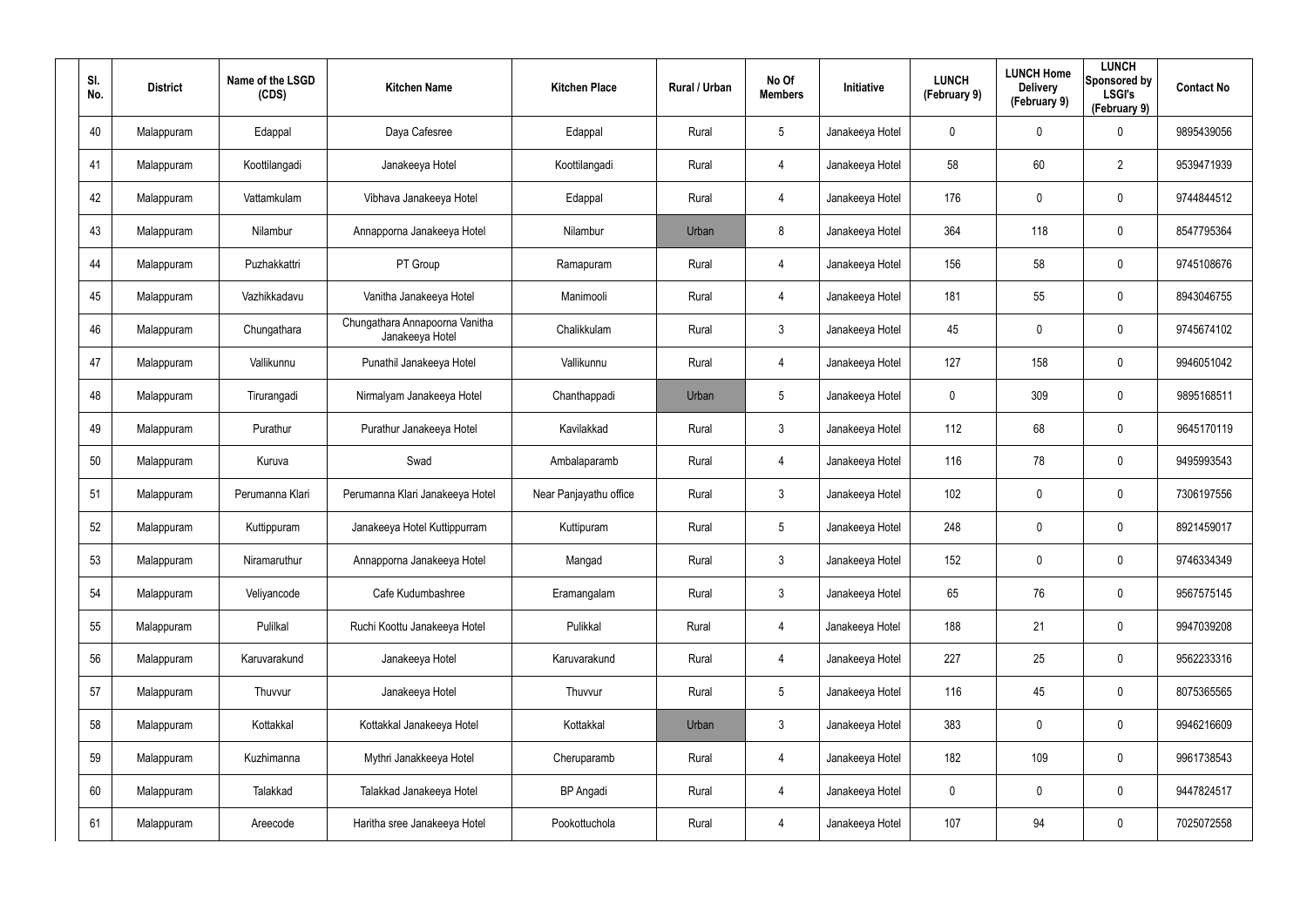| Sl. No. | District | Name of the LSGD (CDS) | Kitchen Name | Kitchen Place | Rural / Urban | No Of Members | Initiative | LUNCH (February 9) | LUNCH Home Delivery (February 9) | LUNCH Sponsored by LSGI's (February 9) | Contact No |
|---|---|---|---|---|---|---|---|---|---|---|---|
| 40 | Malappuram | Edappal | Daya Cafesree | Edappal | Rural | 5 | Janakeeya Hotel | 0 | 0 | 0 | 9895439056 |
| 41 | Malappuram | Koottilangadi | Janakeeya Hotel | Koottilangadi | Rural | 4 | Janakeeya Hotel | 58 | 60 | 2 | 9539471939 |
| 42 | Malappuram | Vattamkulam | Vibhava Janakeeya Hotel | Edappal | Rural | 4 | Janakeeya Hotel | 176 | 0 | 0 | 9744844512 |
| 43 | Malappuram | Nilambur | Annapporna Janakeeya Hotel | Nilambur | Urban | 8 | Janakeeya Hotel | 364 | 118 | 0 | 8547795364 |
| 44 | Malappuram | Puzhakkattri | PT Group | Ramapuram | Rural | 4 | Janakeeya Hotel | 156 | 58 | 0 | 9745108676 |
| 45 | Malappuram | Vazhikkadavu | Vanitha Janakeeya Hotel | Manimooli | Rural | 4 | Janakeeya Hotel | 181 | 55 | 0 | 8943046755 |
| 46 | Malappuram | Chungathara | Chungathara Annapoorna Vanitha Janakeeya Hotel | Chalikkulam | Rural | 3 | Janakeeya Hotel | 45 | 0 | 0 | 9745674102 |
| 47 | Malappuram | Vallikunnu | Punathil Janakeeya Hotel | Vallikunnu | Rural | 4 | Janakeeya Hotel | 127 | 158 | 0 | 9946051042 |
| 48 | Malappuram | Tirurangadi | Nirmalyam Janakeeya Hotel | Chanthappadi | Urban | 5 | Janakeeya Hotel | 0 | 309 | 0 | 9895168511 |
| 49 | Malappuram | Purathur | Purathur Janakeeya Hotel | Kavilakkad | Rural | 3 | Janakeeya Hotel | 112 | 68 | 0 | 9645170119 |
| 50 | Malappuram | Kuruva | Swad | Ambalaparamb | Rural | 4 | Janakeeya Hotel | 116 | 78 | 0 | 9495993543 |
| 51 | Malappuram | Perumanna Klari | Perumanna Klari Janakeeya Hotel | Near Panjayathu office | Rural | 3 | Janakeeya Hotel | 102 | 0 | 0 | 7306197556 |
| 52 | Malappuram | Kuttippuram | Janakeeya Hotel Kuttippurram | Kuttipuram | Rural | 5 | Janakeeya Hotel | 248 | 0 | 0 | 8921459017 |
| 53 | Malappuram | Niramaruthur | Annapporna Janakeeya Hotel | Mangad | Rural | 3 | Janakeeya Hotel | 152 | 0 | 0 | 9746334349 |
| 54 | Malappuram | Veliyancode | Cafe Kudumbashree | Eramangalam | Rural | 3 | Janakeeya Hotel | 65 | 76 | 0 | 9567575145 |
| 55 | Malappuram | Pulilkal | Ruchi Koottu Janakeeya Hotel | Pulikkal | Rural | 4 | Janakeeya Hotel | 188 | 21 | 0 | 9947039208 |
| 56 | Malappuram | Karuvarakund | Janakeeya Hotel | Karuvarakund | Rural | 4 | Janakeeya Hotel | 227 | 25 | 0 | 9562233316 |
| 57 | Malappuram | Thuvvur | Janakeeya Hotel | Thuvvur | Rural | 5 | Janakeeya Hotel | 116 | 45 | 0 | 8075365565 |
| 58 | Malappuram | Kottakkal | Kottakkal Janakeeya Hotel | Kottakkal | Urban | 3 | Janakeeya Hotel | 383 | 0 | 0 | 9946216609 |
| 59 | Malappuram | Kuzhimanna | Mythri Janakkeeya Hotel | Cheruparamb | Rural | 4 | Janakeeya Hotel | 182 | 109 | 0 | 9961738543 |
| 60 | Malappuram | Talakkad | Talakkad Janakeeya Hotel | BP Angadi | Rural | 4 | Janakeeya Hotel | 0 | 0 | 0 | 9447824517 |
| 61 | Malappuram | Areecode | Haritha sree Janakeeya Hotel | Pookottuchola | Rural | 4 | Janakeeya Hotel | 107 | 94 | 0 | 7025072558 |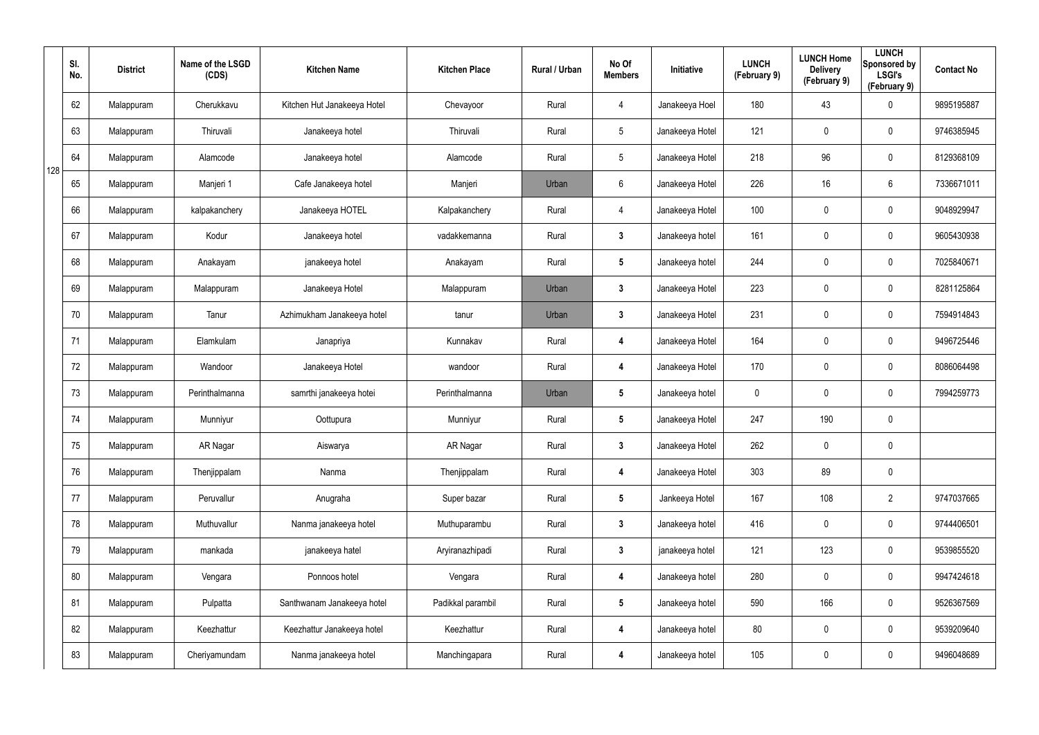| | Sl. No. | District | Name of the LSGD (CDS) | Kitchen Name | Kitchen Place | Rural / Urban | No Of Members | Initiative | LUNCH (February 9) | LUNCH Home Delivery (February 9) | LUNCH Sponsored by LSGI's (February 9) | Contact No |
|---|---|---|---|---|---|---|---|---|---|---|---|---|
| 128 | 62 | Malappuram | Cherukkavu | Kitchen Hut Janakeeya Hotel | Chevayoor | Rural | 4 | Janakeeya Hoel | 180 | 43 | 0 | 9895195887 |
| | 63 | Malappuram | Thiruvali | Janakeeya hotel | Thiruvali | Rural | 5 | Janakeeya Hotel | 121 | 0 | 0 | 9746385945 |
| | 64 | Malappuram | Alamcode | Janakeeya hotel | Alamcode | Rural | 5 | Janakeeya Hotel | 218 | 96 | 0 | 8129368109 |
| | 65 | Malappuram | Manjeri 1 | Cafe Janakeeya hotel | Manjeri | Urban | 6 | Janakeeya Hotel | 226 | 16 | 6 | 7336671011 |
| | 66 | Malappuram | kalpakanchery | Janakeeya HOTEL | Kalpakanchery | Rural | 4 | Janakeeya Hotel | 100 | 0 | 0 | 9048929947 |
| | 67 | Malappuram | Kodur | Janakeeya hotel | vadakkemanna | Rural | 3 | Janakeeya hotel | 161 | 0 | 0 | 9605430938 |
| | 68 | Malappuram | Anakayam | janakeeya hotel | Anakayam | Rural | 5 | Janakeeya hotel | 244 | 0 | 0 | 7025840671 |
| | 69 | Malappuram | Malappuram | Janakeeya Hotel | Malappuram | Urban | 3 | Janakeeya Hotel | 223 | 0 | 0 | 8281125864 |
| | 70 | Malappuram | Tanur | Azhimukham Janakeeya hotel | tanur | Urban | 3 | Janakeeya Hotel | 231 | 0 | 0 | 7594914843 |
| | 71 | Malappuram | Elamkulam | Janapriya | Kunnakav | Rural | 4 | Janakeeya Hotel | 164 | 0 | 0 | 9496725446 |
| | 72 | Malappuram | Wandoor | Janakeeya Hotel | wandoor | Rural | 4 | Janakeeya Hotel | 170 | 0 | 0 | 8086064498 |
| | 73 | Malappuram | Perinthalmanna | samrthi janakeeya hotei | Perinthalmanna | Urban | 5 | Janakeeya hotel | 0 | 0 | 0 | 7994259773 |
| | 74 | Malappuram | Munniyur | Oottupura | Munniyur | Rural | 5 | Janakeeya Hotel | 247 | 190 | 0 | |
| | 75 | Malappuram | AR Nagar | Aiswarya | AR Nagar | Rural | 3 | Janakeeya Hotel | 262 | 0 | 0 | |
| | 76 | Malappuram | Thenjippalam | Nanma | Thenjippalam | Rural | 4 | Janakeeya Hotel | 303 | 89 | 0 | |
| | 77 | Malappuram | Peruvallur | Anugraha | Super bazar | Rural | 5 | Jankeeya Hotel | 167 | 108 | 2 | 9747037665 |
| | 78 | Malappuram | Muthuvallur | Nanma janakeeya hotel | Muthuparambu | Rural | 3 | Janakeeya hotel | 416 | 0 | 0 | 9744406501 |
| | 79 | Malappuram | mankada | janakeeya hatel | Aryiranazhipadi | Rural | 3 | janakeeya hotel | 121 | 123 | 0 | 9539855520 |
| | 80 | Malappuram | Vengara | Ponnoos hotel | Vengara | Rural | 4 | Janakeeya hotel | 280 | 0 | 0 | 9947424618 |
| | 81 | Malappuram | Pulpatta | Santhwanam Janakeeya hotel | Padikkal parambil | Rural | 5 | Janakeeya hotel | 590 | 166 | 0 | 9526367569 |
| | 82 | Malappuram | Keezhattur | Keezhattur Janakeeya hotel | Keezhattur | Rural | 4 | Janakeeya hotel | 80 | 0 | 0 | 9539209640 |
| | 83 | Malappuram | Cheriyamundam | Nanma janakeeya hotel | Manchingapara | Rural | 4 | Janakeeya hotel | 105 | 0 | 0 | 9496048689 |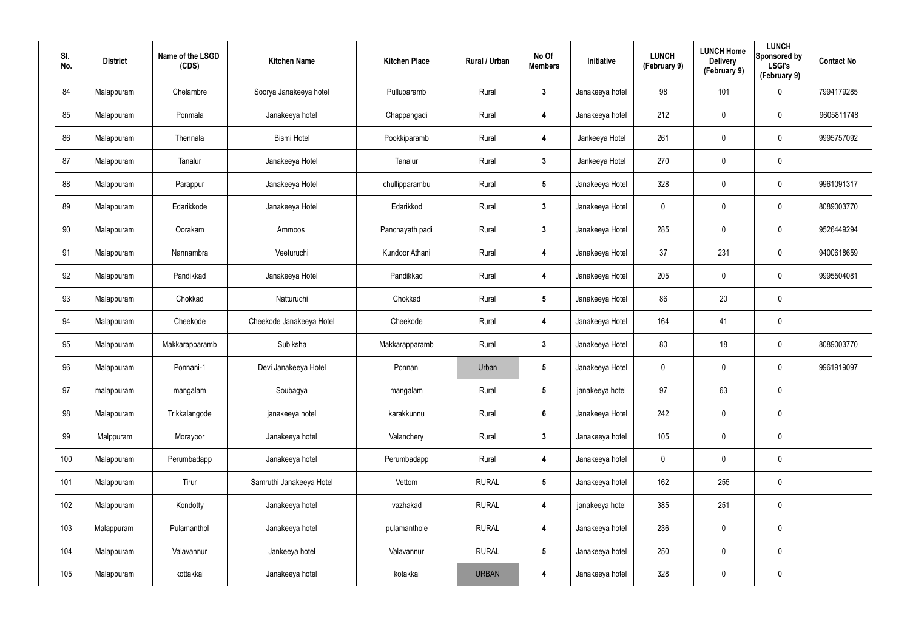| Sl. No. | District | Name of the LSGD (CDS) | Kitchen Name | Kitchen Place | Rural / Urban | No Of Members | Initiative | LUNCH (February 9) | LUNCH Home Delivery (February 9) | LUNCH Sponsored by LSGI's (February 9) | Contact No |
|---|---|---|---|---|---|---|---|---|---|---|---|
| 84 | Malappuram | Chelambre | Soorya Janakeeya hotel | Pulluparamb | Rural | 3 | Janakeeya hotel | 98 | 101 | 0 | 7994179285 |
| 85 | Malappuram | Ponmala | Janakeeya hotel | Chappangadi | Rural | 4 | Janakeeya hotel | 212 | 0 | 0 | 9605811748 |
| 86 | Malappuram | Thennala | Bismi Hotel | Pookkiparamb | Rural | 4 | Jankeeya Hotel | 261 | 0 | 0 | 9995757092 |
| 87 | Malappuram | Tanalur | Janakeeya Hotel | Tanalur | Rural | 3 | Jankeeya Hotel | 270 | 0 | 0 | |
| 88 | Malappuram | Parappur | Janakeeya Hotel | chullipparambu | Rural | 5 | Janakeeya Hotel | 328 | 0 | 0 | 9961091317 |
| 89 | Malappuram | Edarikkode | Janakeeya Hotel | Edarikkod | Rural | 3 | Janakeeya Hotel | 0 | 0 | 0 | 8089003770 |
| 90 | Malappuram | Oorakam | Ammoos | Panchayath padi | Rural | 3 | Janakeeya Hotel | 285 | 0 | 0 | 9526449294 |
| 91 | Malappuram | Nannambra | Veeturuchi | Kundoor Athani | Rural | 4 | Janakeeya Hotel | 37 | 231 | 0 | 9400618659 |
| 92 | Malappuram | Pandikkad | Janakeeya Hotel | Pandikkad | Rural | 4 | Janakeeya Hotel | 205 | 0 | 0 | 9995504081 |
| 93 | Malappuram | Chokkad | Natturuchi | Chokkad | Rural | 5 | Janakeeya Hotel | 86 | 20 | 0 | |
| 94 | Malappuram | Cheekode | Cheekode Janakeeya Hotel | Cheekode | Rural | 4 | Janakeeya Hotel | 164 | 41 | 0 | |
| 95 | Malappuram | Makkarapparamb | Subiksha | Makkarapparamb | Rural | 3 | Janakeeya Hotel | 80 | 18 | 0 | 8089003770 |
| 96 | Malappuram | Ponnani-1 | Devi Janakeeya Hotel | Ponnani | Urban | 5 | Janakeeya Hotel | 0 | 0 | 0 | 9961919097 |
| 97 | malappuram | mangalam | Soubagya | mangalam | Rural | 5 | janakeeya hotel | 97 | 63 | 0 | |
| 98 | Malappuram | Trikkalangode | janakeeya hotel | karakkunnu | Rural | 6 | Janakeeya Hotel | 242 | 0 | 0 | |
| 99 | Malppuram | Morayoor | Janakeeya hotel | Valanchery | Rural | 3 | Janakeeya hotel | 105 | 0 | 0 | |
| 100 | Malappuram | Perumbadapp | Janakeeya hotel | Perumbadapp | Rural | 4 | Janakeeya hotel | 0 | 0 | 0 | |
| 101 | Malappuram | Tirur | Samruthi Janakeeya Hotel | Vettom | RURAL | 5 | Janakeeya hotel | 162 | 255 | 0 | |
| 102 | Malappuram | Kondotty | Janakeeya hotel | vazhakad | RURAL | 4 | janakeeya hotel | 385 | 251 | 0 | |
| 103 | Malappuram | Pulamanthol | Janakeeya hotel | pulamanthole | RURAL | 4 | Janakeeya hotel | 236 | 0 | 0 | |
| 104 | Malappuram | Valavannur | Jankeeya hotel | Valavannur | RURAL | 5 | Janakeeya hotel | 250 | 0 | 0 | |
| 105 | Malappuram | kottakkal | Janakeeya hotel | kotakkal | URBAN | 4 | Janakeeya hotel | 328 | 0 | 0 | |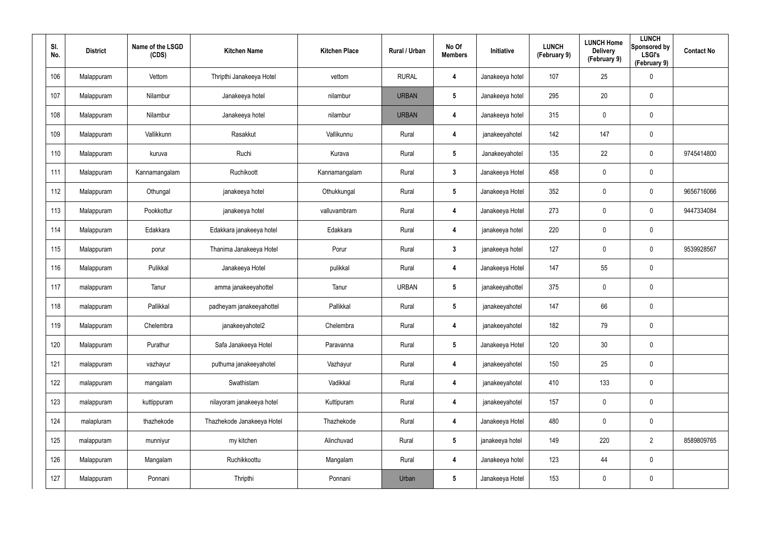| Sl. No. | District | Name of the LSGD (CDS) | Kitchen Name | Kitchen Place | Rural / Urban | No Of Members | Initiative | LUNCH (February 9) | LUNCH Home Delivery (February 9) | LUNCH Sponsored by LSGI's (February 9) | Contact No |
|---|---|---|---|---|---|---|---|---|---|---|---|
| 106 | Malappuram | Vettom | Thripthi Janakeeya Hotel | vettom | RURAL | 4 | Janakeeya hotel | 107 | 25 | 0 | |
| 107 | Malappuram | Nilambur | Janakeeya hotel | nilambur | URBAN | 5 | Janakeeya hotel | 295 | 20 | 0 | |
| 108 | Malappuram | Nilambur | Janakeeya hotel | nilambur | URBAN | 4 | Janakeeya hotel | 315 | 0 | 0 | |
| 109 | Malappuram | Vallikkunn | Rasakkut | Vallikunnu | Rural | 4 | janakeeyahotel | 142 | 147 | 0 | |
| 110 | Malappuram | kuruva | Ruchi | Kurava | Rural | 5 | Janakeeyahotel | 135 | 22 | 0 | 9745414800 |
| 111 | Malappuram | Kannamangalam | Ruchikoott | Kannamangalam | Rural | 3 | Janakeeya Hotel | 458 | 0 | 0 | |
| 112 | Malappuram | Othungal | janakeeya hotel | Othukkungal | Rural | 5 | Janakeeya Hotel | 352 | 0 | 0 | 9656716066 |
| 113 | Malappuram | Pookkottur | janakeeya hotel | valluvambram | Rural | 4 | Janakeeya Hotel | 273 | 0 | 0 | 9447334084 |
| 114 | Malappuram | Edakkara | Edakkara janakeeya hotel | Edakkara | Rural | 4 | janakeeya hotel | 220 | 0 | 0 | |
| 115 | Malappuram | porur | Thanima Janakeeya Hotel | Porur | Rural | 3 | janakeeya hotel | 127 | 0 | 0 | 9539928567 |
| 116 | Malappuram | Pulikkal | Janakeeya Hotel | pulikkal | Rural | 4 | Janakeeya Hotel | 147 | 55 | 0 | |
| 117 | malappuram | Tanur | amma janakeeyahottel | Tanur | URBAN | 5 | janakeeyahottel | 375 | 0 | 0 | |
| 118 | malappuram | Pallikkal | padheyam janakeeyahottel | Pallikkal | Rural | 5 | janakeeyahotel | 147 | 66 | 0 | |
| 119 | Malappuram | Chelembra | janakeeyahotel2 | Chelembra | Rural | 4 | janakeeyahotel | 182 | 79 | 0 | |
| 120 | Malappuram | Purathur | Safa Janakeeya Hotel | Paravanna | Rural | 5 | Janakeeya Hotel | 120 | 30 | 0 | |
| 121 | malappuram | vazhayur | puthuma janakeeyahotel | Vazhayur | Rural | 4 | janakeeyahotel | 150 | 25 | 0 | |
| 122 | malappuram | mangalam | Swathistam | Vadikkal | Rural | 4 | janakeeyahotel | 410 | 133 | 0 | |
| 123 | malappuram | kuttippuram | nilayoram janakeeya hotel | Kuttipuram | Rural | 4 | janakeeyahotel | 157 | 0 | 0 | |
| 124 | malapluram | thazhekode | Thazhekode Janakeeya Hotel | Thazhekode | Rural | 4 | Janakeeya Hotel | 480 | 0 | 0 | |
| 125 | malappuram | munniyur | my kitchen | Alinchuvad | Rural | 5 | janakeeya hotel | 149 | 220 | 2 | 8589809765 |
| 126 | Malappuram | Mangalam | Ruchikkoottu | Mangalam | Rural | 4 | Janakeeya hotel | 123 | 44 | 0 | |
| 127 | Malappuram | Ponnani | Thripthi | Ponnani | Urban | 5 | Janakeeya Hotel | 153 | 0 | 0 | |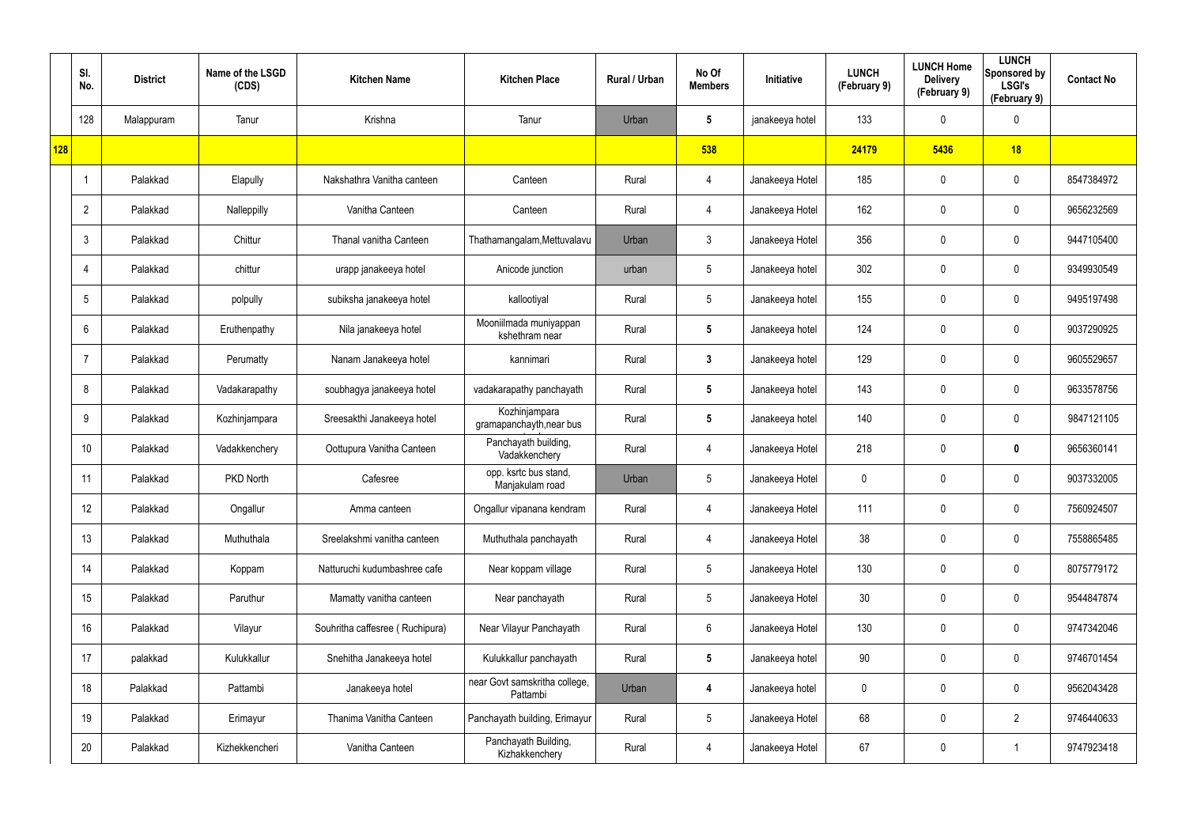| | Sl. No. | District | Name of the LSGD (CDS) | Kitchen Name | Kitchen Place | Rural / Urban | No Of Members | Initiative | LUNCH (February 9) | LUNCH Home Delivery (February 9) | LUNCH Sponsored by LSGI's (February 9) | Contact No |
|---|---|---|---|---|---|---|---|---|---|---|---|---|
| | 128 | Malappuram | Tanur | Krishna | Tanur | Urban | 5 | janakeeya hotel | 133 | 0 | 0 | |
| 128 | | | | | | | 538 | | 24179 | 5436 | 18 | |
| | 1 | Palakkad | Elapully | Nakshathra Vanitha canteen | Canteen | Rural | 4 | Janakeeya Hotel | 185 | 0 | 0 | 8547384972 |
| | 2 | Palakkad | Nalleppilly | Vanitha Canteen | Canteen | Rural | 4 | Janakeeya Hotel | 162 | 0 | 0 | 9656232569 |
| | 3 | Palakkad | Chittur | Thanal vanitha Canteen | Thathamangalam,Mettuvalavu | Urban | 3 | Janakeeya Hotel | 356 | 0 | 0 | 9447105400 |
| | 4 | Palakkad | chittur | urapp janakeeya hotel | Anicode junction | urban | 5 | Janakeeya hotel | 302 | 0 | 0 | 9349930549 |
| | 5 | Palakkad | polpully | subiksha janakeeya hotel | kallootiyal | Rural | 5 | Janakeeya hotel | 155 | 0 | 0 | 9495197498 |
| | 6 | Palakkad | Eruthenpathy | Nila janakeeya hotel | Mooniilmada muniyappan kshethram near | Rural | 5 | Janakeeya hotel | 124 | 0 | 0 | 9037290925 |
| | 7 | Palakkad | Perumatty | Nanam Janakeeya hotel | kannimari | Rural | 3 | Janakeeya hotel | 129 | 0 | 0 | 9605529657 |
| | 8 | Palakkad | Vadakarapathy | soubhagya janakeeya hotel | vadakarapathy panchayath | Rural | 5 | Janakeeya hotel | 143 | 0 | 0 | 9633578756 |
| | 9 | Palakkad | Kozhinjampara | Sreesakthi Janakeeya hotel | Kozhinjampara gramapanchayth,near bus | Rural | 5 | Janakeeya hotel | 140 | 0 | 0 | 9847121105 |
| | 10 | Palakkad | Vadakkenchery | Oottupura Vanitha Canteen | Panchayath building, Vadakkenchery | Rural | 4 | Janakeeya Hotel | 218 | 0 | 0 | 9656360141 |
| | 11 | Palakkad | PKD North | Cafesree | opp. ksrtc bus stand, Manjakulam road | Urban | 5 | Janakeeya Hotel | 0 | 0 | 0 | 9037332005 |
| | 12 | Palakkad | Ongallur | Amma canteen | Ongallur vipanana kendram | Rural | 4 | Janakeeya Hotel | 111 | 0 | 0 | 7560924507 |
| | 13 | Palakkad | Muthuthala | Sreelakshmi vanitha canteen | Muthuthala panchayath | Rural | 4 | Janakeeya Hotel | 38 | 0 | 0 | 7558865485 |
| | 14 | Palakkad | Koppam | Natturuchi kudumbashree cafe | Near koppam village | Rural | 5 | Janakeeya Hotel | 130 | 0 | 0 | 8075779172 |
| | 15 | Palakkad | Paruthur | Mamatty vanitha canteen | Near panchayath | Rural | 5 | Janakeeya Hotel | 30 | 0 | 0 | 9544847874 |
| | 16 | Palakkad | Vilayur | Souhritha caffesree ( Ruchipura) | Near Vilayur Panchayath | Rural | 6 | Janakeeya Hotel | 130 | 0 | 0 | 9747342046 |
| | 17 | palakkad | Kulukkallur | Snehitha Janakeeya hotel | Kulukkallur panchayath | Rural | 5 | Janakeeya hotel | 90 | 0 | 0 | 9746701454 |
| | 18 | Palakkad | Pattambi | Janakeeya hotel | near Govt samskritha college, Pattambi | Urban | 4 | Janakeeya hotel | 0 | 0 | 0 | 9562043428 |
| | 19 | Palakkad | Erimayur | Thanima Vanitha Canteen | Panchayath building, Erimayur | Rural | 5 | Janakeeya Hotel | 68 | 0 | 2 | 9746440633 |
| | 20 | Palakkad | Kizhekkencheri | Vanitha Canteen | Panchayath Building, Kizhakkenchery | Rural | 4 | Janakeeya Hotel | 67 | 0 | 1 | 9747923418 |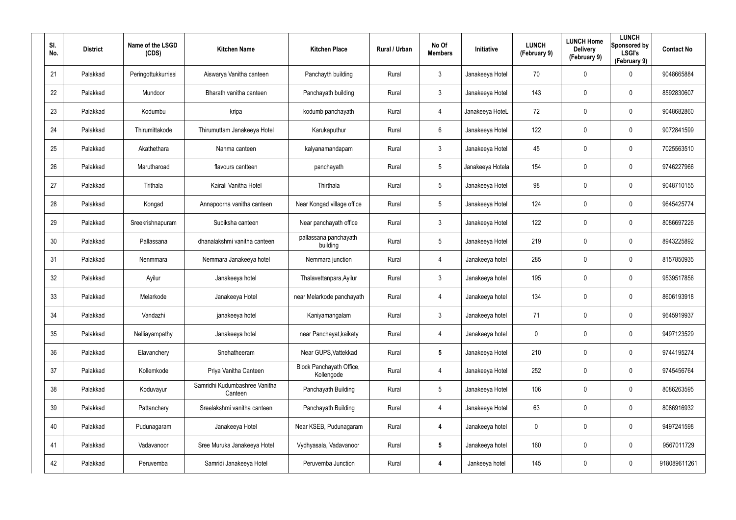| Sl. No. | District | Name of the LSGD (CDS) | Kitchen Name | Kitchen Place | Rural / Urban | No Of Members | Initiative | LUNCH (February 9) | LUNCH Home Delivery (February 9) | LUNCH Sponsored by LSGI's (February 9) | Contact No |
|---|---|---|---|---|---|---|---|---|---|---|---|
| 21 | Palakkad | Peringottukkurrissi | Aiswarya Vanitha canteen | Panchayth building | Rural | 3 | Janakeeya Hotel | 70 | 0 | 0 | 9048665884 |
| 22 | Palakkad | Mundoor | Bharath vanitha canteen | Panchayath building | Rural | 3 | Janakeeya Hotel | 143 | 0 | 0 | 8592830607 |
| 23 | Palakkad | Kodumbu | kripa | kodumb panchayath | Rural | 4 | Janakeeya HoteL | 72 | 0 | 0 | 9048682860 |
| 24 | Palakkad | Thirumittakode | Thirumuttam Janakeeya Hotel | Karukaputhur | Rural | 6 | Janakeeya Hotel | 122 | 0 | 0 | 9072841599 |
| 25 | Palakkad | Akathethara | Nanma canteen | kalyanamandapam | Rural | 3 | Janakeeya Hotel | 45 | 0 | 0 | 7025563510 |
| 26 | Palakkad | Marutharoad | flavours cantteen | panchayath | Rural | 5 | Janakeeya Hotela | 154 | 0 | 0 | 9746227966 |
| 27 | Palakkad | Trithala | Kairali Vanitha Hotel | Thirthala | Rural | 5 | Janakeeya Hotel | 98 | 0 | 0 | 9048710155 |
| 28 | Palakkad | Kongad | Annapoorna vanitha canteen | Near Kongad village office | Rural | 5 | Janakeeya Hotel | 124 | 0 | 0 | 9645425774 |
| 29 | Palakkad | Sreekrishnapuram | Subiksha canteen | Near panchayath office | Rural | 3 | Janakeeya Hotel | 122 | 0 | 0 | 8086697226 |
| 30 | Palakkad | Pallassana | dhanalakshmi vanitha canteen | pallassana panchayath building | Rural | 5 | Janakeeya Hotel | 219 | 0 | 0 | 8943225892 |
| 31 | Palakkad | Nenmmara | Nemmara Janakeeya hotel | Nemmara junction | Rural | 4 | Janakeeya hotel | 285 | 0 | 0 | 8157850935 |
| 32 | Palakkad | Ayilur | Janakeeya hotel | Thalavettanpara,Ayilur | Rural | 3 | Janakeeya hotel | 195 | 0 | 0 | 9539517856 |
| 33 | Palakkad | Melarkode | Janakeeya Hotel | near Melarkode panchayath | Rural | 4 | Janakeeya hotel | 134 | 0 | 0 | 8606193918 |
| 34 | Palakkad | Vandazhi | janakeeya hotel | Kaniyamangalam | Rural | 3 | Janakeeya hotel | 71 | 0 | 0 | 9645919937 |
| 35 | Palakkad | Nelliayampathy | Janakeeya hotel | near Panchayat,kaikaty | Rural | 4 | Janakeeya hotel | 0 | 0 | 0 | 9497123529 |
| 36 | Palakkad | Elavanchery | Snehatheeram | Near GUPS,Vattekkad | Rural | **5** | Janakeeya Hotel | 210 | 0 | 0 | 9744195274 |
| 37 | Palakkad | Kollemkode | Priya Vanitha Canteen | Block Panchayath Office, Kollengode | Rural | 4 | Janakeeya Hotel | 252 | 0 | 0 | 9745456764 |
| 38 | Palakkad | Koduvayur | Samridhi Kudumbashree Vanitha Canteen | Panchayath Building | Rural | 5 | Janakeeya Hotel | 106 | 0 | 0 | 8086263595 |
| 39 | Palakkad | Pattanchery | Sreelakshmi vanitha canteen | Panchayath Building | Rural | 4 | Janakeeya Hotel | 63 | 0 | 0 | 8086916932 |
| 40 | Palakkad | Pudunagaram | Janakeeya Hotel | Near KSEB, Pudunagaram | Rural | **4** | Janakeeya hotel | 0 | 0 | 0 | 9497241598 |
| 41 | Palakkad | Vadavanoor | Sree Muruka Janakeeya Hotel | Vydhyasala, Vadavanoor | Rural | **5** | Janakeeya hotel | 160 | 0 | 0 | 9567011729 |
| 42 | Palakkad | Peruvemba | Samridi Janakeeya Hotel | Peruvemba Junction | Rural | **4** | Jankeeya hotel | 145 | 0 | 0 | 918089611261 |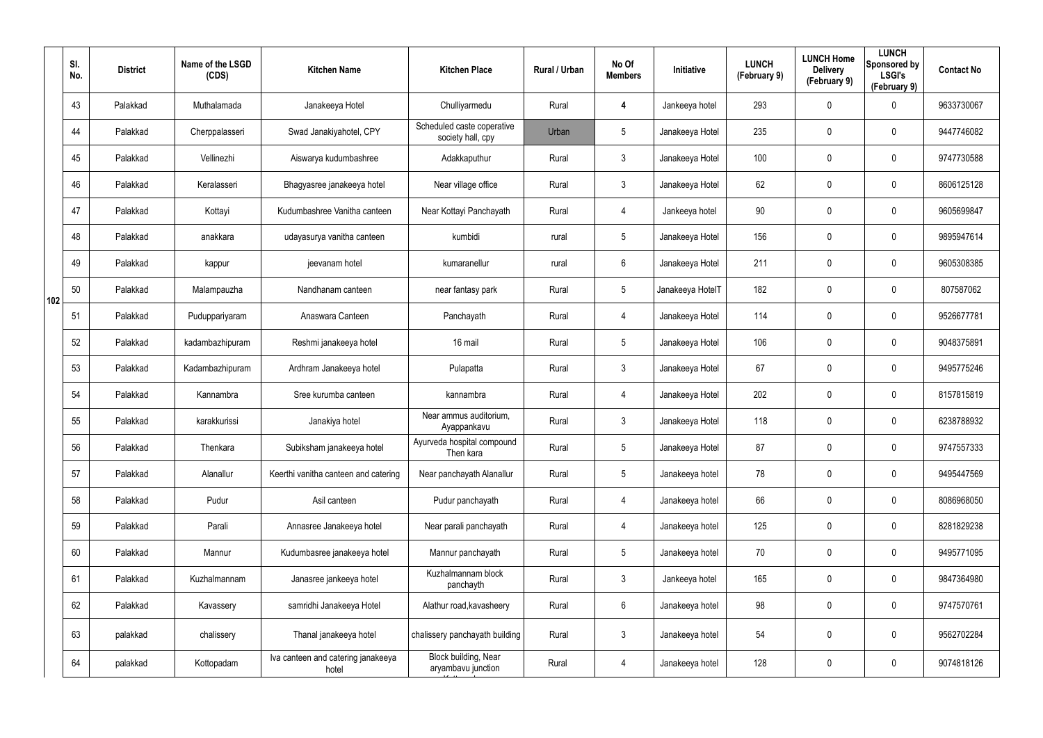| | Sl. No. | District | Name of the LSGD (CDS) | Kitchen Name | Kitchen Place | Rural / Urban | No Of Members | Initiative | LUNCH (February 9) | LUNCH Home Delivery (February 9) | LUNCH Sponsored by LSGI's (February 9) | Contact No |
|---|---|---|---|---|---|---|---|---|---|---|---|---|
| 102 | 43 | Palakkad | Muthalamada | Janakeeya Hotel | Chulliyarmedu | Rural | 4 | Jankeeya hotel | 293 | 0 | 0 | 9633730067 |
| | 44 | Palakkad | Cherppalasseri | Swad Janakiyahotel, CPY | Scheduled caste coperative society hall, cpy | Urban | 5 | Janakeeya Hotel | 235 | 0 | 0 | 9447746082 |
| | 45 | Palakkad | Vellinezhi | Aiswarya kudumbashree | Adakkaputhur | Rural | 3 | Janakeeya Hotel | 100 | 0 | 0 | 9747730588 |
| | 46 | Palakkad | Keralasseri | Bhagyasree janakeeya hotel | Near village office | Rural | 3 | Janakeeya Hotel | 62 | 0 | 0 | 8606125128 |
| | 47 | Palakkad | Kottayi | Kudumbashree Vanitha canteen | Near Kottayi Panchayath | Rural | 4 | Jankeeya hotel | 90 | 0 | 0 | 9605699847 |
| | 48 | Palakkad | anakkara | udayasurya vanitha canteen | kumbidi | rural | 5 | Janakeeya Hotel | 156 | 0 | 0 | 9895947614 |
| | 49 | Palakkad | kappur | jeevanam hotel | kumaranellur | rural | 6 | Janakeeya Hotel | 211 | 0 | 0 | 9605308385 |
| | 50 | Palakkad | Malampauzha | Nandhanam canteen | near fantasy park | Rural | 5 | Janakeeya HotelT | 182 | 0 | 0 | 807587062 |
| | 51 | Palakkad | Puduppariyaram | Anaswara Canteen | Panchayath | Rural | 4 | Janakeeya Hotel | 114 | 0 | 0 | 9526677781 |
| | 52 | Palakkad | kadambazhipuram | Reshmi janakeeya hotel | 16 mail | Rural | 5 | Janakeeya Hotel | 106 | 0 | 0 | 9048375891 |
| | 53 | Palakkad | Kadambazhipuram | Ardhram Janakeeya hotel | Pulapatta | Rural | 3 | Janakeeya Hotel | 67 | 0 | 0 | 9495775246 |
| | 54 | Palakkad | Kannambra | Sree kurumba canteen | kannambra | Rural | 4 | Janakeeya Hotel | 202 | 0 | 0 | 8157815819 |
| | 55 | Palakkad | karakkurissi | Janakiya hotel | Near ammus auditorium, Ayappankavu | Rural | 3 | Janakeeya Hotel | 118 | 0 | 0 | 6238788932 |
| | 56 | Palakkad | Thenkara | Subiksham janakeeya hotel | Ayurveda hospital compound Then kara | Rural | 5 | Janakeeya Hotel | 87 | 0 | 0 | 9747557333 |
| | 57 | Palakkad | Alanallur | Keerthi vanitha canteen and catering | Near panchayath Alanallur | Rural | 5 | Janakeeya hotel | 78 | 0 | 0 | 9495447569 |
| | 58 | Palakkad | Pudur | Asil canteen | Pudur panchayath | Rural | 4 | Janakeeya hotel | 66 | 0 | 0 | 8086968050 |
| | 59 | Palakkad | Parali | Annasree Janakeeya hotel | Near parali panchayath | Rural | 4 | Janakeeya hotel | 125 | 0 | 0 | 8281829238 |
| | 60 | Palakkad | Mannur | Kudumbasree janakeeya hotel | Mannur panchayath | Rural | 5 | Janakeeya hotel | 70 | 0 | 0 | 9495771095 |
| | 61 | Palakkad | Kuzhalmannam | Janasree jankeeya hotel | Kuzhalmannam block panchayth | Rural | 3 | Jankeeya hotel | 165 | 0 | 0 | 9847364980 |
| | 62 | Palakkad | Kavassery | samridhi Janakeeya Hotel | Alathur road,kavasheery | Rural | 6 | Janakeeya hotel | 98 | 0 | 0 | 9747570761 |
| | 63 | palakkad | chalissery | Thanal janakeeya hotel | chalissery panchayath building | Rural | 3 | Janakeeya hotel | 54 | 0 | 0 | 9562702284 |
| | 64 | palakkad | Kottopadam | Iva canteen and catering janakeeya hotel | Block building, Near aryambavu junction | Rural | 4 | Janakeeya hotel | 128 | 0 | 0 | 9074818126 |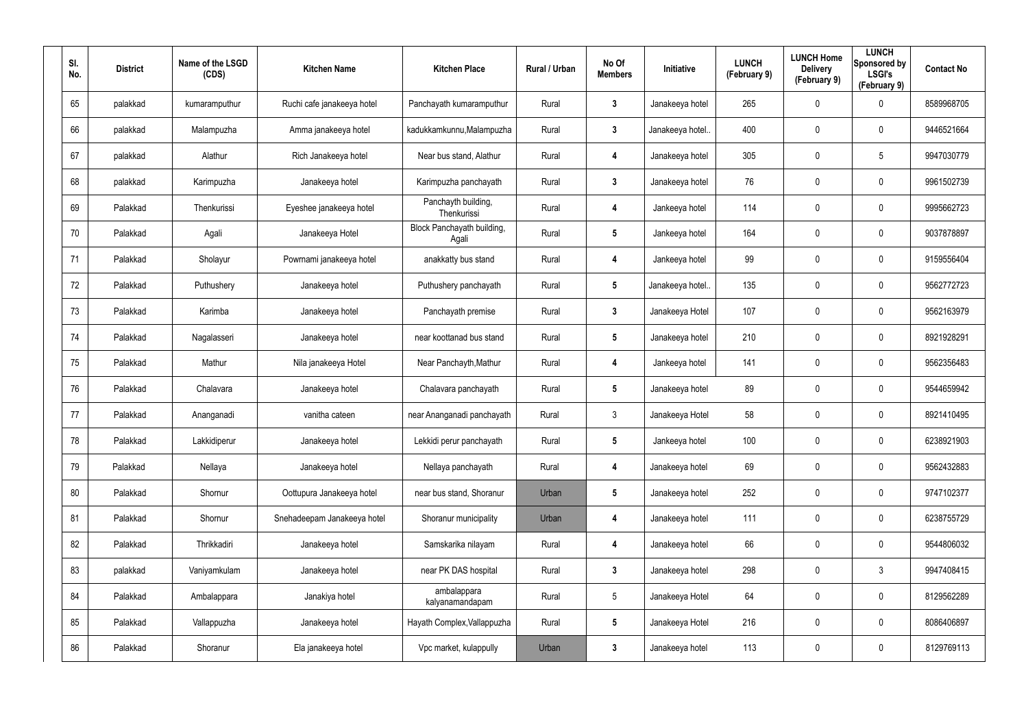| Sl. No. | District | Name of the LSGD (CDS) | Kitchen Name | Kitchen Place | Rural / Urban | No Of Members | Initiative | LUNCH (February 9) | LUNCH Home Delivery (February 9) | LUNCH Sponsored by LSGI's (February 9) | Contact No |
|---|---|---|---|---|---|---|---|---|---|---|---|
| 65 | palakkad | kumaramputhur | Ruchi cafe janakeeya hotel | Panchayath kumaramputhur | Rural | 3 | Janakeeya hotel | 265 | 0 | 0 | 8589968705 |
| 66 | palakkad | Malampuzha | Amma janakeeya hotel | kadukkamkunnu,Malampuzha | Rural | 3 | Janakeeya hotel.. | 400 | 0 | 0 | 9446521664 |
| 67 | palakkad | Alathur | Rich Janakeeya hotel | Near bus stand, Alathur | Rural | 4 | Janakeeya hotel | 305 | 0 | 5 | 9947030779 |
| 68 | palakkad | Karimpuzha | Janakeeya hotel | Karimpuzha panchayath | Rural | 3 | Janakeeya hotel | 76 | 0 | 0 | 9961502739 |
| 69 | Palakkad | Thenkurissi | Eyeshee janakeeya hotel | Panchayth building, Thenkurissi | Rural | 4 | Jankeeya hotel | 114 | 0 | 0 | 9995662723 |
| 70 | Palakkad | Agali | Janakeeya Hotel | Block Panchayath building, Agali | Rural | 5 | Jankeeya hotel | 164 | 0 | 0 | 9037878897 |
| 71 | Palakkad | Sholayur | Powrnami janakeeya hotel | anakkatty bus stand | Rural | 4 | Jankeeya hotel | 99 | 0 | 0 | 9159556404 |
| 72 | Palakkad | Puthushery | Janakeeya hotel | Puthushery panchayath | Rural | 5 | Janakeeya hotel.. | 135 | 0 | 0 | 9562772723 |
| 73 | Palakkad | Karimba | Janakeeya hotel | Panchayath premise | Rural | 3 | Janakeeya Hotel | 107 | 0 | 0 | 9562163979 |
| 74 | Palakkad | Nagalasseri | Janakeeya hotel | near koottanad bus stand | Rural | 5 | Janakeeya hotel | 210 | 0 | 0 | 8921928291 |
| 75 | Palakkad | Mathur | Nila janakeeya Hotel | Near Panchayth,Mathur | Rural | 4 | Jankeeya hotel | 141 | 0 | 0 | 9562356483 |
| 76 | Palakkad | Chalavara | Janakeeya hotel | Chalavara panchayath | Rural | 5 | Janakeeya hotel | 89 | 0 | 0 | 9544659942 |
| 77 | Palakkad | Ananganadi | vanitha cateen | near Ananganadi panchayath | Rural | 3 | Janakeeya Hotel | 58 | 0 | 0 | 8921410495 |
| 78 | Palakkad | Lakkidiperur | Janakeeya hotel | Lekkidi perur panchayath | Rural | 5 | Jankeeya hotel | 100 | 0 | 0 | 6238921903 |
| 79 | Palakkad | Nellaya | Janakeeya hotel | Nellaya panchayath | Rural | 4 | Janakeeya hotel | 69 | 0 | 0 | 9562432883 |
| 80 | Palakkad | Shornur | Oottupura Janakeeya hotel | near bus stand, Shoranur | Urban | 5 | Janakeeya hotel | 252 | 0 | 0 | 9747102377 |
| 81 | Palakkad | Shornur | Snehadeepam Janakeeya hotel | Shoranur municipality | Urban | 4 | Janakeeya hotel | 111 | 0 | 0 | 6238755729 |
| 82 | Palakkad | Thrikkadiri | Janakeeya hotel | Samskarika nilayam | Rural | 4 | Janakeeya hotel | 66 | 0 | 0 | 9544806032 |
| 83 | palakkad | Vaniyamkulam | Janakeeya hotel | near PK DAS hospital | Rural | 3 | Janakeeya hotel | 298 | 0 | 3 | 9947408415 |
| 84 | Palakkad | Ambalappara | Janakiya hotel | ambalappara kalyanamandapam | Rural | 5 | Janakeeya Hotel | 64 | 0 | 0 | 8129562289 |
| 85 | Palakkad | Vallappuzha | Janakeeya hotel | Hayath Complex,Vallappuzha | Rural | 5 | Janakeeya Hotel | 216 | 0 | 0 | 8086406897 |
| 86 | Palakkad | Shoranur | Ela janakeeya hotel | Vpc market, kulappully | Urban | 3 | Janakeeya hotel | 113 | 0 | 0 | 8129769113 |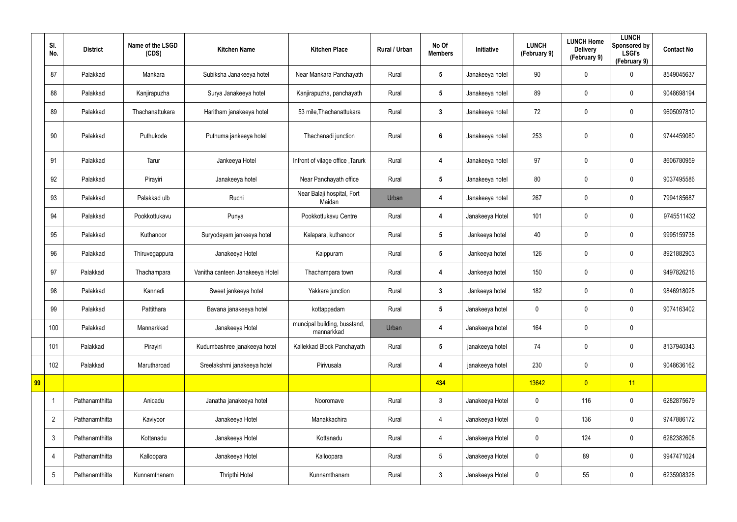| | Sl. No. | District | Name of the LSGD (CDS) | Kitchen Name | Kitchen Place | Rural / Urban | No Of Members | Initiative | LUNCH (February 9) | LUNCH Home Delivery (February 9) | LUNCH Sponsored by LSGI's (February 9) | Contact No |
|---|---|---|---|---|---|---|---|---|---|---|---|---|
| | 87 | Palakkad | Mankara | Subiksha Janakeeya hotel | Near Mankara Panchayath | Rural | 5 | Janakeeya hotel | 90 | 0 | 0 | 8549045637 |
| | 88 | Palakkad | Kanjirapuzha | Surya Janakeeya hotel | Kanjirapuzha, panchayath | Rural | 5 | Janakeeya hotel | 89 | 0 | 0 | 9048698194 |
| | 89 | Palakkad | Thachanattukara | Haritham janakeeya hotel | 53 mile,Thachanattukara | Rural | 3 | Janakeeya hotel | 72 | 0 | 0 | 9605097810 |
| | 90 | Palakkad | Puthukode | Puthuma jankeeya hotel | Thachanadi junction | Rural | 6 | Janakeeya hotel | 253 | 0 | 0 | 9744459080 |
| | 91 | Palakkad | Tarur | Jankeeya Hotel | Infront of vilage office ,Tarurk | Rural | 4 | Janakeeya hotel | 97 | 0 | 0 | 8606780959 |
| | 92 | Palakkad | Pirayiri | Janakeeya hotel | Near Panchayath office | Rural | 5 | Janakeeya hotel | 80 | 0 | 0 | 9037495586 |
| | 93 | Palakkad | Palakkad ulb | Ruchi | Near Balaji hospital, Fort Maidan | Urban | 4 | Janakeeya hotel | 267 | 0 | 0 | 7994185687 |
| | 94 | Palakkad | Pookkottukavu | Punya | Pookkottukavu Centre | Rural | 4 | Janakeeya Hotel | 101 | 0 | 0 | 9745511432 |
| | 95 | Palakkad | Kuthanoor | Suryodayam jankeeya hotel | Kalapara, kuthanoor | Rural | 5 | Jankeeya hotel | 40 | 0 | 0 | 9995159738 |
| | 96 | Palakkad | Thiruvegappura | Janakeeya Hotel | Kaippuram | Rural | 5 | Jankeeya hotel | 126 | 0 | 0 | 8921882903 |
| | 97 | Palakkad | Thachampara | Vanitha canteen Janakeeya Hotel | Thachampara town | Rural | 4 | Jankeeya hotel | 150 | 0 | 0 | 9497826216 |
| | 98 | Palakkad | Kannadi | Sweet jankeeya hotel | Yakkara junction | Rural | 3 | Jankeeya hotel | 182 | 0 | 0 | 9846918028 |
| | 99 | Palakkad | Pattithara | Bavana janakeeya hotel | kottappadam | Rural | 5 | Janakeeya hotel | 0 | 0 | 0 | 9074163402 |
| | 100 | Palakkad | Mannarkkad | Janakeeya Hotel | muncipal building, busstand, mannarkkad | Urban | 4 | Janakeeya hotel | 164 | 0 | 0 | |
| | 101 | Palakkad | Pirayiri | Kudumbashree janakeeya hotel | Kallekkad Block Panchayath | Rural | 5 | janakeeya hotel | 74 | 0 | 0 | 8137940343 |
| | 102 | Palakkad | Marutharoad | Sreelakshmi janakeeya hotel | Pirivusala | Rural | 4 | janakeeya hotel | 230 | 0 | 0 | 9048636162 |
| 99 | | | | | | | 434 | | 13642 | 0 | 11 | |
| | 1 | Pathanamthitta | Anicadu | Janatha janakeeya hotel | Nooromave | Rural | 3 | Janakeeya Hotel | 0 | 116 | 0 | 6282875679 |
| | 2 | Pathanamthitta | Kaviyoor | Janakeeya Hotel | Manakkachira | Rural | 4 | Janakeeya Hotel | 0 | 136 | 0 | 9747886172 |
| | 3 | Pathanamthitta | Kottanadu | Janakeeya Hotel | Kottanadu | Rural | 4 | Janakeeya Hotel | 0 | 124 | 0 | 6282382608 |
| | 4 | Pathanamthitta | Kalloopara | Janakeeya Hotel | Kalloopara | Rural | 5 | Janakeeya Hotel | 0 | 89 | 0 | 9947471024 |
| | 5 | Pathanamthitta | Kunnamthanam | Thripthi Hotel | Kunnamthanam | Rural | 3 | Janakeeya Hotel | 0 | 55 | 0 | 6235908328 |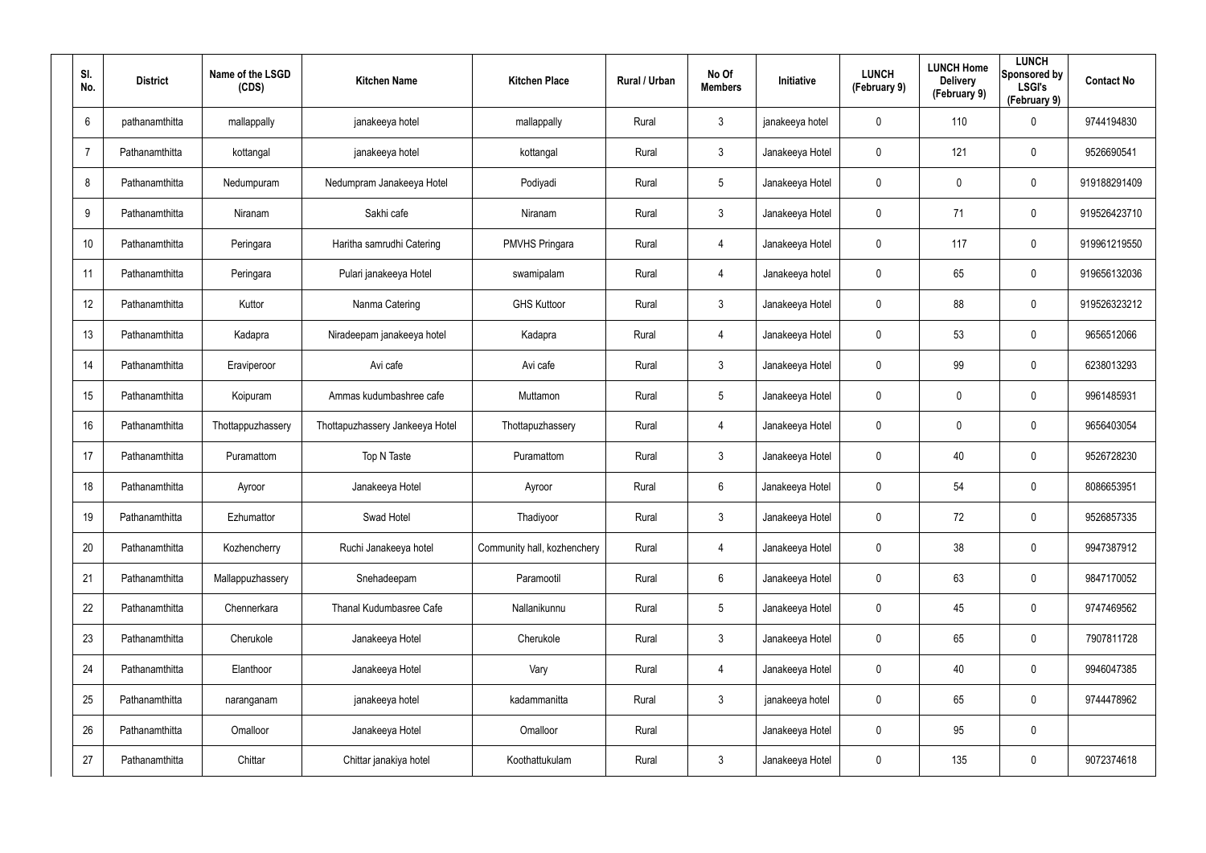| Sl. No. | District | Name of the LSGD (CDS) | Kitchen Name | Kitchen Place | Rural / Urban | No Of Members | Initiative | LUNCH (February 9) | LUNCH Home Delivery (February 9) | LUNCH Sponsored by LSGI's (February 9) | Contact No |
|---|---|---|---|---|---|---|---|---|---|---|---|
| 6 | pathanamthitta | mallappally | janakeeya hotel | mallappally | Rural | 3 | janakeeya hotel | 0 | 110 | 0 | 9744194830 |
| 7 | Pathanamthitta | kottangal | janakeeya hotel | kottangal | Rural | 3 | Janakeeya Hotel | 0 | 121 | 0 | 9526690541 |
| 8 | Pathanamthitta | Nedumpuram | Nedumpram Janakeeya Hotel | Podiyadi | Rural | 5 | Janakeeya Hotel | 0 | 0 | 0 | 919188291409 |
| 9 | Pathanamthitta | Niranam | Sakhi cafe | Niranam | Rural | 3 | Janakeeya Hotel | 0 | 71 | 0 | 919526423710 |
| 10 | Pathanamthitta | Peringara | Haritha samrudhi Catering | PMVHS Pringara | Rural | 4 | Janakeeya Hotel | 0 | 117 | 0 | 919961219550 |
| 11 | Pathanamthitta | Peringara | Pulari janakeeya Hotel | swamipalam | Rural | 4 | Janakeeya hotel | 0 | 65 | 0 | 919656132036 |
| 12 | Pathanamthitta | Kuttor | Nanma Catering | GHS Kuttoor | Rural | 3 | Janakeeya Hotel | 0 | 88 | 0 | 919526323212 |
| 13 | Pathanamthitta | Kadapra | Niradeepam janakeeya hotel | Kadapra | Rural | 4 | Janakeeya Hotel | 0 | 53 | 0 | 9656512066 |
| 14 | Pathanamthitta | Eraviperoor | Avi cafe | Avi cafe | Rural | 3 | Janakeeya Hotel | 0 | 99 | 0 | 6238013293 |
| 15 | Pathanamthitta | Koipuram | Ammas kudumbashree cafe | Muttamon | Rural | 5 | Janakeeya Hotel | 0 | 0 | 0 | 9961485931 |
| 16 | Pathanamthitta | Thottappuzhassery | Thottapuzhassery Jankeeya Hotel | Thottapuzhassery | Rural | 4 | Janakeeya Hotel | 0 | 0 | 0 | 9656403054 |
| 17 | Pathanamthitta | Puramattom | Top N Taste | Puramattom | Rural | 3 | Janakeeya Hotel | 0 | 40 | 0 | 9526728230 |
| 18 | Pathanamthitta | Ayroor | Janakeeya Hotel | Ayroor | Rural | 6 | Janakeeya Hotel | 0 | 54 | 0 | 8086653951 |
| 19 | Pathanamthitta | Ezhumattor | Swad Hotel | Thadiyoor | Rural | 3 | Janakeeya Hotel | 0 | 72 | 0 | 9526857335 |
| 20 | Pathanamthitta | Kozhencherry | Ruchi Janakeeya hotel | Community hall, kozhenchery | Rural | 4 | Janakeeya Hotel | 0 | 38 | 0 | 9947387912 |
| 21 | Pathanamthitta | Mallappuzhassery | Snehadeepam | Paramootil | Rural | 6 | Janakeeya Hotel | 0 | 63 | 0 | 9847170052 |
| 22 | Pathanamthitta | Chennerkara | Thanal Kudumbasree Cafe | Nallanikunnu | Rural | 5 | Janakeeya Hotel | 0 | 45 | 0 | 9747469562 |
| 23 | Pathanamthitta | Cherukole | Janakeeya Hotel | Cherukole | Rural | 3 | Janakeeya Hotel | 0 | 65 | 0 | 7907811728 |
| 24 | Pathanamthitta | Elanthoor | Janakeeya Hotel | Vary | Rural | 4 | Janakeeya Hotel | 0 | 40 | 0 | 9946047385 |
| 25 | Pathanamthitta | naranganam | janakeeya hotel | kadammanitta | Rural | 3 | janakeeya hotel | 0 | 65 | 0 | 9744478962 |
| 26 | Pathanamthitta | Omalloor | Janakeeya Hotel | Omalloor | Rural | | Janakeeya Hotel | 0 | 95 | 0 | |
| 27 | Pathanamthitta | Chittar | Chittar janakiya hotel | Koothattukulam | Rural | 3 | Janakeeya Hotel | 0 | 135 | 0 | 9072374618 |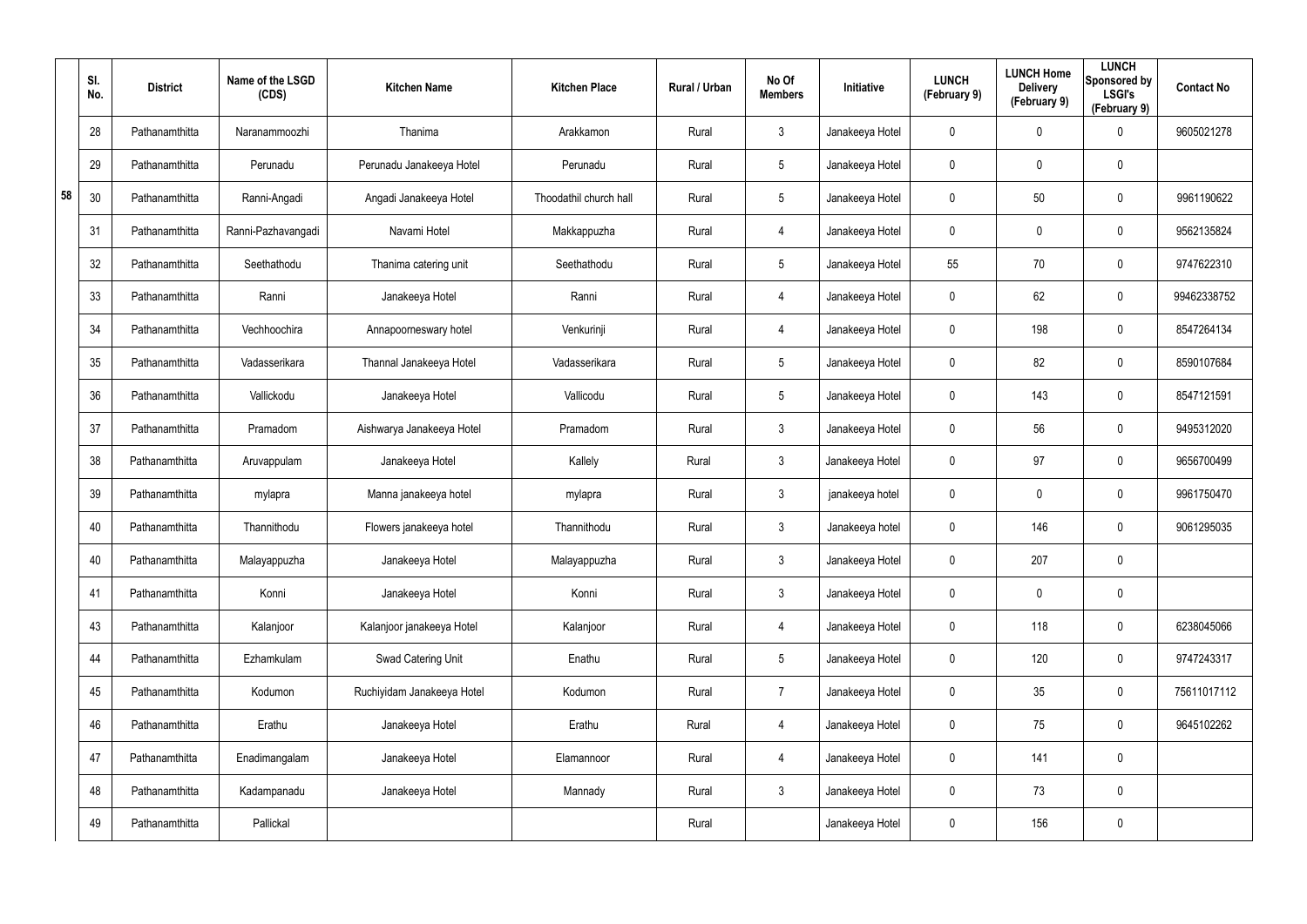| | Sl. No. | District | Name of the LSGD (CDS) | Kitchen Name | Kitchen Place | Rural / Urban | No Of Members | Initiative | LUNCH (February 9) | LUNCH Home Delivery (February 9) | LUNCH Sponsored by LSGI's (February 9) | Contact No |
|---|---|---|---|---|---|---|---|---|---|---|---|---|
| 58 | 28 | Pathanamthitta | Naranammoozhi | Thanima | Arakkamon | Rural | 3 | Janakeeya Hotel | 0 | 0 | 0 | 9605021278 |
| | 29 | Pathanamthitta | Perunadu | Perunadu Janakeeya Hotel | Perunadu | Rural | 5 | Janakeeya Hotel | 0 | 0 | 0 | |
| | 30 | Pathanamthitta | Ranni-Angadi | Angadi Janakeeya Hotel | Thoodathil church hall | Rural | 5 | Janakeeya Hotel | 0 | 50 | 0 | 9961190622 |
| | 31 | Pathanamthitta | Ranni-Pazhavangadi | Navami Hotel | Makkappuzha | Rural | 4 | Janakeeya Hotel | 0 | 0 | 0 | 9562135824 |
| | 32 | Pathanamthitta | Seethathodu | Thanima catering unit | Seethathodu | Rural | 5 | Janakeeya Hotel | 55 | 70 | 0 | 9747622310 |
| | 33 | Pathanamthitta | Ranni | Janakeeya Hotel | Ranni | Rural | 4 | Janakeeya Hotel | 0 | 62 | 0 | 99462338752 |
| | 34 | Pathanamthitta | Vechhoochira | Annapoorneswary hotel | Venkurinji | Rural | 4 | Janakeeya Hotel | 0 | 198 | 0 | 8547264134 |
| | 35 | Pathanamthitta | Vadasserikara | Thannal Janakeeya Hotel | Vadasserikara | Rural | 5 | Janakeeya Hotel | 0 | 82 | 0 | 8590107684 |
| | 36 | Pathanamthitta | Vallickodu | Janakeeya Hotel | Vallicodu | Rural | 5 | Janakeeya Hotel | 0 | 143 | 0 | 8547121591 |
| | 37 | Pathanamthitta | Pramadom | Aishwarya Janakeeya Hotel | Pramadom | Rural | 3 | Janakeeya Hotel | 0 | 56 | 0 | 9495312020 |
| | 38 | Pathanamthitta | Aruvappulam | Janakeeya Hotel | Kallely | Rural | 3 | Janakeeya Hotel | 0 | 97 | 0 | 9656700499 |
| | 39 | Pathanamthitta | mylapra | Manna janakeeya hotel | mylapra | Rural | 3 | janakeeya hotel | 0 | 0 | 0 | 9961750470 |
| | 40 | Pathanamthitta | Thannithodu | Flowers janakeeya hotel | Thannithodu | Rural | 3 | Janakeeya hotel | 0 | 146 | 0 | 9061295035 |
| | 40 | Pathanamthitta | Malayappuzha | Janakeeya Hotel | Malayappuzha | Rural | 3 | Janakeeya Hotel | 0 | 207 | 0 | |
| | 41 | Pathanamthitta | Konni | Janakeeya Hotel | Konni | Rural | 3 | Janakeeya Hotel | 0 | 0 | 0 | |
| | 43 | Pathanamthitta | Kalanjoor | Kalanjoor janakeeya Hotel | Kalanjoor | Rural | 4 | Janakeeya Hotel | 0 | 118 | 0 | 6238045066 |
| | 44 | Pathanamthitta | Ezhamkulam | Swad Catering Unit | Enathu | Rural | 5 | Janakeeya Hotel | 0 | 120 | 0 | 9747243317 |
| | 45 | Pathanamthitta | Kodumon | Ruchiyidam Janakeeya Hotel | Kodumon | Rural | 7 | Janakeeya Hotel | 0 | 35 | 0 | 75611017112 |
| | 46 | Pathanamthitta | Erathu | Janakeeya Hotel | Erathu | Rural | 4 | Janakeeya Hotel | 0 | 75 | 0 | 9645102262 |
| | 47 | Pathanamthitta | Enadimangalam | Janakeeya Hotel | Elamannoor | Rural | 4 | Janakeeya Hotel | 0 | 141 | 0 | |
| | 48 | Pathanamthitta | Kadampanadu | Janakeeya Hotel | Mannady | Rural | 3 | Janakeeya Hotel | 0 | 73 | 0 | |
| | 49 | Pathanamthitta | Pallickal | | | Rural | | Janakeeya Hotel | 0 | 156 | 0 | |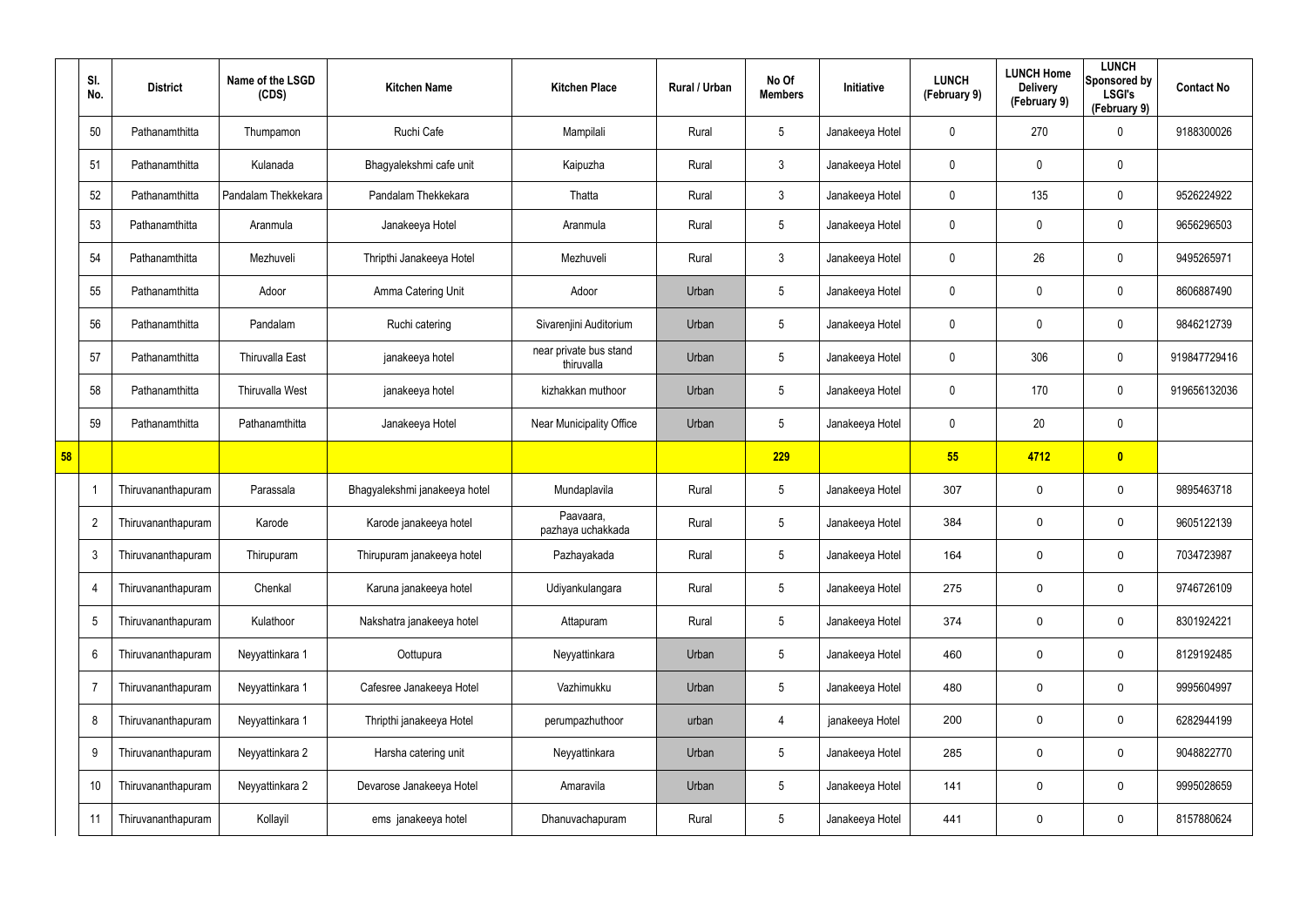| | Sl. No. | District | Name of the LSGD (CDS) | Kitchen Name | Kitchen Place | Rural / Urban | No Of Members | Initiative | LUNCH (February 9) | LUNCH Home Delivery (February 9) | LUNCH Sponsored by LSGI's (February 9) | Contact No |
|---|---|---|---|---|---|---|---|---|---|---|---|---|
| | 50 | Pathanamthitta | Thumpamon | Ruchi Cafe | Mampilali | Rural | 5 | Janakeeya Hotel | 0 | 270 | 0 | 9188300026 |
| | 51 | Pathanamthitta | Kulanada | Bhagyalekshmi cafe unit | Kaipuzha | Rural | 3 | Janakeeya Hotel | 0 | 0 | 0 | |
| | 52 | Pathanamthitta | Pandalam Thekkekara | Pandalam Thekkekara | Thatta | Rural | 3 | Janakeeya Hotel | 0 | 135 | 0 | 9526224922 |
| | 53 | Pathanamthitta | Aranmula | Janakeeya Hotel | Aranmula | Rural | 5 | Janakeeya Hotel | 0 | 0 | 0 | 9656296503 |
| | 54 | Pathanamthitta | Mezhuveli | Thripthi Janakeeya Hotel | Mezhuveli | Rural | 3 | Janakeeya Hotel | 0 | 26 | 0 | 9495265971 |
| | 55 | Pathanamthitta | Adoor | Amma Catering Unit | Adoor | Urban | 5 | Janakeeya Hotel | 0 | 0 | 0 | 8606887490 |
| | 56 | Pathanamthitta | Pandalam | Ruchi catering | Sivarenjini Auditorium | Urban | 5 | Janakeeya Hotel | 0 | 0 | 0 | 9846212739 |
| | 57 | Pathanamthitta | Thiruvalla East | janakeeya hotel | near private bus stand thiruvalla | Urban | 5 | Janakeeya Hotel | 0 | 306 | 0 | 919847729416 |
| | 58 | Pathanamthitta | Thiruvalla West | janakeeya hotel | kizhakkan muthoor | Urban | 5 | Janakeeya Hotel | 0 | 170 | 0 | 919656132036 |
| | 59 | Pathanamthitta | Pathanamthitta | Janakeeya Hotel | Near Municipality Office | Urban | 5 | Janakeeya Hotel | 0 | 20 | 0 | |
| **58** | | | | | | | **229** | | **55** | **4712** | **0** | |
| | 1 | Thiruvananthapuram | Parassala | Bhagyalekshmi janakeeya hotel | Mundaplavila | Rural | 5 | Janakeeya Hotel | 307 | 0 | 0 | 9895463718 |
| | 2 | Thiruvananthapuram | Karode | Karode janakeeya hotel | Paavaara, pazhaya uchakkada | Rural | 5 | Janakeeya Hotel | 384 | 0 | 0 | 9605122139 |
| | 3 | Thiruvananthapuram | Thirupuram | Thirupuram janakeeya hotel | Pazhayakada | Rural | 5 | Janakeeya Hotel | 164 | 0 | 0 | 7034723987 |
| | 4 | Thiruvananthapuram | Chenkal | Karuna janakeeya hotel | Udiyankulangara | Rural | 5 | Janakeeya Hotel | 275 | 0 | 0 | 9746726109 |
| | 5 | Thiruvananthapuram | Kulathoor | Nakshatra janakeeya hotel | Attapuram | Rural | 5 | Janakeeya Hotel | 374 | 0 | 0 | 8301924221 |
| | 6 | Thiruvananthapuram | Neyyattinkara 1 | Oottupura | Neyyattinkara | Urban | 5 | Janakeeya Hotel | 460 | 0 | 0 | 8129192485 |
| | 7 | Thiruvananthapuram | Neyyattinkara 1 | Cafesree Janakeeya Hotel | Vazhimukku | Urban | 5 | Janakeeya Hotel | 480 | 0 | 0 | 9995604997 |
| | 8 | Thiruvananthapuram | Neyyattinkara 1 | Thripthi janakeeya Hotel | perumpazhuthoor | urban | 4 | janakeeya Hotel | 200 | 0 | 0 | 6282944199 |
| | 9 | Thiruvananthapuram | Neyyattinkara 2 | Harsha catering unit | Neyyattinkara | Urban | 5 | Janakeeya Hotel | 285 | 0 | 0 | 9048822770 |
| | 10 | Thiruvananthapuram | Neyyattinkara 2 | Devarose Janakeeya Hotel | Amaravila | Urban | 5 | Janakeeya Hotel | 141 | 0 | 0 | 9995028659 |
| | 11 | Thiruvananthapuram | Kollayil | ems janakeeya hotel | Dhanuvachapuram | Rural | 5 | Janakeeya Hotel | 441 | 0 | 0 | 8157880624 |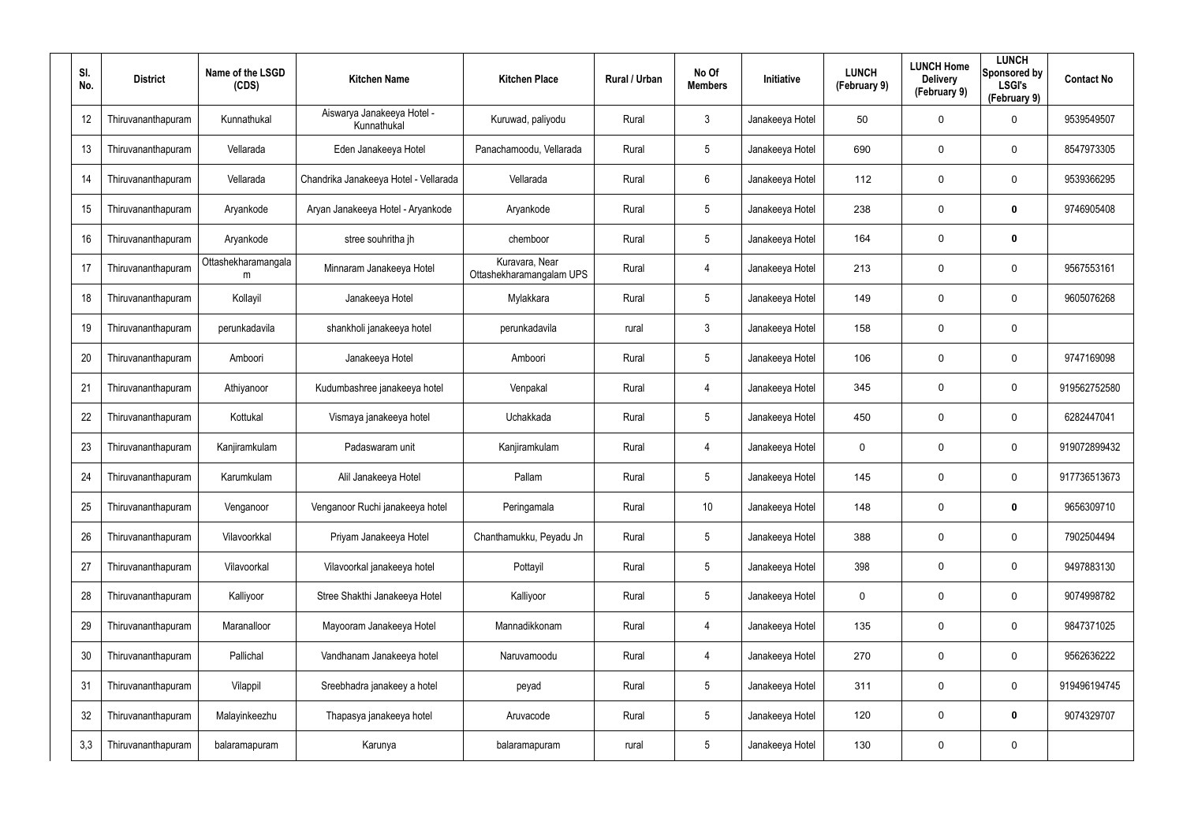| Sl. No. | District | Name of the LSGD (CDS) | Kitchen Name | Kitchen Place | Rural / Urban | No Of Members | Initiative | LUNCH (February 9) | LUNCH Home Delivery (February 9) | LUNCH Sponsored by LSGI's (February 9) | Contact No |
|---|---|---|---|---|---|---|---|---|---|---|---|
| 12 | Thiruvananthapuram | Kunnathukal | Aiswarya Janakeeya Hotel - Kunnathukal | Kuruwad, paliyodu | Rural | 3 | Janakeeya Hotel | 50 | 0 | 0 | 9539549507 |
| 13 | Thiruvananthapuram | Vellarada | Eden Janakeeya Hotel | Panachamoodu, Vellarada | Rural | 5 | Janakeeya Hotel | 690 | 0 | 0 | 8547973305 |
| 14 | Thiruvananthapuram | Vellarada | Chandrika Janakeeya Hotel - Vellarada | Vellarada | Rural | 6 | Janakeeya Hotel | 112 | 0 | 0 | 9539366295 |
| 15 | Thiruvananthapuram | Aryankode | Aryan Janakeeya Hotel - Aryankode | Aryankode | Rural | 5 | Janakeeya Hotel | 238 | 0 | **0** | 9746905408 |
| 16 | Thiruvananthapuram | Aryankode | stree souhritha jh | chemboor | Rural | 5 | Janakeeya Hotel | 164 | 0 | **0** | |
| 17 | Thiruvananthapuram | Ottashekharamangalam | Minnaram Janakeeya Hotel | Kuravara, Near Ottashekharamangalam UPS | Rural | 4 | Janakeeya Hotel | 213 | 0 | 0 | 9567553161 |
| 18 | Thiruvananthapuram | Kollayil | Janakeeya Hotel | Mylakkara | Rural | 5 | Janakeeya Hotel | 149 | 0 | 0 | 9605076268 |
| 19 | Thiruvananthapuram | perunkadavila | shankholi janakeeya hotel | perunkadavila | rural | 3 | Janakeeya Hotel | 158 | 0 | 0 | |
| 20 | Thiruvananthapuram | Amboori | Janakeeya Hotel | Amboori | Rural | 5 | Janakeeya Hotel | 106 | 0 | 0 | 9747169098 |
| 21 | Thiruvananthapuram | Athiyanoor | Kudumbashree janakeeya hotel | Venpakal | Rural | 4 | Janakeeya Hotel | 345 | 0 | 0 | 919562752580 |
| 22 | Thiruvananthapuram | Kottukal | Vismaya janakeeya hotel | Uchakkada | Rural | 5 | Janakeeya Hotel | 450 | 0 | 0 | 6282447041 |
| 23 | Thiruvananthapuram | Kanjiramkulam | Padaswaram unit | Kanjiramkulam | Rural | 4 | Janakeeya Hotel | 0 | 0 | 0 | 919072899432 |
| 24 | Thiruvananthapuram | Karumkulam | Alil Janakeeya Hotel | Pallam | Rural | 5 | Janakeeya Hotel | 145 | 0 | 0 | 917736513673 |
| 25 | Thiruvananthapuram | Venganoor | Venganoor Ruchi janakeeya hotel | Peringamala | Rural | 10 | Janakeeya Hotel | 148 | 0 | **0** | 9656309710 |
| 26 | Thiruvananthapuram | Vilavoorkkal | Priyam Janakeeya Hotel | Chanthamukku, Peyadu Jn | Rural | 5 | Janakeeya Hotel | 388 | 0 | 0 | 7902504494 |
| 27 | Thiruvananthapuram | Vilavoorkal | Vilavoorkal janakeeya hotel | Pottayil | Rural | 5 | Janakeeya Hotel | 398 | 0 | 0 | 9497883130 |
| 28 | Thiruvananthapuram | Kalliyoor | Stree Shakthi Janakeeya Hotel | Kalliyoor | Rural | 5 | Janakeeya Hotel | 0 | 0 | 0 | 9074998782 |
| 29 | Thiruvananthapuram | Maranalloor | Mayooram Janakeeya Hotel | Mannadikkonam | Rural | 4 | Janakeeya Hotel | 135 | 0 | 0 | 9847371025 |
| 30 | Thiruvananthapuram | Pallichal | Vandhanam Janakeeya hotel | Naruvamoodu | Rural | 4 | Janakeeya Hotel | 270 | 0 | 0 | 9562636222 |
| 31 | Thiruvananthapuram | Vilappil | Sreebhadra janakeey a hotel | peyad | Rural | 5 | Janakeeya Hotel | 311 | 0 | 0 | 919496194745 |
| 32 | Thiruvananthapuram | Malayinkeezhu | Thapasya janakeeya hotel | Aruvacode | Rural | 5 | Janakeeya Hotel | 120 | 0 | **0** | 9074329707 |
| 3,3 | Thiruvananthapuram | balaramapuram | Karunya | balaramapuram | rural | 5 | Janakeeya Hotel | 130 | 0 | 0 | |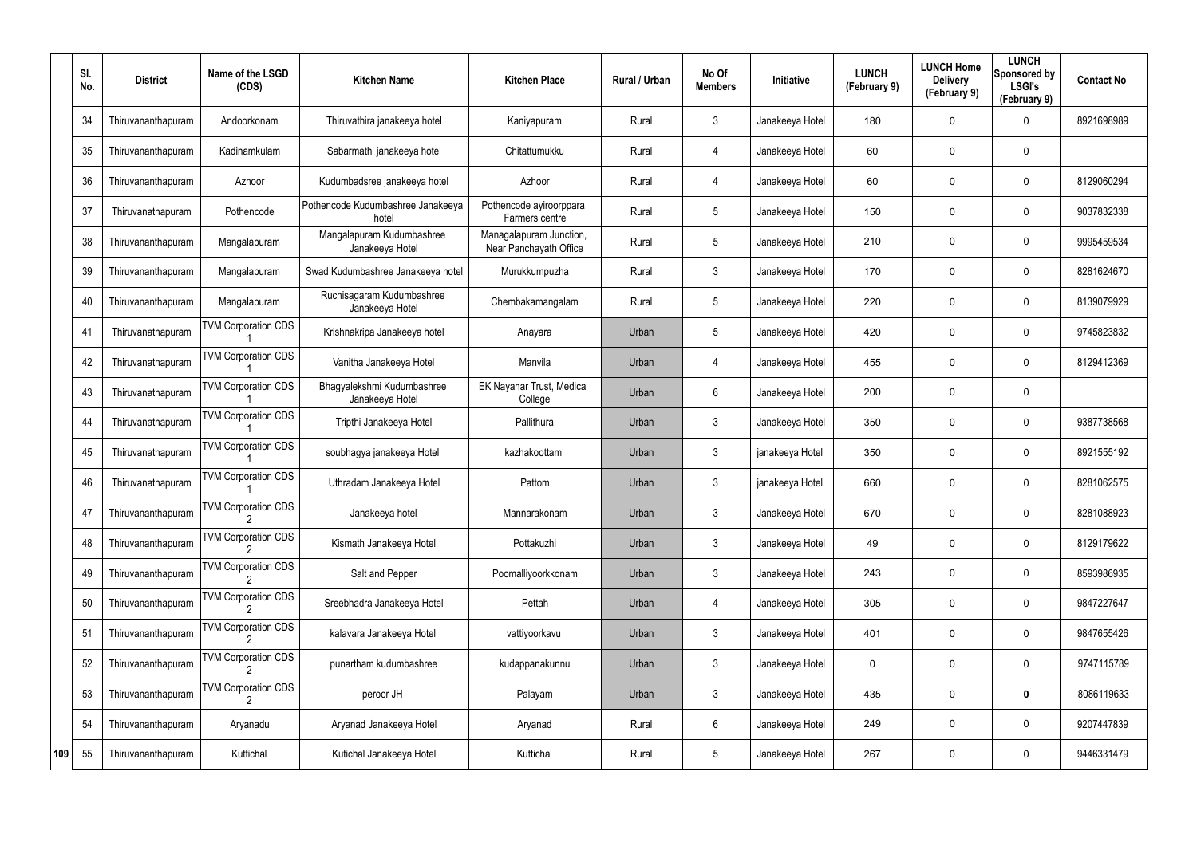| Sl. No. | District | Name of the LSGD (CDS) | Kitchen Name | Kitchen Place | Rural / Urban | No Of Members | Initiative | LUNCH (February 9) | LUNCH Home Delivery (February 9) | LUNCH Sponsored by LSGI's (February 9) | Contact No |
|---|---|---|---|---|---|---|---|---|---|---|---|
| 34 | Thiruvananthapuram | Andoorkonam | Thiruvathira janakeeya hotel | Kaniyapuram | Rural | 3 | Janakeeya Hotel | 180 | 0 | 0 | 8921698989 |
| 35 | Thiruvananthapuram | Kadinamkulam | Sabarmathi janakeeya hotel | Chitattumukku | Rural | 4 | Janakeeya Hotel | 60 | 0 | 0 | |
| 36 | Thiruvananthapuram | Azhoor | Kudumbadsree janakeeya hotel | Azhoor | Rural | 4 | Janakeeya Hotel | 60 | 0 | 0 | 8129060294 |
| 37 | Thiruvanathapuram | Pothencode | Pothencode Kudumbashree Janakeeya hotel | Pothencode ayiroorppara Farmers centre | Rural | 5 | Janakeeya Hotel | 150 | 0 | 0 | 9037832338 |
| 38 | Thiruvananthapuram | Mangalapuram | Mangalapuram Kudumbashree Janakeeya Hotel | Managalapuram Junction, Near Panchayath Office | Rural | 5 | Janakeeya Hotel | 210 | 0 | 0 | 9995459534 |
| 39 | Thiruvananthapuram | Mangalapuram | Swad Kudumbashree Janakeeya hotel | Murukkumpuzha | Rural | 3 | Janakeeya Hotel | 170 | 0 | 0 | 8281624670 |
| 40 | Thiruvananthapuram | Mangalapuram | Ruchisagaram Kudumbashree Janakeeya Hotel | Chembakamangalam | Rural | 5 | Janakeeya Hotel | 220 | 0 | 0 | 8139079929 |
| 41 | Thiruvanathapuram | TVM Corporation CDS 1 | Krishnakripa Janakeeya hotel | Anayara | Urban | 5 | Janakeeya Hotel | 420 | 0 | 0 | 9745823832 |
| 42 | Thiruvanathapuram | TVM Corporation CDS 1 | Vanitha Janakeeya Hotel | Manvila | Urban | 4 | Janakeeya Hotel | 455 | 0 | 0 | 8129412369 |
| 43 | Thiruvanathapuram | TVM Corporation CDS 1 | Bhagyalekshmi Kudumbashree Janakeeya Hotel | EK Nayanar Trust, Medical College | Urban | 6 | Janakeeya Hotel | 200 | 0 | 0 | |
| 44 | Thiruvanathapuram | TVM Corporation CDS 1 | Tripthi Janakeeya Hotel | Pallithura | Urban | 3 | Janakeeya Hotel | 350 | 0 | 0 | 9387738568 |
| 45 | Thiruvanathapuram | TVM Corporation CDS 1 | soubhagya janakeeya Hotel | kazhakoottam | Urban | 3 | janakeeya Hotel | 350 | 0 | 0 | 8921555192 |
| 46 | Thiruvanathapuram | TVM Corporation CDS 1 | Uthradam Janakeeya Hotel | Pattom | Urban | 3 | janakeeya Hotel | 660 | 0 | 0 | 8281062575 |
| 47 | Thiruvananthapuram | TVM Corporation CDS 2 | Janakeeya hotel | Mannarakonam | Urban | 3 | Janakeeya Hotel | 670 | 0 | 0 | 8281088923 |
| 48 | Thiruvananthapuram | TVM Corporation CDS 2 | Kismath Janakeeya Hotel | Pottakuzhi | Urban | 3 | Janakeeya Hotel | 49 | 0 | 0 | 8129179622 |
| 49 | Thiruvananthapuram | TVM Corporation CDS 2 | Salt and Pepper | Poomalliyoorkkonam | Urban | 3 | Janakeeya Hotel | 243 | 0 | 0 | 8593986935 |
| 50 | Thiruvananthapuram | TVM Corporation CDS 2 | Sreebhadra Janakeeya Hotel | Pettah | Urban | 4 | Janakeeya Hotel | 305 | 0 | 0 | 9847227647 |
| 51 | Thiruvananthapuram | TVM Corporation CDS 2 | kalavara Janakeeya Hotel | vattiyoorkavu | Urban | 3 | Janakeeya Hotel | 401 | 0 | 0 | 9847655426 |
| 52 | Thiruvananthapuram | TVM Corporation CDS 2 | punartham kudumbashree | kudappanakunnu | Urban | 3 | Janakeeya Hotel | 0 | 0 | 0 | 9747115789 |
| 53 | Thiruvananthapuram | TVM Corporation CDS 2 | peroor JH | Palayam | Urban | 3 | Janakeeya Hotel | 435 | 0 | **0** | 8086119633 |
| 54 | Thiruvananthapuram | Aryanadu | Aryanad Janakeeya Hotel | Aryanad | Rural | 6 | Janakeeya Hotel | 249 | 0 | 0 | 9207447839 |
| 55 | Thiruvananthapuram | Kuttichal | Kutichal Janakeeya Hotel | Kuttichal | Rural | 5 | Janakeeya Hotel | 267 | 0 | 0 | 9446331479 |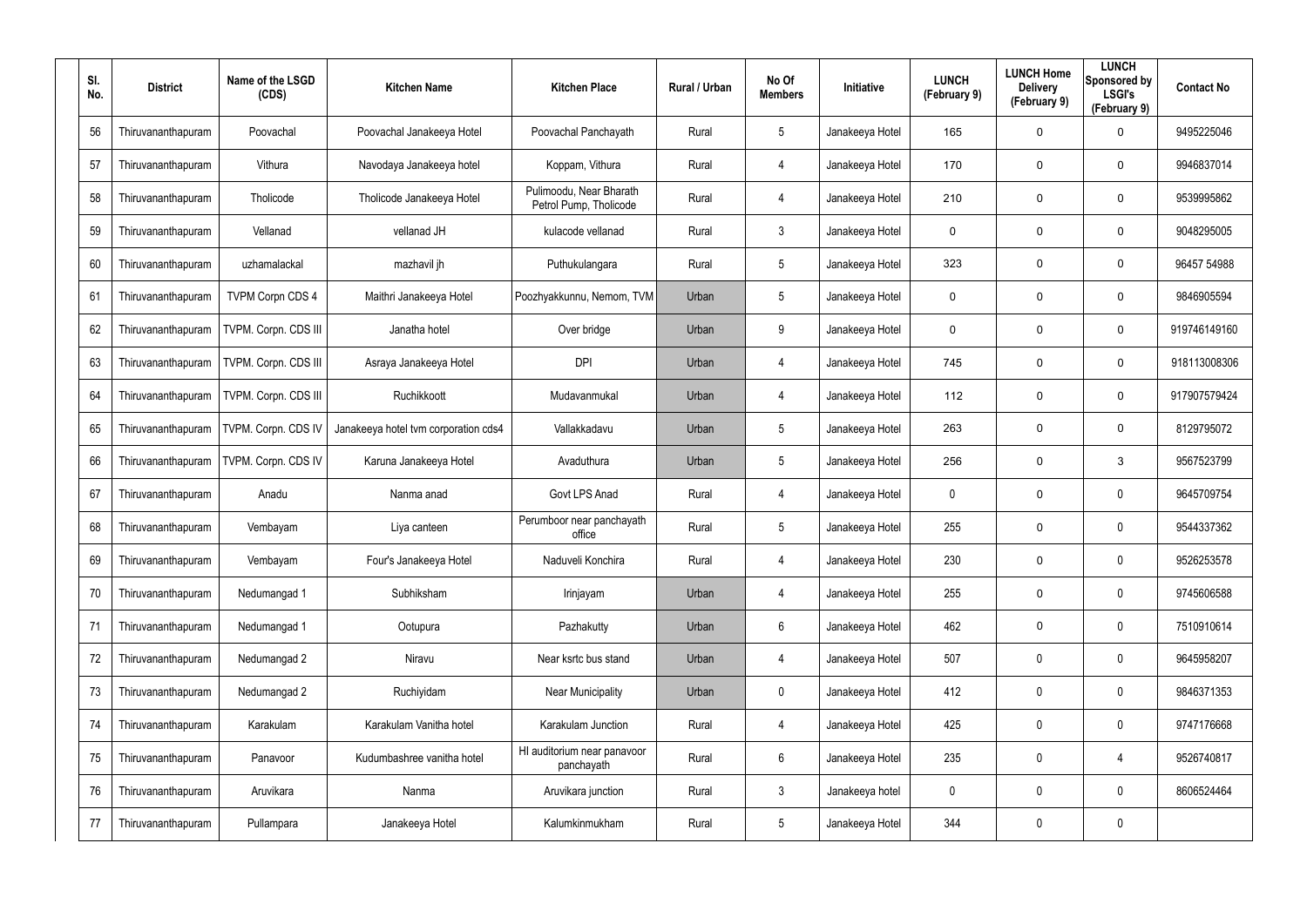| Sl. No. | District | Name of the LSGD (CDS) | Kitchen Name | Kitchen Place | Rural / Urban | No Of Members | Initiative | LUNCH (February 9) | LUNCH Home Delivery (February 9) | LUNCH Sponsored by LSGI's (February 9) | Contact No |
|---|---|---|---|---|---|---|---|---|---|---|---|
| 56 | Thiruvananthapuram | Poovachal | Poovachal Janakeeya Hotel | Poovachal Panchayath | Rural | 5 | Janakeeya Hotel | 165 | 0 | 0 | 9495225046 |
| 57 | Thiruvananthapuram | Vithura | Navodaya Janakeeya hotel | Koppam, Vithura | Rural | 4 | Janakeeya Hotel | 170 | 0 | 0 | 9946837014 |
| 58 | Thiruvananthapuram | Tholicode | Tholicode Janakeeya Hotel | Pulimoodu, Near Bharath Petrol Pump, Tholicode | Rural | 4 | Janakeeya Hotel | 210 | 0 | 0 | 9539995862 |
| 59 | Thiruvananthapuram | Vellanad | vellanad JH | kulacode vellanad | Rural | 3 | Janakeeya Hotel | 0 | 0 | 0 | 9048295005 |
| 60 | Thiruvananthapuram | uzhamalackal | mazhavil jh | Puthukulangara | Rural | 5 | Janakeeya Hotel | 323 | 0 | 0 | 96457 54988 |
| 61 | Thiruvananthapuram | TVPM Corpn CDS 4 | Maithri Janakeeya Hotel | Poozhyakkunnu, Nemom, TVM | Urban | 5 | Janakeeya Hotel | 0 | 0 | 0 | 9846905594 |
| 62 | Thiruvananthapuram | TVPM. Corpn. CDS III | Janatha hotel | Over bridge | Urban | 9 | Janakeeya Hotel | 0 | 0 | 0 | 919746149160 |
| 63 | Thiruvananthapuram | TVPM. Corpn. CDS III | Asraya Janakeeya Hotel | DPI | Urban | 4 | Janakeeya Hotel | 745 | 0 | 0 | 918113008306 |
| 64 | Thiruvananthapuram | TVPM. Corpn. CDS III | Ruchikkoott | Mudavanmukal | Urban | 4 | Janakeeya Hotel | 112 | 0 | 0 | 917907579424 |
| 65 | Thiruvananthapuram | TVPM. Corpn. CDS IV | Janakeeya hotel tvm corporation cds4 | Vallakkadavu | Urban | 5 | Janakeeya Hotel | 263 | 0 | 0 | 8129795072 |
| 66 | Thiruvananthapuram | TVPM. Corpn. CDS IV | Karuna Janakeeya Hotel | Avaduthura | Urban | 5 | Janakeeya Hotel | 256 | 0 | 3 | 9567523799 |
| 67 | Thiruvananthapuram | Anadu | Nanma anad | Govt LPS Anad | Rural | 4 | Janakeeya Hotel | 0 | 0 | 0 | 9645709754 |
| 68 | Thiruvananthapuram | Vembayam | Liya canteen | Perumboor near panchayath office | Rural | 5 | Janakeeya Hotel | 255 | 0 | 0 | 9544337362 |
| 69 | Thiruvananthapuram | Vembayam | Four's Janakeeya Hotel | Naduveli Konchira | Rural | 4 | Janakeeya Hotel | 230 | 0 | 0 | 9526253578 |
| 70 | Thiruvananthapuram | Nedumangad 1 | Subhiksham | Irinjayam | Urban | 4 | Janakeeya Hotel | 255 | 0 | 0 | 9745606588 |
| 71 | Thiruvananthapuram | Nedumangad 1 | Ootupura | Pazhakutty | Urban | 6 | Janakeeya Hotel | 462 | 0 | 0 | 7510910614 |
| 72 | Thiruvananthapuram | Nedumangad 2 | Niravu | Near ksrtc bus stand | Urban | 4 | Janakeeya Hotel | 507 | 0 | 0 | 9645958207 |
| 73 | Thiruvananthapuram | Nedumangad 2 | Ruchiyidam | Near Municipality | Urban | 0 | Janakeeya Hotel | 412 | 0 | 0 | 9846371353 |
| 74 | Thiruvananthapuram | Karakulam | Karakulam Vanitha hotel | Karakulam Junction | Rural | 4 | Janakeeya Hotel | 425 | 0 | 0 | 9747176668 |
| 75 | Thiruvananthapuram | Panavoor | Kudumbashree vanitha hotel | HI auditorium near panavoor panchayath | Rural | 6 | Janakeeya Hotel | 235 | 0 | 4 | 9526740817 |
| 76 | Thiruvananthapuram | Aruvikara | Nanma | Aruvikara junction | Rural | 3 | Janakeeya hotel | 0 | 0 | 0 | 8606524464 |
| 77 | Thiruvananthapuram | Pullampara | Janakeeya Hotel | Kalumkinmukham | Rural | 5 | Janakeeya Hotel | 344 | 0 | 0 | |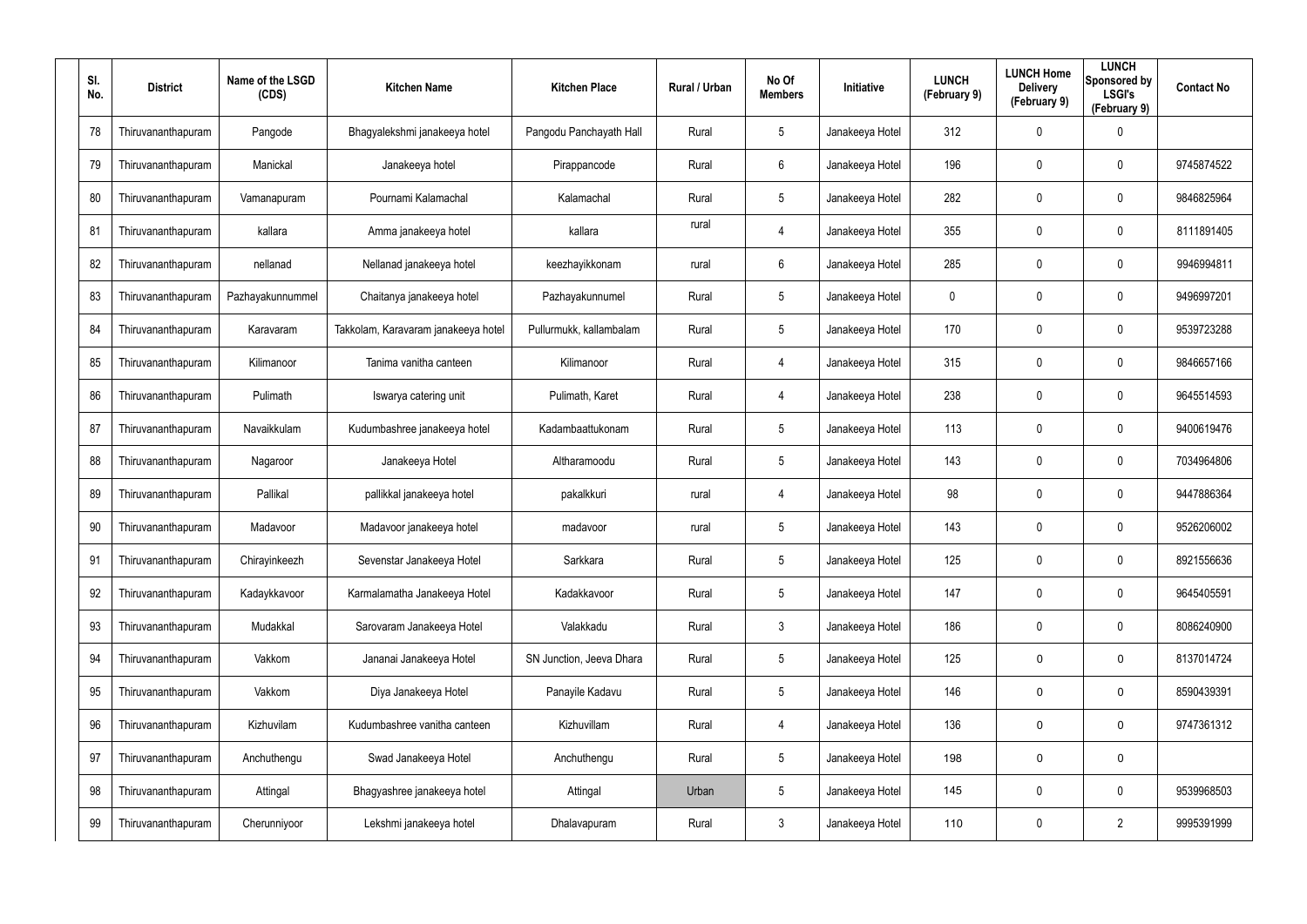| Sl. No. | District | Name of the LSGD (CDS) | Kitchen Name | Kitchen Place | Rural / Urban | No Of Members | Initiative | LUNCH (February 9) | LUNCH Home Delivery (February 9) | LUNCH Sponsored by LSGI's (February 9) | Contact No |
|---|---|---|---|---|---|---|---|---|---|---|---|
| 78 | Thiruvananthapuram | Pangode | Bhagyalekshmi janakeeya hotel | Pangodu Panchayath Hall | Rural | 5 | Janakeeya Hotel | 312 | 0 | 0 | |
| 79 | Thiruvananthapuram | Manickal | Janakeeya hotel | Pirappancode | Rural | 6 | Janakeeya Hotel | 196 | 0 | 0 | 9745874522 |
| 80 | Thiruvananthapuram | Vamanapuram | Pournami Kalamachal | Kalamachal | Rural | 5 | Janakeeya Hotel | 282 | 0 | 0 | 9846825964 |
| 81 | Thiruvananthapuram | kallara | Amma janakeeya hotel | kallara | rural | 4 | Janakeeya Hotel | 355 | 0 | 0 | 8111891405 |
| 82 | Thiruvananthapuram | nellanad | Nellanad janakeeya hotel | keezhayikkonam | rural | 6 | Janakeeya Hotel | 285 | 0 | 0 | 9946994811 |
| 83 | Thiruvananthapuram | Pazhayakunnummel | Chaitanya janakeeya hotel | Pazhayakunnumel | Rural | 5 | Janakeeya Hotel | 0 | 0 | 0 | 9496997201 |
| 84 | Thiruvananthapuram | Karavaram | Takkolam, Karavaram janakeeya hotel | Pullurmukk, kallambalam | Rural | 5 | Janakeeya Hotel | 170 | 0 | 0 | 9539723288 |
| 85 | Thiruvananthapuram | Kilimanoor | Tanima vanitha canteen | Kilimanoor | Rural | 4 | Janakeeya Hotel | 315 | 0 | 0 | 9846657166 |
| 86 | Thiruvananthapuram | Pulimath | Iswarya catering unit | Pulimath, Karet | Rural | 4 | Janakeeya Hotel | 238 | 0 | 0 | 9645514593 |
| 87 | Thiruvananthapuram | Navaikkulam | Kudumbashree janakeeya hotel | Kadambaattukonam | Rural | 5 | Janakeeya Hotel | 113 | 0 | 0 | 9400619476 |
| 88 | Thiruvananthapuram | Nagaroor | Janakeeya Hotel | Altharamoodu | Rural | 5 | Janakeeya Hotel | 143 | 0 | 0 | 7034964806 |
| 89 | Thiruvananthapuram | Pallikal | pallikkal janakeeya hotel | pakalkkuri | rural | 4 | Janakeeya Hotel | 98 | 0 | 0 | 9447886364 |
| 90 | Thiruvananthapuram | Madavoor | Madavoor janakeeya hotel | madavoor | rural | 5 | Janakeeya Hotel | 143 | 0 | 0 | 9526206002 |
| 91 | Thiruvananthapuram | Chirayinkeezh | Sevenstar Janakeeya Hotel | Sarkkara | Rural | 5 | Janakeeya Hotel | 125 | 0 | 0 | 8921556636 |
| 92 | Thiruvananthapuram | Kadaykkavoor | Karmalamatha Janakeeya Hotel | Kadakkavoor | Rural | 5 | Janakeeya Hotel | 147 | 0 | 0 | 9645405591 |
| 93 | Thiruvananthapuram | Mudakkal | Sarovaram Janakeeya Hotel | Valakkadu | Rural | 3 | Janakeeya Hotel | 186 | 0 | 0 | 8086240900 |
| 94 | Thiruvananthapuram | Vakkom | Jananai Janakeeya Hotel | SN Junction, Jeeva Dhara | Rural | 5 | Janakeeya Hotel | 125 | 0 | 0 | 8137014724 |
| 95 | Thiruvananthapuram | Vakkom | Diya Janakeeya Hotel | Panayile Kadavu | Rural | 5 | Janakeeya Hotel | 146 | 0 | 0 | 8590439391 |
| 96 | Thiruvananthapuram | Kizhuvilam | Kudumbashree vanitha canteen | Kizhuvillam | Rural | 4 | Janakeeya Hotel | 136 | 0 | 0 | 9747361312 |
| 97 | Thiruvananthapuram | Anchuthengu | Swad Janakeeya Hotel | Anchuthengu | Rural | 5 | Janakeeya Hotel | 198 | 0 | 0 | |
| 98 | Thiruvananthapuram | Attingal | Bhagyashree janakeeya hotel | Attingal | Urban | 5 | Janakeeya Hotel | 145 | 0 | 0 | 9539968503 |
| 99 | Thiruvananthapuram | Cherunniyoor | Lekshmi janakeeya hotel | Dhalavapuram | Rural | 3 | Janakeeya Hotel | 110 | 0 | 2 | 9995391999 |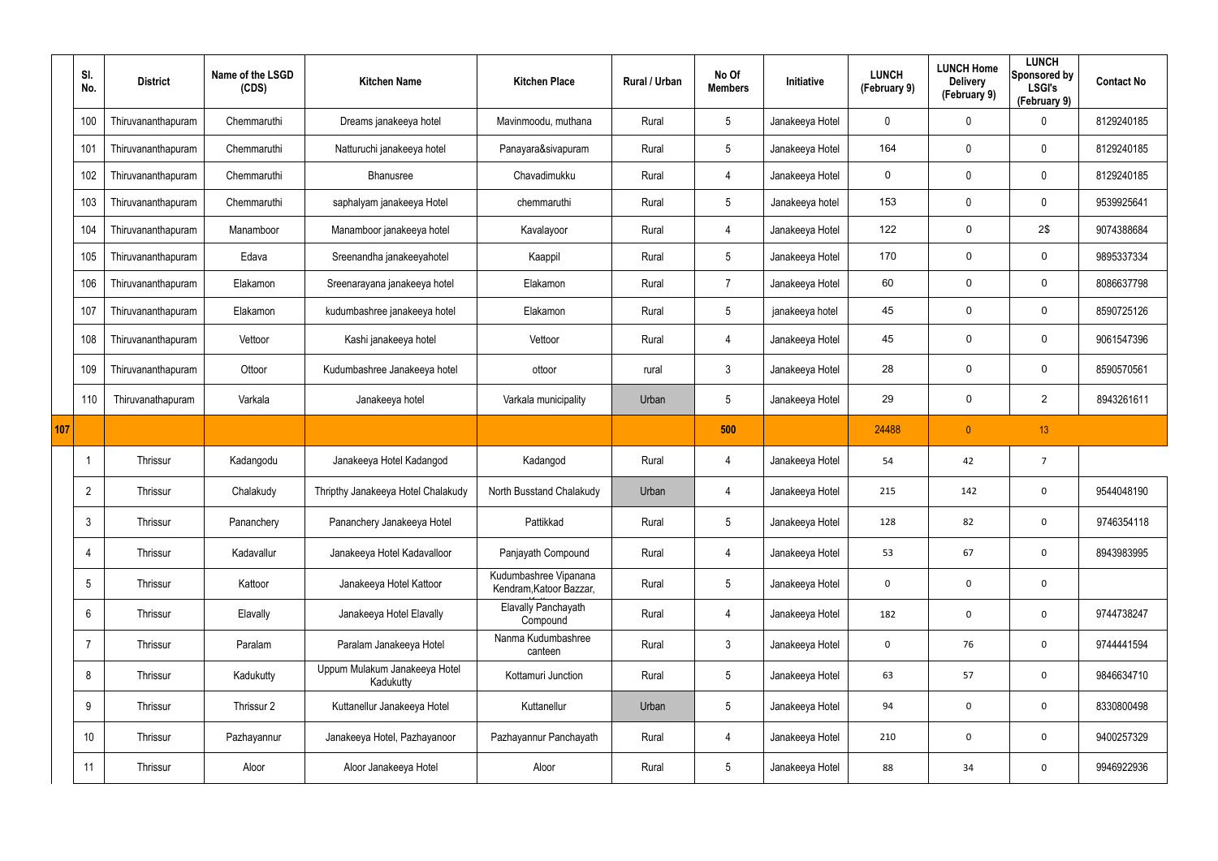| | Sl. No. | District | Name of the LSGD (CDS) | Kitchen Name | Kitchen Place | Rural / Urban | No Of Members | Initiative | LUNCH (February 9) | LUNCH Home Delivery (February 9) | LUNCH Sponsored by LSGI's (February 9) | Contact No |
|---|---|---|---|---|---|---|---|---|---|---|---|---|
| | 100 | Thiruvananthapuram | Chemmaruthi | Dreams janakeeya hotel | Mavinmoodu, muthana | Rural | 5 | Janakeeya Hotel | 0 | 0 | 0 | 8129240185 |
| | 101 | Thiruvananthapuram | Chemmaruthi | Natturuchi janakeeya hotel | Panayara&sivapuram | Rural | 5 | Janakeeya Hotel | 164 | 0 | 0 | 8129240185 |
| | 102 | Thiruvananthapuram | Chemmaruthi | Bhanusree | Chavadimukku | Rural | 4 | Janakeeya Hotel | 0 | 0 | 0 | 8129240185 |
| | 103 | Thiruvananthapuram | Chemmaruthi | saphalyam janakeeya Hotel | chemmaruthi | Rural | 5 | Janakeeya hotel | 153 | 0 | 0 | 9539925641 |
| | 104 | Thiruvananthapuram | Manamboor | Manamboor janakeeya hotel | Kavalayoor | Rural | 4 | Janakeeya Hotel | 122 | 0 | 2$ | 9074388684 |
| | 105 | Thiruvananthapuram | Edava | Sreenandha janakeeyahotel | Kaappil | Rural | 5 | Janakeeya Hotel | 170 | 0 | 0 | 9895337334 |
| | 106 | Thiruvananthapuram | Elakamon | Sreenarayana janakeeya hotel | Elakamon | Rural | 7 | Janakeeya Hotel | 60 | 0 | 0 | 8086637798 |
| | 107 | Thiruvananthapuram | Elakamon | kudumbashree janakeeya hotel | Elakamon | Rural | 5 | janakeeya hotel | 45 | 0 | 0 | 8590725126 |
| | 108 | Thiruvananthapuram | Vettoor | Kashi janakeeya hotel | Vettoor | Rural | 4 | Janakeeya Hotel | 45 | 0 | 0 | 9061547396 |
| | 109 | Thiruvananthapuram | Ottoor | Kudumbashree Janakeeya hotel | ottoor | rural | 3 | Janakeeya Hotel | 28 | 0 | 0 | 8590570561 |
| | 110 | Thiruvanathapuram | Varkala | Janakeeya hotel | Varkala municipality | Urban | 5 | Janakeeya Hotel | 29 | 0 | 2 | 8943261611 |
| 107 | | | | | | | 500 | | 24488 | 0 | 13 | |
| | 1 | Thrissur | Kadangodu | Janakeeya Hotel Kadangod | Kadangod | Rural | 4 | Janakeeya Hotel | 54 | 42 | 7 | |
| | 2 | Thrissur | Chalakudy | Thripthy Janakeeya Hotel Chalakudy | North Busstand Chalakudy | Urban | 4 | Janakeeya Hotel | 215 | 142 | 0 | 9544048190 |
| | 3 | Thrissur | Pananchery | Pananchery Janakeeya Hotel | Pattikkad | Rural | 5 | Janakeeya Hotel | 128 | 82 | 0 | 9746354118 |
| | 4 | Thrissur | Kadavallur | Janakeeya Hotel Kadavalloor | Panjayath Compound | Rural | 4 | Janakeeya Hotel | 53 | 67 | 0 | 8943983995 |
| | 5 | Thrissur | Kattoor | Janakeeya Hotel Kattoor | Kudumbashree Vipanana Kendram,Katoor Bazzar, | Rural | 5 | Janakeeya Hotel | 0 | 0 | 0 | |
| | 6 | Thrissur | Elavally | Janakeeya Hotel Elavally | Elavally Panchayath Compound | Rural | 4 | Janakeeya Hotel | 182 | 0 | 0 | 9744738247 |
| | 7 | Thrissur | Paralam | Paralam Janakeeya Hotel | Nanma Kudumbashree canteen | Rural | 3 | Janakeeya Hotel | 0 | 76 | 0 | 9744441594 |
| | 8 | Thrissur | Kadukutty | Uppum Mulakum Janakeeya Hotel Kadukutty | Kottamuri Junction | Rural | 5 | Janakeeya Hotel | 63 | 57 | 0 | 9846634710 |
| | 9 | Thrissur | Thrissur 2 | Kuttanellur Janakeeya Hotel | Kuttanellur | Urban | 5 | Janakeeya Hotel | 94 | 0 | 0 | 8330800498 |
| | 10 | Thrissur | Pazhayannur | Janakeeya Hotel, Pazhayanoor | Pazhayannur Panchayath | Rural | 4 | Janakeeya Hotel | 210 | 0 | 0 | 9400257329 |
| | 11 | Thrissur | Aloor | Aloor Janakeeya Hotel | Aloor | Rural | 5 | Janakeeya Hotel | 88 | 34 | 0 | 9946922936 |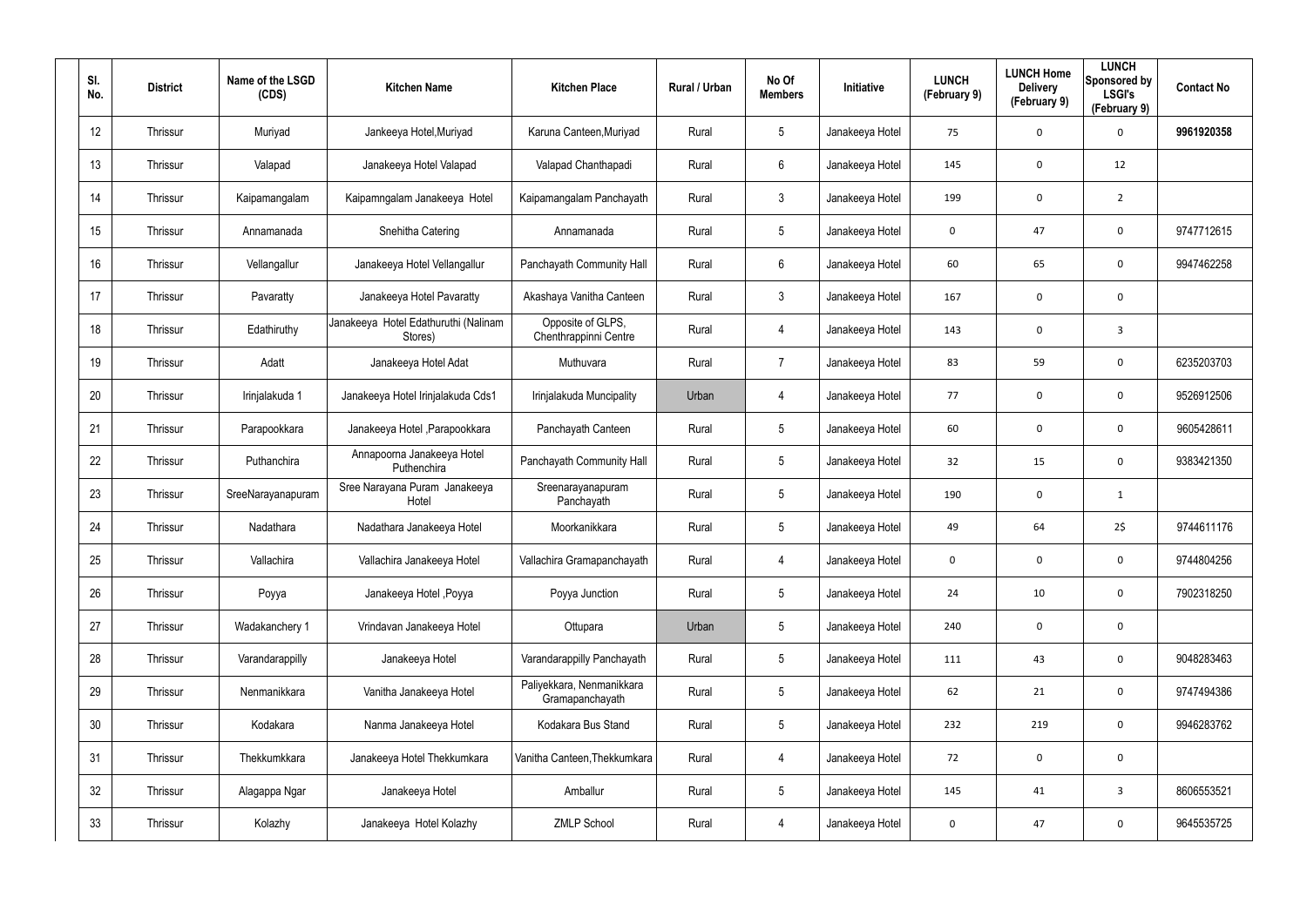| Sl. No. | District | Name of the LSGD (CDS) | Kitchen Name | Kitchen Place | Rural / Urban | No Of Members | Initiative | LUNCH (February 9) | LUNCH Home Delivery (February 9) | LUNCH Sponsored by LSGI's (February 9) | Contact No |
|---|---|---|---|---|---|---|---|---|---|---|---|
| 12 | Thrissur | Muriyad | Jankeeya Hotel,Muriyad | Karuna Canteen,Muriyad | Rural | 5 | Janakeeya Hotel | 75 | 0 | 0 | **9961920358** |
| 13 | Thrissur | Valapad | Janakeeya Hotel Valapad | Valapad Chanthapadi | Rural | 6 | Janakeeya Hotel | 145 | 0 | 12 | |
| 14 | Thrissur | Kaipamangalam | Kaipamngalam Janakeeya Hotel | Kaipamangalam Panchayath | Rural | 3 | Janakeeya Hotel | 199 | 0 | 2 | |
| 15 | Thrissur | Annamanada | Snehitha Catering | Annamanada | Rural | 5 | Janakeeya Hotel | 0 | 47 | 0 | 9747712615 |
| 16 | Thrissur | Vellangallur | Janakeeya Hotel Vellangallur | Panchayath Community Hall | Rural | 6 | Janakeeya Hotel | 60 | 65 | 0 | 9947462258 |
| 17 | Thrissur | Pavaratty | Janakeeya Hotel Pavaratty | Akashaya Vanitha Canteen | Rural | 3 | Janakeeya Hotel | 167 | 0 | 0 | |
| 18 | Thrissur | Edathiruthy | Janakeeya Hotel Edathuruthi (Nalinam Stores) | Opposite of GLPS, Chenthrappinni Centre | Rural | 4 | Janakeeya Hotel | 143 | 0 | 3 | |
| 19 | Thrissur | Adatt | Janakeeya Hotel Adat | Muthuvara | Rural | 7 | Janakeeya Hotel | 83 | 59 | 0 | 6235203703 |
| 20 | Thrissur | Irinjalakuda 1 | Janakeeya Hotel Irinjalakuda Cds1 | Irinjalakuda Muncipality | Urban | 4 | Janakeeya Hotel | 77 | 0 | 0 | 9526912506 |
| 21 | Thrissur | Parapookkara | Janakeeya Hotel ,Parapookkara | Panchayath Canteen | Rural | 5 | Janakeeya Hotel | 60 | 0 | 0 | 9605428611 |
| 22 | Thrissur | Puthanchira | Annapoorna Janakeeya Hotel Puthenchira | Panchayath Community Hall | Rural | 5 | Janakeeya Hotel | 32 | 15 | 0 | 9383421350 |
| 23 | Thrissur | SreeNarayanapuram | Sree Narayana Puram Janakeeya Hotel | Sreenarayanapuram Panchayath | Rural | 5 | Janakeeya Hotel | 190 | 0 | 1 | |
| 24 | Thrissur | Nadathara | Nadathara Janakeeya Hotel | Moorkanikkara | Rural | 5 | Janakeeya Hotel | 49 | 64 | 2$ | 9744611176 |
| 25 | Thrissur | Vallachira | Vallachira Janakeeya Hotel | Vallachira Gramapanchayath | Rural | 4 | Janakeeya Hotel | 0 | 0 | 0 | 9744804256 |
| 26 | Thrissur | Poyya | Janakeeya Hotel ,Poyya | Poyya Junction | Rural | 5 | Janakeeya Hotel | 24 | 10 | 0 | 7902318250 |
| 27 | Thrissur | Wadakanchery 1 | Vrindavan Janakeeya Hotel | Ottupara | Urban | 5 | Janakeeya Hotel | 240 | 0 | 0 | |
| 28 | Thrissur | Varandarappilly | Janakeeya Hotel | Varandarappilly Panchayath | Rural | 5 | Janakeeya Hotel | 111 | 43 | 0 | 9048283463 |
| 29 | Thrissur | Nenmanikkara | Vanitha Janakeeya Hotel | Paliyekkara, Nenmanikkara Gramapanchayath | Rural | 5 | Janakeeya Hotel | 62 | 21 | 0 | 9747494386 |
| 30 | Thrissur | Kodakara | Nanma Janakeeya Hotel | Kodakara Bus Stand | Rural | 5 | Janakeeya Hotel | 232 | 219 | 0 | 9946283762 |
| 31 | Thrissur | Thekkumkkara | Janakeeya Hotel Thekkumkara | Vanitha Canteen,Thekkumkara | Rural | 4 | Janakeeya Hotel | 72 | 0 | 0 | |
| 32 | Thrissur | Alagappa Ngar | Janakeeya Hotel | Amballur | Rural | 5 | Janakeeya Hotel | 145 | 41 | 3 | 8606553521 |
| 33 | Thrissur | Kolazhy | Janakeeya Hotel Kolazhy | ZMLP School | Rural | 4 | Janakeeya Hotel | 0 | 47 | 0 | 9645535725 |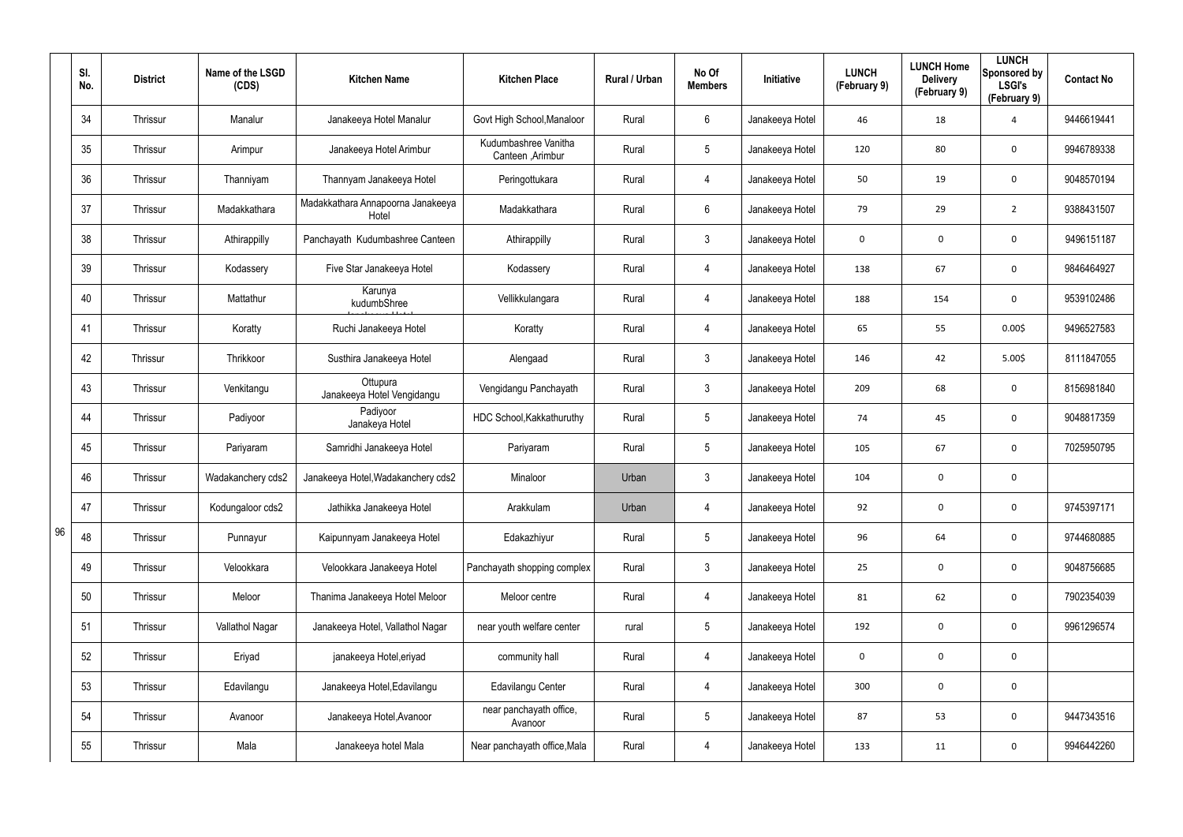| Sl. No. | District | Name of the LSGD (CDS) | Kitchen Name | Kitchen Place | Rural / Urban | No Of Members | Initiative | LUNCH (February 9) | LUNCH Home Delivery (February 9) | LUNCH Sponsored by LSGI's (February 9) | Contact No |
|---|---|---|---|---|---|---|---|---|---|---|---|
| 34 | Thrissur | Manalur | Janakeeya Hotel Manalur | Govt High School,Manaloor | Rural | 6 | Janakeeya Hotel | 46 | 18 | 4 | 9446619441 |
| 35 | Thrissur | Arimpur | Janakeeya Hotel Arimbur | Kudumbashree Vanitha Canteen ,Arimbur | Rural | 5 | Janakeeya Hotel | 120 | 80 | 0 | 9946789338 |
| 36 | Thrissur | Thanniyam | Thannyam Janakeeya Hotel | Peringottukara | Rural | 4 | Janakeeya Hotel | 50 | 19 | 0 | 9048570194 |
| 37 | Thrissur | Madakkathara | Madakkathara Annapoorna Janakeeya Hotel | Madakkathara | Rural | 6 | Janakeeya Hotel | 79 | 29 | 2 | 9388431507 |
| 38 | Thrissur | Athirappilly | Panchayath Kudumbashree Canteen | Athirappilly | Rural | 3 | Janakeeya Hotel | 0 | 0 | 0 | 9496151187 |
| 39 | Thrissur | Kodassery | Five Star Janakeeya Hotel | Kodassery | Rural | 4 | Janakeeya Hotel | 138 | 67 | 0 | 9846464927 |
| 40 | Thrissur | Mattathur | Karunya kudumbShree Janakeeya Hotel | Vellikkulangara | Rural | 4 | Janakeeya Hotel | 188 | 154 | 0 | 9539102486 |
| 41 | Thrissur | Koratty | Ruchi Janakeeya Hotel | Koratty | Rural | 4 | Janakeeya Hotel | 65 | 55 | 0.00$ | 9496527583 |
| 42 | Thrissur | Thrikkoor | Susthira Janakeeya Hotel | Alengaad | Rural | 3 | Janakeeya Hotel | 146 | 42 | 5.00$ | 8111847055 |
| 43 | Thrissur | Venkitangu | Ottupura Janakeeya Hotel Vengidangu | Vengidangu Panchayath | Rural | 3 | Janakeeya Hotel | 209 | 68 | 0 | 8156981840 |
| 44 | Thrissur | Padiyoor | Padiyoor Janakeya Hotel | HDC School,Kakkathuruthy | Rural | 5 | Janakeeya Hotel | 74 | 45 | 0 | 9048817359 |
| 45 | Thrissur | Pariyaram | Samridhi Janakeeya Hotel | Pariyaram | Rural | 5 | Janakeeya Hotel | 105 | 67 | 0 | 7025950795 |
| 46 | Thrissur | Wadakanchery cds2 | Janakeeya Hotel,Wadakanchery cds2 | Minaloor | Urban | 3 | Janakeeya Hotel | 104 | 0 | 0 | |
| 47 | Thrissur | Kodungaloor cds2 | Jathikka Janakeeya Hotel | Arakkulam | Urban | 4 | Janakeeya Hotel | 92 | 0 | 0 | 9745397171 |
| 48 | Thrissur | Punnayur | Kaipunnyam Janakeeya Hotel | Edakazhiyur | Rural | 5 | Janakeeya Hotel | 96 | 64 | 0 | 9744680885 |
| 49 | Thrissur | Velookkara | Velookkara Janakeeya Hotel | Panchayath shopping complex | Rural | 3 | Janakeeya Hotel | 25 | 0 | 0 | 9048756685 |
| 50 | Thrissur | Meloor | Thanima Janakeeya Hotel Meloor | Meloor centre | Rural | 4 | Janakeeya Hotel | 81 | 62 | 0 | 7902354039 |
| 51 | Thrissur | Vallathol Nagar | Janakeeya Hotel, Vallathol Nagar | near youth welfare center | rural | 5 | Janakeeya Hotel | 192 | 0 | 0 | 9961296574 |
| 52 | Thrissur | Eriyad | janakeeya Hotel,eriyad | community hall | Rural | 4 | Janakeeya Hotel | 0 | 0 | 0 | |
| 53 | Thrissur | Edavilangu | Janakeeya Hotel,Edavilangu | Edavilangu Center | Rural | 4 | Janakeeya Hotel | 300 | 0 | 0 | |
| 54 | Thrissur | Avanoor | Janakeeya Hotel,Avanoor | near panchayath office, Avanoor | Rural | 5 | Janakeeya Hotel | 87 | 53 | 0 | 9447343516 |
| 55 | Thrissur | Mala | Janakeeya hotel Mala | Near panchayath office,Mala | Rural | 4 | Janakeeya Hotel | 133 | 11 | 0 | 9946442260 |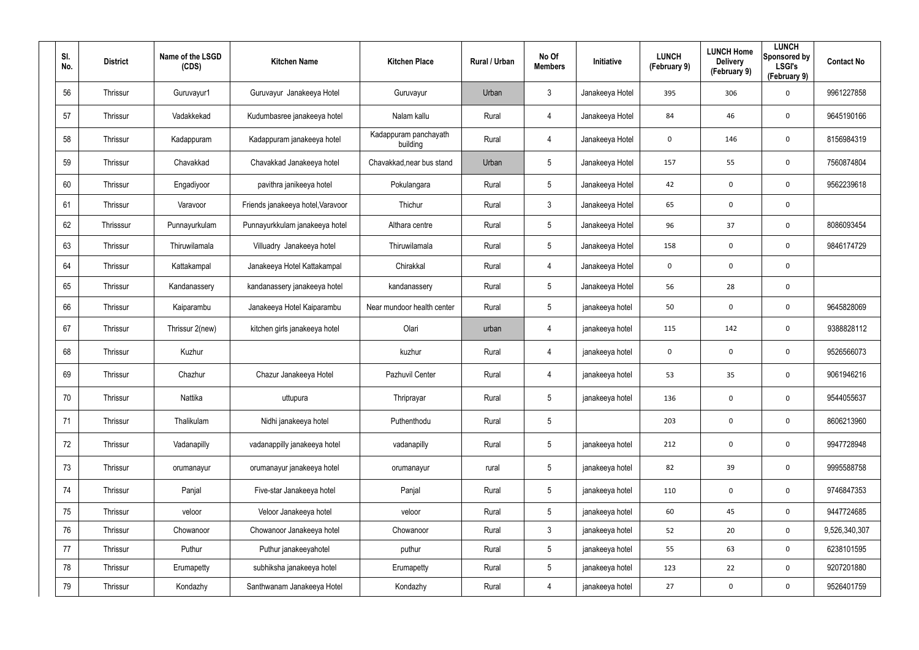| Sl. No. | District | Name of the LSGD (CDS) | Kitchen Name | Kitchen Place | Rural / Urban | No Of Members | Initiative | LUNCH (February 9) | LUNCH Home Delivery (February 9) | LUNCH Sponsored by LSGI's (February 9) | Contact No |
|---|---|---|---|---|---|---|---|---|---|---|---|
| 56 | Thrissur | Guruvayur1 | Guruvayur Janakeeya Hotel | Guruvayur | Urban | 3 | Janakeeya Hotel | 395 | 306 | 0 | 9961227858 |
| 57 | Thrissur | Vadakkekad | Kudumbasree janakeeya hotel | Nalam kallu | Rural | 4 | Janakeeya Hotel | 84 | 46 | 0 | 9645190166 |
| 58 | Thrissur | Kadappuram | Kadappuram janakeeya hotel | Kadappuram panchayath building | Rural | 4 | Janakeeya Hotel | 0 | 146 | 0 | 8156984319 |
| 59 | Thrissur | Chavakkad | Chavakkad Janakeeya hotel | Chavakkad,near bus stand | Urban | 5 | Janakeeya Hotel | 157 | 55 | 0 | 7560874804 |
| 60 | Thrissur | Engadiyoor | pavithra janikeeya hotel | Pokulangara | Rural | 5 | Janakeeya Hotel | 42 | 0 | 0 | 9562239618 |
| 61 | Thrissur | Varavoor | Friends janakeeya hotel,Varavoor | Thichur | Rural | 3 | Janakeeya Hotel | 65 | 0 | 0 | |
| 62 | Thrisssur | Punnayurkulam | Punnayurkkulam janakeeya hotel | Althara centre | Rural | 5 | Janakeeya Hotel | 96 | 37 | 0 | 8086093454 |
| 63 | Thrissur | Thiruwilamala | Villuadry Janakeeya hotel | Thiruwilamala | Rural | 5 | Janakeeya Hotel | 158 | 0 | 0 | 9846174729 |
| 64 | Thrissur | Kattakampal | Janakeeya Hotel Kattakampal | Chirakkal | Rural | 4 | Janakeeya Hotel | 0 | 0 | 0 | |
| 65 | Thrissur | Kandanassery | kandanassery janakeeya hotel | kandanassery | Rural | 5 | Janakeeya Hotel | 56 | 28 | 0 | |
| 66 | Thrissur | Kaiparambu | Janakeeya Hotel Kaiparambu | Near mundoor health center | Rural | 5 | janakeeya hotel | 50 | 0 | 0 | 9645828069 |
| 67 | Thrissur | Thrissur 2(new) | kitchen girls janakeeya hotel | Olari | urban | 4 | janakeeya hotel | 115 | 142 | 0 | 9388828112 |
| 68 | Thrissur | Kuzhur | | kuzhur | Rural | 4 | janakeeya hotel | 0 | 0 | 0 | 9526566073 |
| 69 | Thrissur | Chazhur | Chazur Janakeeya Hotel | Pazhuvil Center | Rural | 4 | janakeeya hotel | 53 | 35 | 0 | 9061946216 |
| 70 | Thrissur | Nattika | uttupura | Thriprayar | Rural | 5 | janakeeya hotel | 136 | 0 | 0 | 9544055637 |
| 71 | Thrissur | Thalikulam | Nidhi janakeeya hotel | Puthenthodu | Rural | 5 | | 203 | 0 | 0 | 8606213960 |
| 72 | Thrissur | Vadanapilly | vadanappilly janakeeya hotel | vadanapilly | Rural | 5 | janakeeya hotel | 212 | 0 | 0 | 9947728948 |
| 73 | Thrissur | orumanayur | orumanayur janakeeya hotel | orumanayur | rural | 5 | janakeeya hotel | 82 | 39 | 0 | 9995588758 |
| 74 | Thrissur | Panjal | Five-star Janakeeya hotel | Panjal | Rural | 5 | janakeeya hotel | 110 | 0 | 0 | 9746847353 |
| 75 | Thrissur | veloor | Veloor Janakeeya hotel | veloor | Rural | 5 | janakeeya hotel | 60 | 45 | 0 | 9447724685 |
| 76 | Thrissur | Chowanoor | Chowanoor Janakeeya hotel | Chowanoor | Rural | 3 | janakeeya hotel | 52 | 20 | 0 | 9,526,340,307 |
| 77 | Thrissur | Puthur | Puthur janakeeyahotel | puthur | Rural | 5 | janakeeya hotel | 55 | 63 | 0 | 6238101595 |
| 78 | Thrissur | Erumapetty | subhiksha janakeeya hotel | Erumapetty | Rural | 5 | janakeeya hotel | 123 | 22 | 0 | 9207201880 |
| 79 | Thrissur | Kondazhy | Santhwanam Janakeeya Hotel | Kondazhy | Rural | 4 | janakeeya hotel | 27 | 0 | 0 | 9526401759 |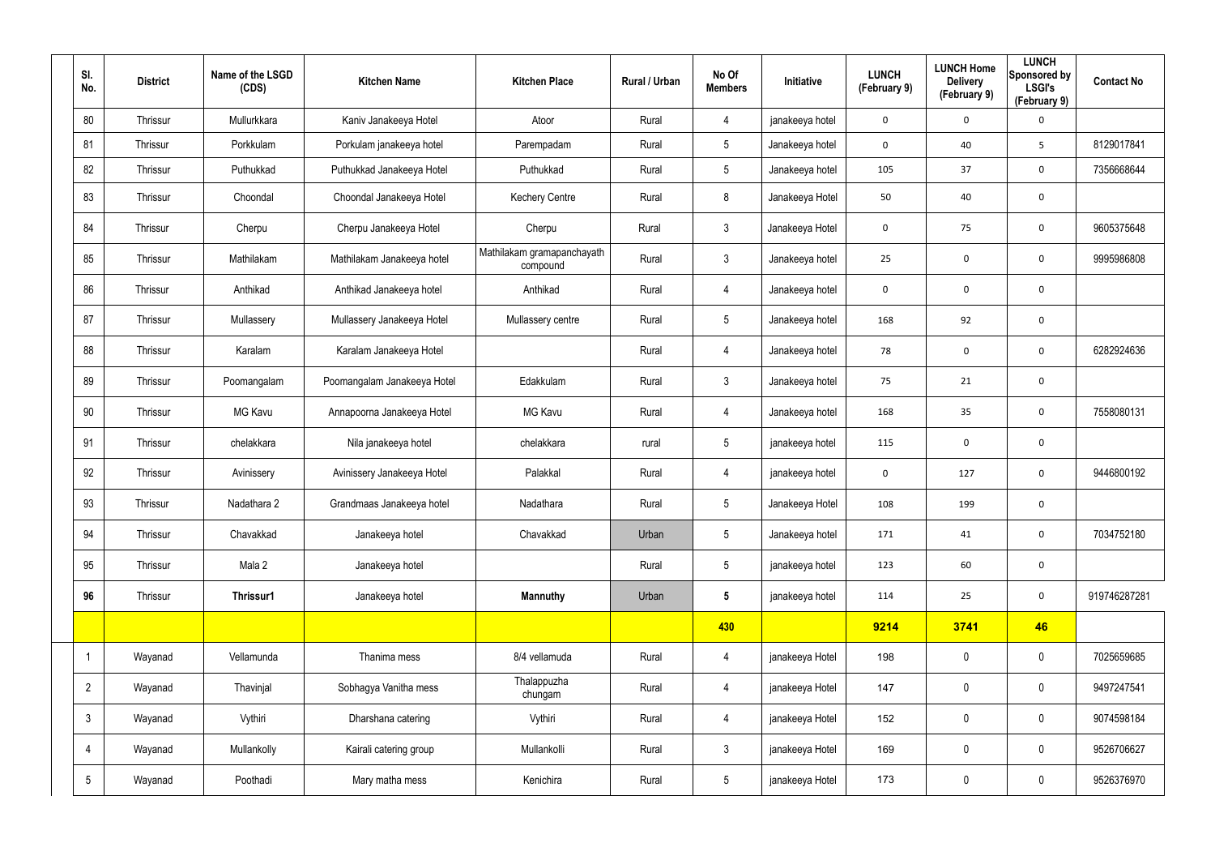| Sl. No. | District | Name of the LSGD (CDS) | Kitchen Name | Kitchen Place | Rural / Urban | No Of Members | Initiative | LUNCH (February 9) | LUNCH Home Delivery (February 9) | LUNCH Sponsored by LSGI's (February 9) | Contact No |
|---|---|---|---|---|---|---|---|---|---|---|---|
| 80 | Thrissur | Mullurkkara | Kaniv Janakeeya Hotel | Atoor | Rural | 4 | janakeeya hotel | 0 | 0 | 0 | |
| 81 | Thrissur | Porkkulam | Porkulam janakeeya hotel | Parempadam | Rural | 5 | Janakeeya hotel | 0 | 40 | 5 | 8129017841 |
| 82 | Thrissur | Puthukkad | Puthukkad Janakeeya Hotel | Puthukkad | Rural | 5 | Janakeeya hotel | 105 | 37 | 0 | 7356668644 |
| 83 | Thrissur | Choondal | Choondal Janakeeya Hotel | Kechery Centre | Rural | 8 | Janakeeya Hotel | 50 | 40 | 0 | |
| 84 | Thrissur | Cherpu | Cherpu Janakeeya Hotel | Cherpu | Rural | 3 | Janakeeya Hotel | 0 | 75 | 0 | 9605375648 |
| 85 | Thrissur | Mathilakam | Mathilakam Janakeeya hotel | Mathilakam gramapanchayath compound | Rural | 3 | Janakeeya hotel | 25 | 0 | 0 | 9995986808 |
| 86 | Thrissur | Anthikad | Anthikad Janakeeya hotel | Anthikad | Rural | 4 | Janakeeya hotel | 0 | 0 | 0 | |
| 87 | Thrissur | Mullassery | Mullassery Janakeeya Hotel | Mullassery centre | Rural | 5 | Janakeeya hotel | 168 | 92 | 0 | |
| 88 | Thrissur | Karalam | Karalam Janakeeya Hotel | | Rural | 4 | Janakeeya hotel | 78 | 0 | 0 | 6282924636 |
| 89 | Thrissur | Poomangalam | Poomangalam Janakeeya Hotel | Edakkulam | Rural | 3 | Janakeeya hotel | 75 | 21 | 0 | |
| 90 | Thrissur | MG Kavu | Annapoorna Janakeeya Hotel | MG Kavu | Rural | 4 | Janakeeya hotel | 168 | 35 | 0 | 7558080131 |
| 91 | Thrissur | chelakkara | Nila janakeeya hotel | chelakkara | rural | 5 | janakeeya hotel | 115 | 0 | 0 | |
| 92 | Thrissur | Avinissery | Avinissery Janakeeya Hotel | Palakkal | Rural | 4 | janakeeya hotel | 0 | 127 | 0 | 9446800192 |
| 93 | Thrissur | Nadathara 2 | Grandmaas Janakeeya hotel | Nadathara | Rural | 5 | Janakeeya Hotel | 108 | 199 | 0 | |
| 94 | Thrissur | Chavakkad | Janakeeya hotel | Chavakkad | Urban | 5 | Janakeeya hotel | 171 | 41 | 0 | 7034752180 |
| 95 | Thrissur | Mala 2 | Janakeeya hotel | | Rural | 5 | janakeeya hotel | 123 | 60 | 0 | |
| **96** | Thrissur | **Thrissur1** | Janakeeya hotel | **Mannuthy** | Urban | **5** | janakeeya hotel | 114 | 25 | 0 | 919746287281 |
| | | | | | | **430** | | **9214** | **3741** | **46** | |
| 1 | Wayanad | Vellamunda | Thanima mess | 8/4 vellamuda | Rural | 4 | janakeeya Hotel | 198 | 0 | 0 | 7025659685 |
| 2 | Wayanad | Thavinjal | Sobhagya Vanitha mess | Thalappuzha chungam | Rural | 4 | janakeeya Hotel | 147 | 0 | 0 | 9497247541 |
| 3 | Wayanad | Vythiri | Dharshana catering | Vythiri | Rural | 4 | janakeeya Hotel | 152 | 0 | 0 | 9074598184 |
| 4 | Wayanad | Mullankolly | Kairali catering group | Mullankolli | Rural | 3 | janakeeya Hotel | 169 | 0 | 0 | 9526706627 |
| 5 | Wayanad | Poothadi | Mary matha mess | Kenichira | Rural | 5 | janakeeya Hotel | 173 | 0 | 0 | 9526376970 |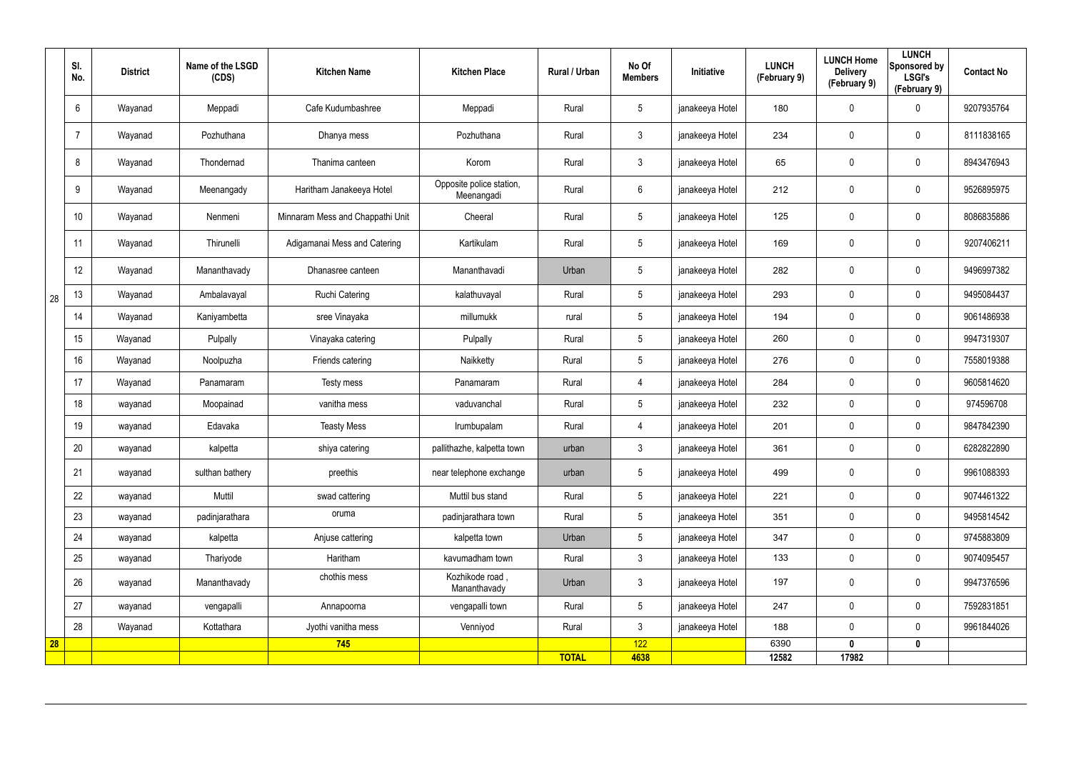| | Sl. No. | District | Name of the LSGD (CDS) | Kitchen Name | Kitchen Place | Rural / Urban | No Of Members | Initiative | LUNCH (February 9) | LUNCH Home Delivery (February 9) | LUNCH Sponsored by LSGI's (February 9) | Contact No |
|---|---|---|---|---|---|---|---|---|---|---|---|---|
| 28 | 6 | Wayanad | Meppadi | Cafe Kudumbashree | Meppadi | Rural | 5 | janakeeya Hotel | 180 | 0 | 0 | 9207935764 |
| | 7 | Wayanad | Pozhuthana | Dhanya mess | Pozhuthana | Rural | 3 | janakeeya Hotel | 234 | 0 | 0 | 8111838165 |
| | 8 | Wayanad | Thondernad | Thanima canteen | Korom | Rural | 3 | janakeeya Hotel | 65 | 0 | 0 | 8943476943 |
| | 9 | Wayanad | Meenangady | Haritham Janakeeya Hotel | Opposite police station, Meenangadi | Rural | 6 | janakeeya Hotel | 212 | 0 | 0 | 9526895975 |
| | 10 | Wayanad | Nenmeni | Minnaram Mess and Chappathi Unit | Cheeral | Rural | 5 | janakeeya Hotel | 125 | 0 | 0 | 8086835886 |
| | 11 | Wayanad | Thirunelli | Adigamanai Mess and Catering | Kartikulam | Rural | 5 | janakeeya Hotel | 169 | 0 | 0 | 9207406211 |
| | 12 | Wayanad | Mananthavady | Dhanasree canteen | Mananthavadi | Urban | 5 | janakeeya Hotel | 282 | 0 | 0 | 9496997382 |
| | 13 | Wayanad | Ambalavayal | Ruchi Catering | kalathuvayal | Rural | 5 | janakeeya Hotel | 293 | 0 | 0 | 9495084437 |
| | 14 | Wayanad | Kaniyambetta | sree Vinayaka | millumukk | rural | 5 | janakeeya Hotel | 194 | 0 | 0 | 9061486938 |
| | 15 | Wayanad | Pulpally | Vinayaka catering | Pulpally | Rural | 5 | janakeeya Hotel | 260 | 0 | 0 | 9947319307 |
| | 16 | Wayanad | Noolpuzha | Friends catering | Naikketty | Rural | 5 | janakeeya Hotel | 276 | 0 | 0 | 7558019388 |
| | 17 | Wayanad | Panamaram | Testy mess | Panamaram | Rural | 4 | janakeeya Hotel | 284 | 0 | 0 | 9605814620 |
| | 18 | wayanad | Moopainad | vanitha mess | vaduvanchal | Rural | 5 | janakeeya Hotel | 232 | 0 | 0 | 974596708 |
| | 19 | wayanad | Edavaka | Teasty Mess | Irumbupalam | Rural | 4 | janakeeya Hotel | 201 | 0 | 0 | 9847842390 |
| | 20 | wayanad | kalpetta | shiya catering | pallithazhe, kalpetta town | urban | 3 | janakeeya Hotel | 361 | 0 | 0 | 6282822890 |
| | 21 | wayanad | sulthan bathery | preethis | near telephone exchange | urban | 5 | janakeeya Hotel | 499 | 0 | 0 | 9961088393 |
| | 22 | wayanad | Muttil | swad cattering | Muttil bus stand | Rural | 5 | janakeeya Hotel | 221 | 0 | 0 | 9074461322 |
| | 23 | wayanad | padinjarathara | oruma | padinjarathara town | Rural | 5 | janakeeya Hotel | 351 | 0 | 0 | 9495814542 |
| | 24 | wayanad | kalpetta | Anjuse cattering | kalpetta town | Urban | 5 | janakeeya Hotel | 347 | 0 | 0 | 9745883809 |
| | 25 | wayanad | Thariyode | Haritham | kavumadham town | Rural | 3 | janakeeya Hotel | 133 | 0 | 0 | 9074095457 |
| | 26 | wayanad | Mananthavady | chothis mess | Kozhikode road , Mananthavady | Urban | 3 | janakeeya Hotel | 197 | 0 | 0 | 9947376596 |
| | 27 | wayanad | vengapalli | Annapoorna | vengapalli town | Rural | 5 | janakeeya Hotel | 247 | 0 | 0 | 7592831851 |
| | 28 | Wayanad | Kottathara | Jyothi vanitha mess | Venniyod | Rural | 3 | janakeeya Hotel | 188 | 0 | 0 | 9961844026 |
| **28** | | | | **745** | | | 122 | | 6390 | **0** | **0** | |
| | | | | | | **TOTAL** | **4638** | | **12582** | **17982** | | |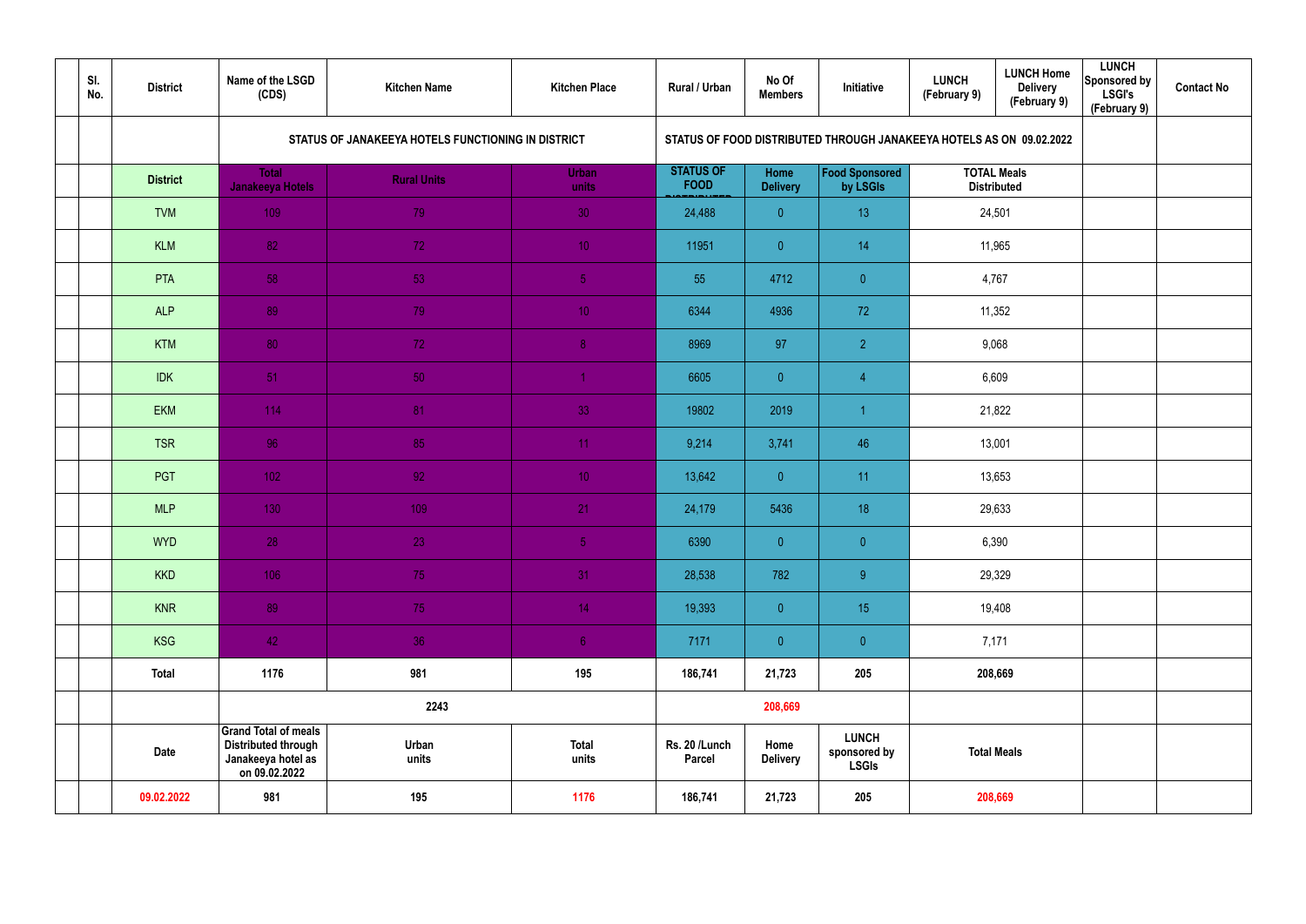| | Sl. No. | District | Name of the LSGD (CDS) | Kitchen Name | Kitchen Place | Rural / Urban | No Of Members | Initiative | LUNCH (February 9) | LUNCH Home Delivery (February 9) | LUNCH Sponsored by LSGI's (February 9) | Contact No |
|---|---|---|---|---|---|---|---|---|---|---|---|---|
| | | | STATUS OF JANAKEEYA HOTELS FUNCTIONING IN DISTRICT | | | STATUS OF FOOD DISTRIBUTED THROUGH JANAKEEYA HOTELS AS ON 09.02.2022 | | | | | | |
| | | District | Total Janakeeya Hotels | Rural Units | Urban units | STATUS OF FOOD DISTRIBUTED | Home Delivery | Food Sponsored by LSGIs | TOTAL Meals Distributed | | | |
| | | TVM | 109 | 79 | 30 | 24,488 | 0 | 13 | 24,501 | | | |
| | | KLM | 82 | 72 | 10 | 11951 | 0 | 14 | 11,965 | | | |
| | | PTA | 58 | 53 | 5 | 55 | 4712 | 0 | 4,767 | | | |
| | | ALP | 89 | 79 | 10 | 6344 | 4936 | 72 | 11,352 | | | |
| | | KTM | 80 | 72 | 8 | 8969 | 97 | 2 | 9,068 | | | |
| | | IDK | 51 | 50 | 1 | 6605 | 0 | 4 | 6,609 | | | |
| | | EKM | 114 | 81 | 33 | 19802 | 2019 | 1 | 21,822 | | | |
| | | TSR | 96 | 85 | 11 | 9,214 | 3,741 | 46 | 13,001 | | | |
| | | PGT | 102 | 92 | 10 | 13,642 | 0 | 11 | 13,653 | | | |
| | | MLP | 130 | 109 | 21 | 24,179 | 5436 | 18 | 29,633 | | | |
| | | WYD | 28 | 23 | 5 | 6390 | 0 | 0 | 6,390 | | | |
| | | KKD | 106 | 75 | 31 | 28,538 | 782 | 9 | 29,329 | | | |
| | | KNR | 89 | 75 | 14 | 19,393 | 0 | 15 | 19,408 | | | |
| | | KSG | 42 | 36 | 6 | 7171 | 0 | 0 | 7,171 | | | |
| | | Total | 1176 | 981 | 195 | 186,741 | 21,723 | 205 | 208,669 | | | |
| | | | 2243 | | | 208,669 | | | | | | |
| | | Date | Grand Total of meals Distributed through Janakeeya hotel as on 09.02.2022 | Urban units | Total units | Rs. 20 /Lunch Parcel | Home Delivery | LUNCH sponsored by LSGIs | Total Meals | | | |
| | | 09.02.2022 | 981 | 195 | 1176 | 186,741 | 21,723 | 205 | 208,669 | | | |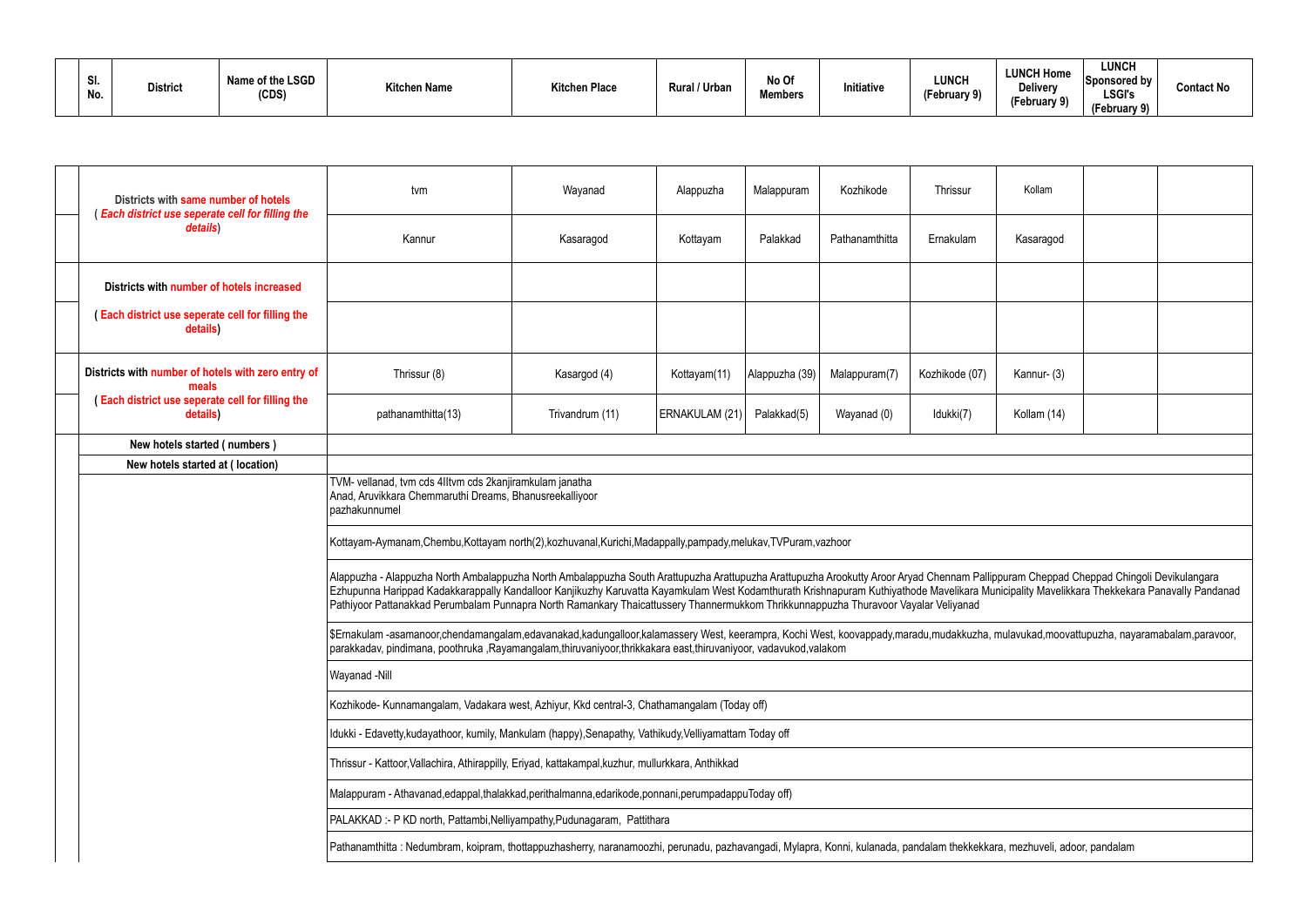| Sl. No. | District | Name of the LSGD (CDS) | Kitchen Name | Kitchen Place | Rural / Urban | No Of Members | Initiative | LUNCH (February 9) | LUNCH Home Delivery (February 9) | LUNCH Sponsored by LSGI's (February 9) | Contact No |
|---|---|---|---|---|---|---|---|---|---|---|---|

| | | | | | | | | | |
|---|---|---|---|---|---|---|---|---|---|
| Districts with **same number of hotels** ( ***Each district use seperate cell for filling the details***) | tvm | Wayanad | Alappuzha | Malappuram | Kozhikode | Thrissur | Kollam | | |
| | Kannur | Kasaragod | Kottayam | Palakkad | Pathanamthitta | Ernakulam | Kasaragod | | |
| Districts with **number of hotels increased** | | | | | | | | | |
| ( **Each district use seperate cell for filling the details**) | | | | | | | | | |
| Districts with **number of hotels with zero entry of meals** ( **Each district use seperate cell for filling the details**) | Thrissur (8) | Kasargod (4) | Kottayam(11) | Alappuzha (39) | Malappuram(7) | Kozhikode (07) | Kannur- (3) | | |
| | pathanamthitta(13) | Trivandrum (11) | ERNAKULAM (21) | Palakkad(5) | Wayanad (0) | Idukki(7) | Kollam (14) | | |
| New hotels started ( numbers ) | | | | | | | | | |
| New hotels started at ( location) | | | | | | | | | |
| | TVM- vellanad, tvm cds 4Iltvm cds 2kanjiramkulam janatha Anad, Aruvikkara Chemmaruthi Dreams, Bhanusreekalliyoor pazhakunnumel | | | | | | | | |
| | Kottayam-Aymanam,Chembu,Kottayam north(2),kozhuvanal,Kurichi,Madappally,pampady,melukav,TVPuram,vazhoor | | | | | | | | |
| | Alappuzha - Alappuzha North Ambalappuzha North Ambalappuzha South Arattupuzha Arattupuzha Arattupuzha Arookutty Aroor Aryad Chennam Pallippuram Cheppad Cheppad Chingoli Devikulangara Ezhupunna Harippad Kadakkarappally Kandalloor Kanjikuzhy Karuvatta Kayamkulam West Kodamthurath Krishnapuram Kuthiyathode Mavelikara Municipality Mavelikkara Thekkekara Panavally Pandanad Pathiyoor Pattanakkad Perumbalam Punnapra North Ramankary Thaicattussery Thannermukkom Thrikkunnappuzha Thuravoor Vayalar Veliyanad | | | | | | | | |
| | $Ernakulam -asamanoor,chendamangalam,edavanakad,kadungalloor,kalamassery West, keerampra, Kochi West, koovappady,maradu,mudakkuzha, mulavukad,moovattupuzha, nayaramabalam,paravoor, parakkadav, pindimana, poothruka ,Rayamangalam,thiruvaniyoor,thrikkakara east,thiruvaniyoor, vadavukod,valakom | | | | | | | | |
| | Wayanad -Nill | | | | | | | | |
| | Kozhikode- Kunnamangalam, Vadakara west, Azhiyur, Kkd central-3, Chathamangalam (Today off) | | | | | | | | |
| | Idukki - Edavetty,kudayathoor, kumily, Mankulam (happy),Senapathy, Vathikudy,Velliyamattam Today off | | | | | | | | |
| | Thrissur - Kattoor,Vallachira, Athirappilly, Eriyad, kattakampal,kuzhur, mullurkkara, Anthikkad | | | | | | | | |
| | Malappuram - Athavanad,edappal,thalakkad,perithalmanna,edarikode,ponnani,perumpadappuToday off) | | | | | | | | |
| | PALAKKAD :- P KD north, Pattambi,Nelliyampathy,Pudunagaram, Pattithara | | | | | | | | |
| | Pathanamthitta : Nedumbram, koipram, thottappuzhasherry, naranamoozhi, perunadu, pazhavangadi, Mylapra, Konni, kulanada, pandalam thekkekkara, mezhuveli, adoor, pandalam | | | | | | | | |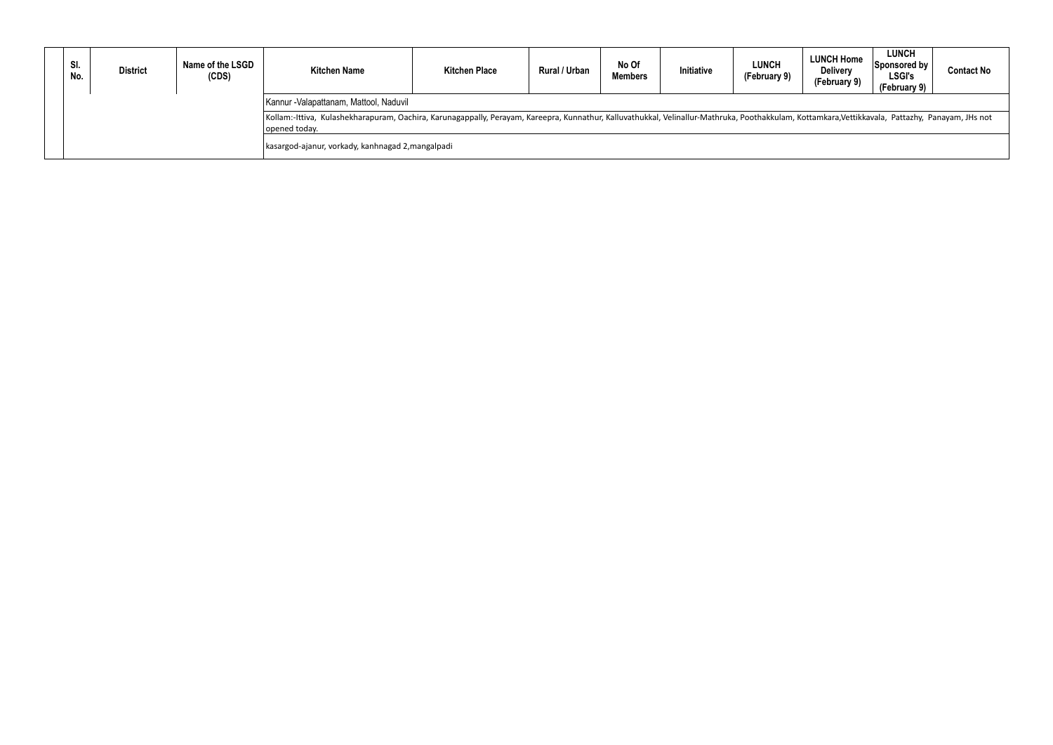| Sl. No. | District | Name of the LSGD (CDS) | Kitchen Name | Kitchen Place | Rural / Urban | No Of Members | Initiative | LUNCH (February 9) | LUNCH Home Delivery (February 9) | LUNCH Sponsored by LSGI's (February 9) | Contact No |
|---|---|---|---|---|---|---|---|---|---|---|---|
| | | | Kannur -Valapattanam, Mattool, Naduvil | | | | | | | | |
| | | | Kollam:-Ittiva, Kulashekharapuram, Oachira, Karunagappally, Perayam, Kareepra, Kunnathur, Kalluvathukkal, Velinallur-Mathruka, Poothakkulam, Kottamkara,Vettikkavala, Pattazhy, Panayam, JHs not opened today. | | | | | | | | |
| | | | kasargod-ajanur, vorkady, kanhnagad 2,mangalpadi | | | | | | | | |